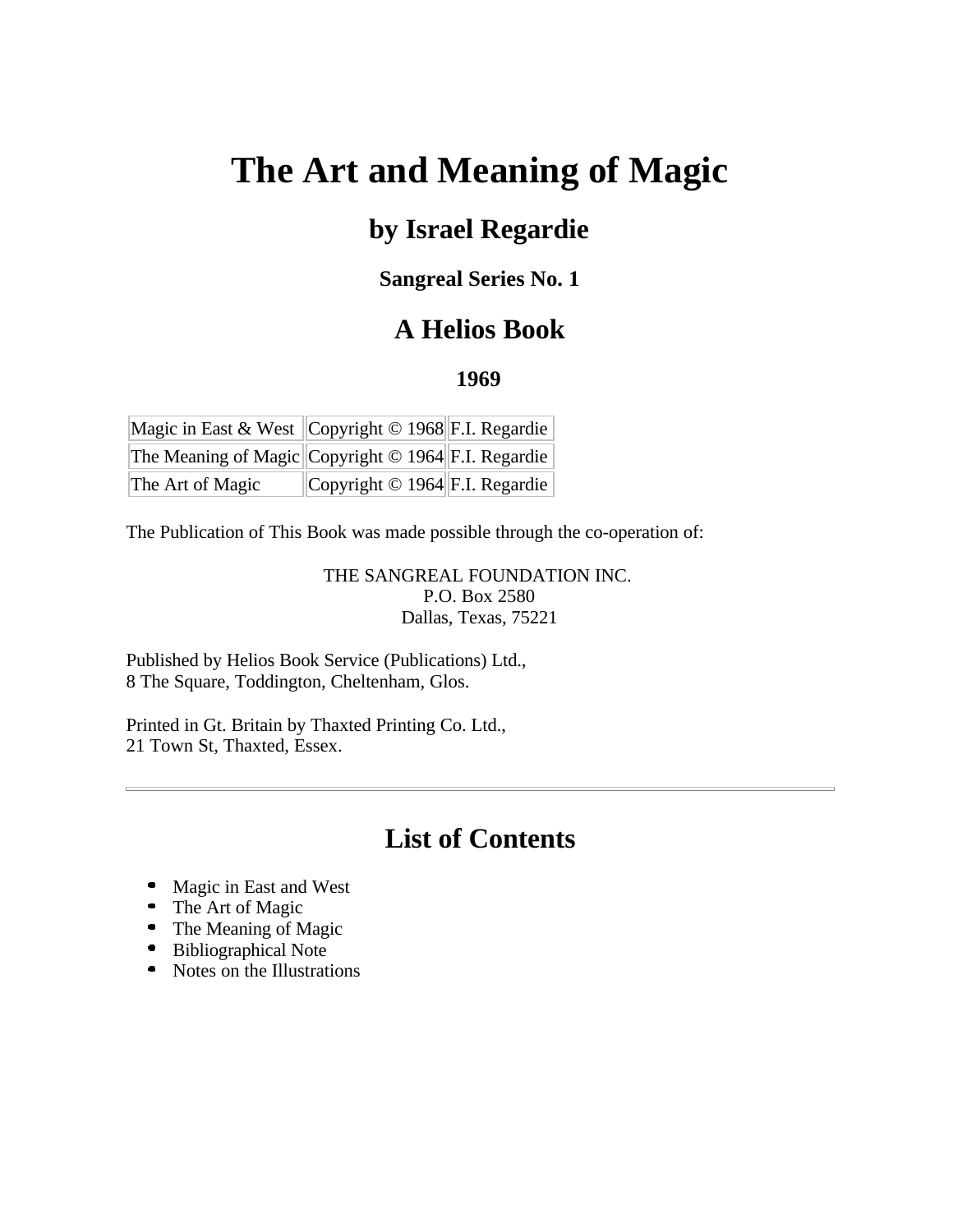# The Art and Meaning of Magic

## by Israel Regardie

### Sangreal Series No. 1

## A Helios Book

### 1969

| Magic in East & West | Copyright © 1968 | F.I. Regardie |
|---|---|---|
| The Meaning of Magic | Copyright © 1964 | F.I. Regardie |
| The Art of Magic | Copyright © 1964 | F.I. Regardie |

The Publication of This Book was made possible through the co-operation of:

THE SANGREAL FOUNDATION INC.
P.O. Box 2580
Dallas, Texas, 75221

Published by Helios Book Service (Publications) Ltd.,
8 The Square, Toddington, Cheltenham, Glos.

Printed in Gt. Britain by Thaxted Printing Co. Ltd.,
21 Town St, Thaxted, Essex.

---

## List of Contents

- Magic in East and West
- The Art of Magic
- The Meaning of Magic
- Bibliographical Note
- Notes on the Illustrations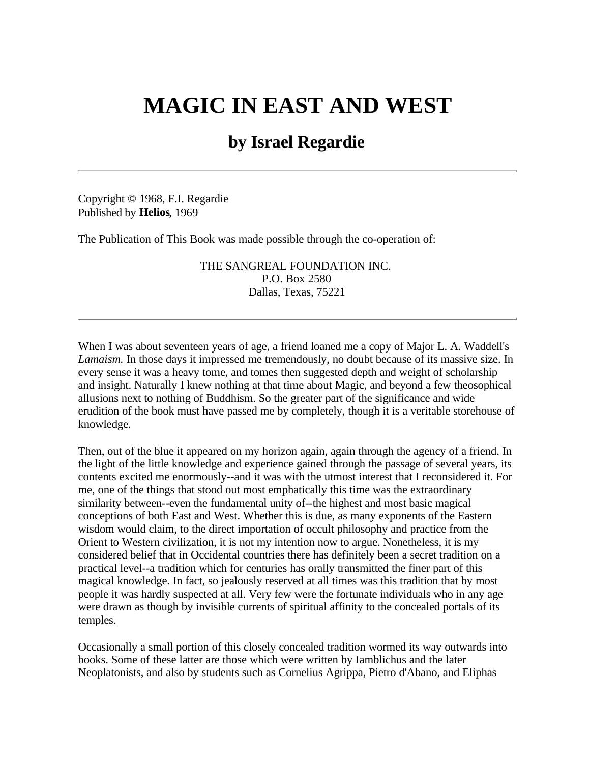# MAGIC IN EAST AND WEST

## by Israel Regardie

---

Copyright © 1968, F.I. Regardie
Published by **Helios**, 1969

The Publication of This Book was made possible through the co-operation of:

THE SANGREAL FOUNDATION INC.
P.O. Box 2580
Dallas, Texas, 75221

---

When I was about seventeen years of age, a friend loaned me a copy of Major L. A. Waddell's *Lamaism.* In those days it impressed me tremendously, no doubt because of its massive size. In every sense it was a heavy tome, and tomes then suggested depth and weight of scholarship and insight. Naturally I knew nothing at that time about Magic, and beyond a few theosophical allusions next to nothing of Buddhism. So the greater part of the significance and wide erudition of the book must have passed me by completely, though it is a veritable storehouse of knowledge.

Then, out of the blue it appeared on my horizon again, again through the agency of a friend. In the light of the little knowledge and experience gained through the passage of several years, its contents excited me enormously--and it was with the utmost interest that I reconsidered it. For me, one of the things that stood out most emphatically this time was the extraordinary similarity between--even the fundamental unity of--the highest and most basic magical conceptions of both East and West. Whether this is due, as many exponents of the Eastern wisdom would claim, to the direct importation of occult philosophy and practice from the Orient to Western civilization, it is not my intention now to argue. Nonetheless, it is my considered belief that in Occidental countries there has definitely been a secret tradition on a practical level--a tradition which for centuries has orally transmitted the finer part of this magical knowledge. In fact, so jealously reserved at all times was this tradition that by most people it was hardly suspected at all. Very few were the fortunate individuals who in any age were drawn as though by invisible currents of spiritual affinity to the concealed portals of its temples.

Occasionally a small portion of this closely concealed tradition wormed its way outwards into books. Some of these latter are those which were written by Iamblichus and the later Neoplatonists, and also by students such as Cornelius Agrippa, Pietro d'Abano, and Eliphas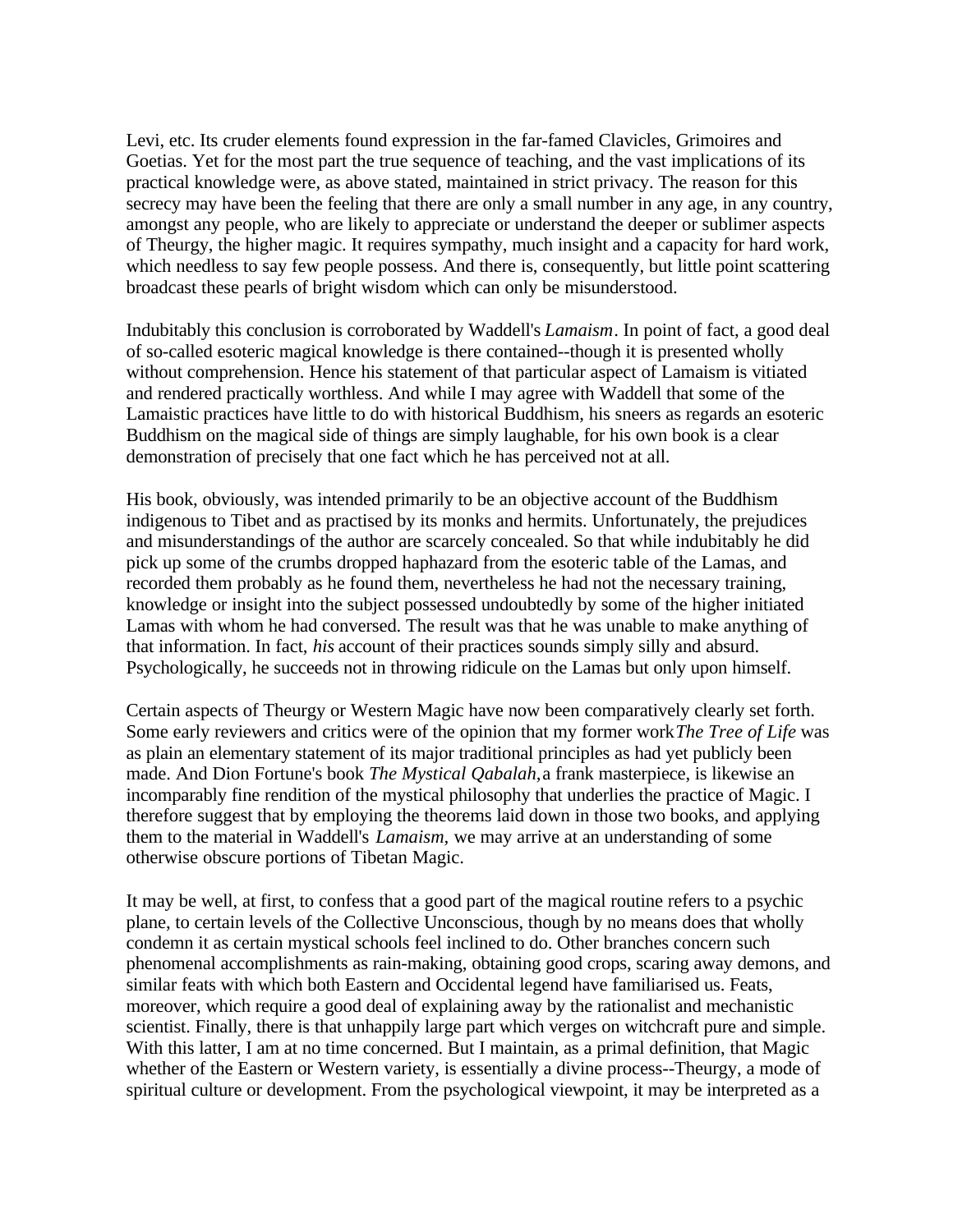Levi, etc. Its cruder elements found expression in the far-famed Clavicles, Grimoires and Goetias. Yet for the most part the true sequence of teaching, and the vast implications of its practical knowledge were, as above stated, maintained in strict privacy. The reason for this secrecy may have been the feeling that there are only a small number in any age, in any country, amongst any people, who are likely to appreciate or understand the deeper or sublimer aspects of Theurgy, the higher magic. It requires sympathy, much insight and a capacity for hard work, which needless to say few people possess. And there is, consequently, but little point scattering broadcast these pearls of bright wisdom which can only be misunderstood.

Indubitably this conclusion is corroborated by Waddell's *Lamaism*. In point of fact, a good deal of so-called esoteric magical knowledge is there contained--though it is presented wholly without comprehension. Hence his statement of that particular aspect of Lamaism is vitiated and rendered practically worthless. And while I may agree with Waddell that some of the Lamaistic practices have little to do with historical Buddhism, his sneers as regards an esoteric Buddhism on the magical side of things are simply laughable, for his own book is a clear demonstration of precisely that one fact which he has perceived not at all.

His book, obviously, was intended primarily to be an objective account of the Buddhism indigenous to Tibet and as practised by its monks and hermits. Unfortunately, the prejudices and misunderstandings of the author are scarcely concealed. So that while indubitably he did pick up some of the crumbs dropped haphazard from the esoteric table of the Lamas, and recorded them probably as he found them, nevertheless he had not the necessary training, knowledge or insight into the subject possessed undoubtedly by some of the higher initiated Lamas with whom he had conversed. The result was that he was unable to make anything of that information. In fact, *his* account of their practices sounds simply silly and absurd. Psychologically, he succeeds not in throwing ridicule on the Lamas but only upon himself.

Certain aspects of Theurgy or Western Magic have now been comparatively clearly set forth. Some early reviewers and critics were of the opinion that my former work *The Tree of Life* was as plain an elementary statement of its major traditional principles as had yet publicly been made. And Dion Fortune's book *The Mystical Qabalah,* a frank masterpiece, is likewise an incomparably fine rendition of the mystical philosophy that underlies the practice of Magic. I therefore suggest that by employing the theorems laid down in those two books, and applying them to the material in Waddell's *Lamaism,* we may arrive at an understanding of some otherwise obscure portions of Tibetan Magic.

It may be well, at first, to confess that a good part of the magical routine refers to a psychic plane, to certain levels of the Collective Unconscious, though by no means does that wholly condemn it as certain mystical schools feel inclined to do. Other branches concern such phenomenal accomplishments as rain-making, obtaining good crops, scaring away demons, and similar feats with which both Eastern and Occidental legend have familiarised us. Feats, moreover, which require a good deal of explaining away by the rationalist and mechanistic scientist. Finally, there is that unhappily large part which verges on witchcraft pure and simple. With this latter, I am at no time concerned. But I maintain, as a primal definition, that Magic whether of the Eastern or Western variety, is essentially a divine process--Theurgy, a mode of spiritual culture or development. From the psychological viewpoint, it may be interpreted as a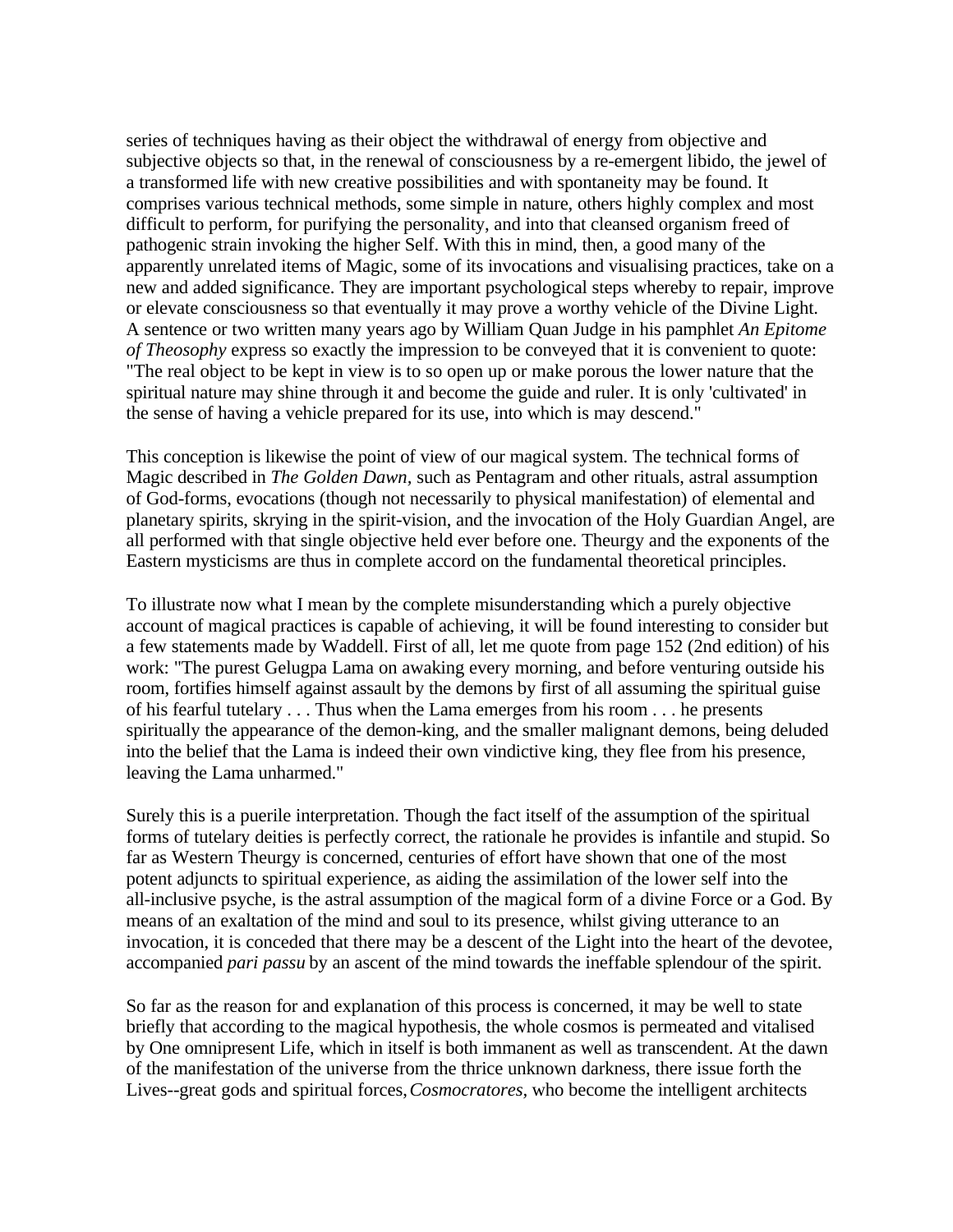series of techniques having as their object the withdrawal of energy from objective and subjective objects so that, in the renewal of consciousness by a re-emergent libido, the jewel of a transformed life with new creative possibilities and with spontaneity may be found. It comprises various technical methods, some simple in nature, others highly complex and most difficult to perform, for purifying the personality, and into that cleansed organism freed of pathogenic strain invoking the higher Self. With this in mind, then, a good many of the apparently unrelated items of Magic, some of its invocations and visualising practices, take on a new and added significance. They are important psychological steps whereby to repair, improve or elevate consciousness so that eventually it may prove a worthy vehicle of the Divine Light. A sentence or two written many years ago by William Quan Judge in his pamphlet *An Epitome of Theosophy* express so exactly the impression to be conveyed that it is convenient to quote: "The real object to be kept in view is to so open up or make porous the lower nature that the spiritual nature may shine through it and become the guide and ruler. It is only 'cultivated' in the sense of having a vehicle prepared for its use, into which is may descend."

This conception is likewise the point of view of our magical system. The technical forms of Magic described in *The Golden Dawn,* such as Pentagram and other rituals, astral assumption of God-forms, evocations (though not necessarily to physical manifestation) of elemental and planetary spirits, skrying in the spirit-vision, and the invocation of the Holy Guardian Angel, are all performed with that single objective held ever before one. Theurgy and the exponents of the Eastern mysticisms are thus in complete accord on the fundamental theoretical principles.

To illustrate now what I mean by the complete misunderstanding which a purely objective account of magical practices is capable of achieving, it will be found interesting to consider but a few statements made by Waddell. First of all, let me quote from page 152 (2nd edition) of his work: "The purest Gelugpa Lama on awaking every morning, and before venturing outside his room, fortifies himself against assault by the demons by first of all assuming the spiritual guise of his fearful tutelary . . . Thus when the Lama emerges from his room . . . he presents spiritually the appearance of the demon-king, and the smaller malignant demons, being deluded into the belief that the Lama is indeed their own vindictive king, they flee from his presence, leaving the Lama unharmed."

Surely this is a puerile interpretation. Though the fact itself of the assumption of the spiritual forms of tutelary deities is perfectly correct, the rationale he provides is infantile and stupid. So far as Western Theurgy is concerned, centuries of effort have shown that one of the most potent adjuncts to spiritual experience, as aiding the assimilation of the lower self into the all-inclusive psyche, is the astral assumption of the magical form of a divine Force or a God. By means of an exaltation of the mind and soul to its presence, whilst giving utterance to an invocation, it is conceded that there may be a descent of the Light into the heart of the devotee, accompanied *pari passu* by an ascent of the mind towards the ineffable splendour of the spirit.

So far as the reason for and explanation of this process is concerned, it may be well to state briefly that according to the magical hypothesis, the whole cosmos is permeated and vitalised by One omnipresent Life, which in itself is both immanent as well as transcendent. At the dawn of the manifestation of the universe from the thrice unknown darkness, there issue forth the Lives--great gods and spiritual forces, *Cosmocratores,* who become the intelligent architects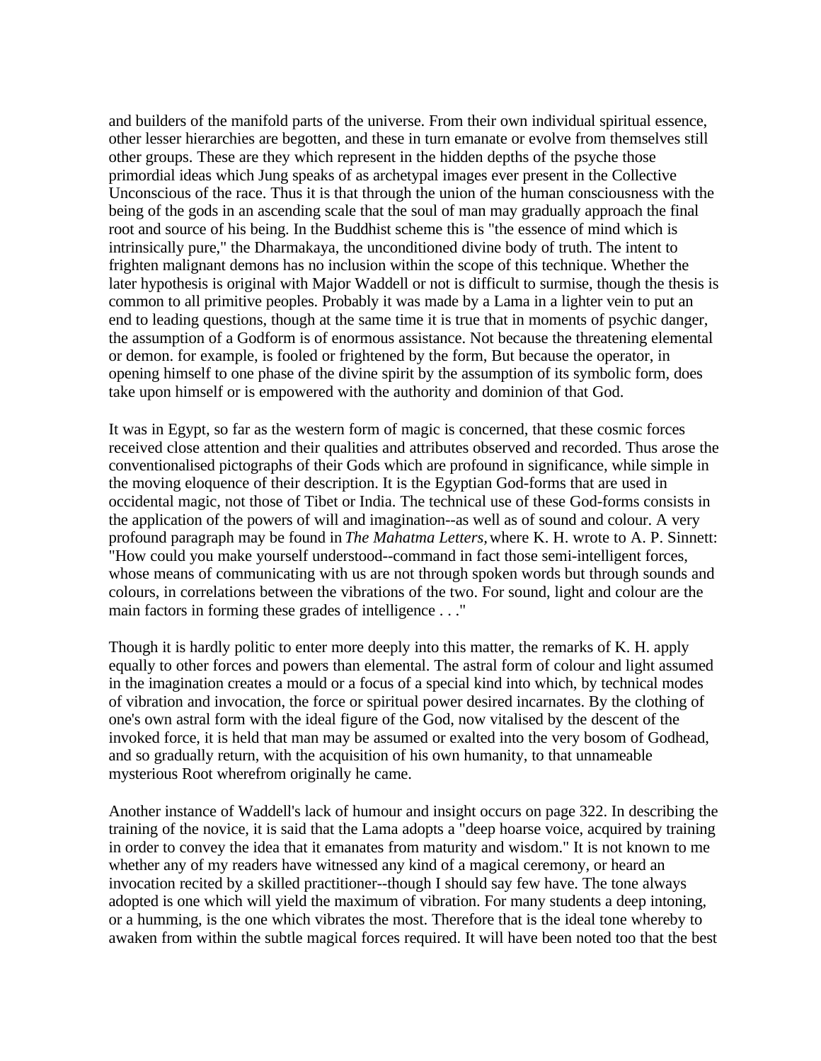and builders of the manifold parts of the universe. From their own individual spiritual essence, other lesser hierarchies are begotten, and these in turn emanate or evolve from themselves still other groups. These are they which represent in the hidden depths of the psyche those primordial ideas which Jung speaks of as archetypal images ever present in the Collective Unconscious of the race. Thus it is that through the union of the human consciousness with the being of the gods in an ascending scale that the soul of man may gradually approach the final root and source of his being. In the Buddhist scheme this is "the essence of mind which is intrinsically pure," the Dharmakaya, the unconditioned divine body of truth. The intent to frighten malignant demons has no inclusion within the scope of this technique. Whether the later hypothesis is original with Major Waddell or not is difficult to surmise, though the thesis is common to all primitive peoples. Probably it was made by a Lama in a lighter vein to put an end to leading questions, though at the same time it is true that in moments of psychic danger, the assumption of a Godform is of enormous assistance. Not because the threatening elemental or demon. for example, is fooled or frightened by the form, But because the operator, in opening himself to one phase of the divine spirit by the assumption of its symbolic form, does take upon himself or is empowered with the authority and dominion of that God.

It was in Egypt, so far as the western form of magic is concerned, that these cosmic forces received close attention and their qualities and attributes observed and recorded. Thus arose the conventionalised pictographs of their Gods which are profound in significance, while simple in the moving eloquence of their description. It is the Egyptian God-forms that are used in occidental magic, not those of Tibet or India. The technical use of these God-forms consists in the application of the powers of will and imagination--as well as of sound and colour. A very profound paragraph may be found in *The Mahatma Letters,* where K. H. wrote to A. P. Sinnett: "How could you make yourself understood--command in fact those semi-intelligent forces, whose means of communicating with us are not through spoken words but through sounds and colours, in correlations between the vibrations of the two. For sound, light and colour are the main factors in forming these grades of intelligence . . ."

Though it is hardly politic to enter more deeply into this matter, the remarks of K. H. apply equally to other forces and powers than elemental. The astral form of colour and light assumed in the imagination creates a mould or a focus of a special kind into which, by technical modes of vibration and invocation, the force or spiritual power desired incarnates. By the clothing of one's own astral form with the ideal figure of the God, now vitalised by the descent of the invoked force, it is held that man may be assumed or exalted into the very bosom of Godhead, and so gradually return, with the acquisition of his own humanity, to that unnameable mysterious Root wherefrom originally he came.

Another instance of Waddell's lack of humour and insight occurs on page 322. In describing the training of the novice, it is said that the Lama adopts a "deep hoarse voice, acquired by training in order to convey the idea that it emanates from maturity and wisdom." It is not known to me whether any of my readers have witnessed any kind of a magical ceremony, or heard an invocation recited by a skilled practitioner--though I should say few have. The tone always adopted is one which will yield the maximum of vibration. For many students a deep intoning, or a humming, is the one which vibrates the most. Therefore that is the ideal tone whereby to awaken from within the subtle magical forces required. It will have been noted too that the best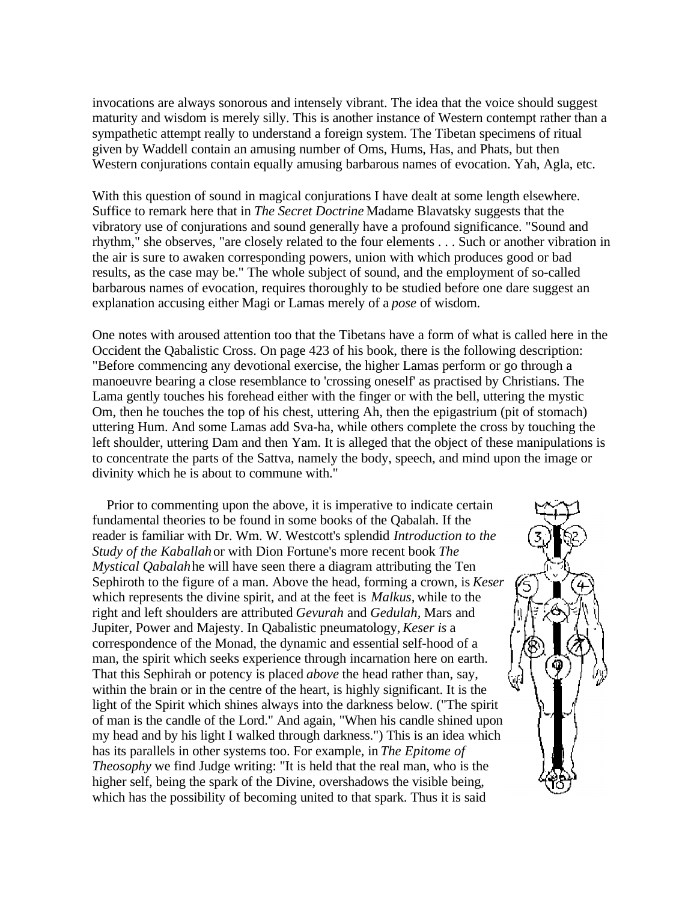invocations are always sonorous and intensely vibrant. The idea that the voice should suggest maturity and wisdom is merely silly. This is another instance of Western contempt rather than a sympathetic attempt really to understand a foreign system. The Tibetan specimens of ritual given by Waddell contain an amusing number of Oms, Hums, Has, and Phats, but then Western conjurations contain equally amusing barbarous names of evocation. Yah, Agla, etc.

With this question of sound in magical conjurations I have dealt at some length elsewhere. Suffice to remark here that in *The Secret Doctrine* Madame Blavatsky suggests that the vibratory use of conjurations and sound generally have a profound significance. "Sound and rhythm," she observes, "are closely related to the four elements . . . Such or another vibration in the air is sure to awaken corresponding powers, union with which produces good or bad results, as the case may be." The whole subject of sound, and the employment of so-called barbarous names of evocation, requires thoroughly to be studied before one dare suggest an explanation accusing either Magi or Lamas merely of a *pose* of wisdom.

One notes with aroused attention too that the Tibetans have a form of what is called here in the Occident the Qabalistic Cross. On page 423 of his book, there is the following description: "Before commencing any devotional exercise, the higher Lamas perform or go through a manoeuvre bearing a close resemblance to 'crossing oneself' as practised by Christians. The Lama gently touches his forehead either with the finger or with the bell, uttering the mystic Om, then he touches the top of his chest, uttering Ah, then the epigastrium (pit of stomach) uttering Hum. And some Lamas add Sva-ha, while others complete the cross by touching the left shoulder, uttering Dam and then Yam. It is alleged that the object of these manipulations is to concentrate the parts of the Sattva, namely the body, speech, and mind upon the image or divinity which he is about to commune with."

Prior to commenting upon the above, it is imperative to indicate certain fundamental theories to be found in some books of the Qabalah. If the reader is familiar with Dr. Wm. W. Westcott's splendid *Introduction to the Study of the Kaballah* or with Dion Fortune's more recent book *The Mystical Qabalah* he will have seen there a diagram attributing the Ten Sephiroth to the figure of a man. Above the head, forming a crown, is *Keser* which represents the divine spirit, and at the feet is *Malkus*, while to the right and left shoulders are attributed *Gevurah* and *Gedulah*, Mars and Jupiter, Power and Majesty. In Qabalistic pneumatology, *Keser is* a correspondence of the Monad, the dynamic and essential self-hood of a man, the spirit which seeks experience through incarnation here on earth. That this Sephirah or potency is placed *above* the head rather than, say, within the brain or in the centre of the heart, is highly significant. It is the light of the Spirit which shines always into the darkness below. ("The spirit of man is the candle of the Lord." And again, "When his candle shined upon my head and by his light I walked through darkness.") This is an idea which has its parallels in other systems too. For example, in *The Epitome of Theosophy* we find Judge writing: "It is held that the real man, who is the higher self, being the spark of the Divine, overshadows the visible being, which has the possibility of becoming united to that spark. Thus it is said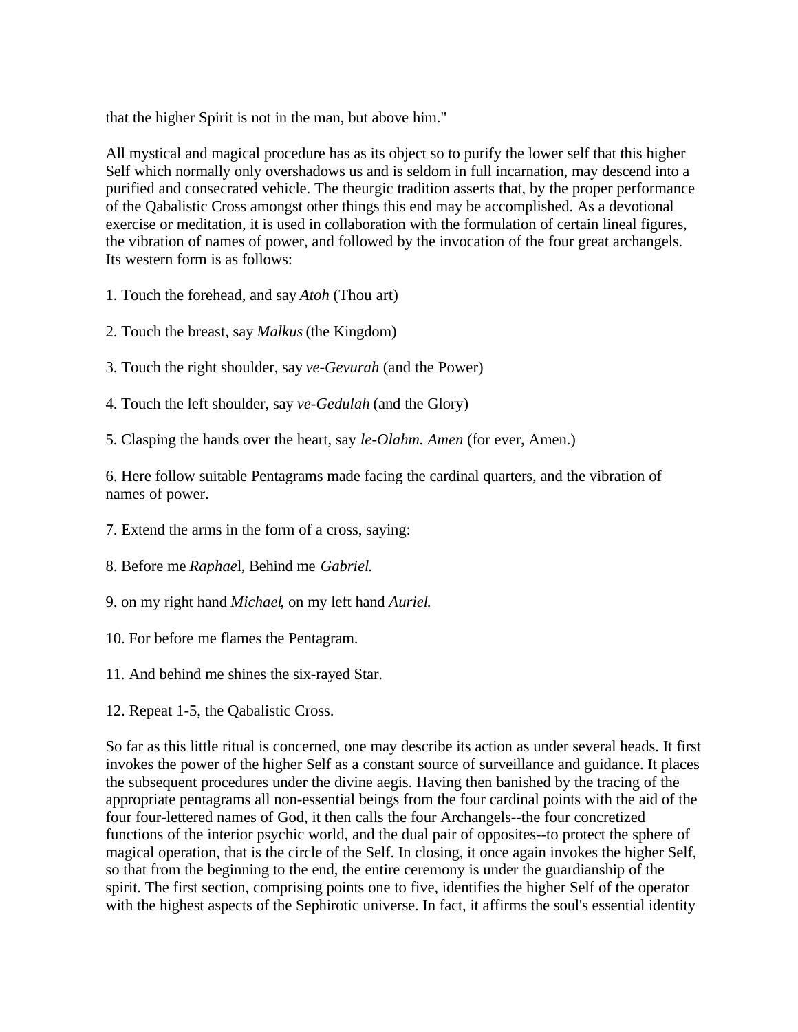that the higher Spirit is not in the man, but above him."

All mystical and magical procedure has as its object so to purify the lower self that this higher Self which normally only overshadows us and is seldom in full incarnation, may descend into a purified and consecrated vehicle. The theurgic tradition asserts that, by the proper performance of the Qabalistic Cross amongst other things this end may be accomplished. As a devotional exercise or meditation, it is used in collaboration with the formulation of certain lineal figures, the vibration of names of power, and followed by the invocation of the four great archangels. Its western form is as follows:

1. Touch the forehead, and say *Atoh* (Thou art)

2. Touch the breast, say *Malkus* (the Kingdom)

3. Touch the right shoulder, say *ve-Gevurah* (and the Power)

4. Touch the left shoulder, say *ve-Gedulah* (and the Glory)

5. Clasping the hands over the heart, say *le-Olahm. Amen* (for ever, Amen.)

6. Here follow suitable Pentagrams made facing the cardinal quarters, and the vibration of names of power.

7. Extend the arms in the form of a cross, saying:

8. Before me *Raphael*, Behind me *Gabriel*.

9. on my right hand *Michael*, on my left hand *Auriel*.

10. For before me flames the Pentagram.

11. And behind me shines the six-rayed Star.

12. Repeat 1-5, the Qabalistic Cross.

So far as this little ritual is concerned, one may describe its action as under several heads. It first invokes the power of the higher Self as a constant source of surveillance and guidance. It places the subsequent procedures under the divine aegis. Having then banished by the tracing of the appropriate pentagrams all non-essential beings from the four cardinal points with the aid of the four four-lettered names of God, it then calls the four Archangels--the four concretized functions of the interior psychic world, and the dual pair of opposites--to protect the sphere of magical operation, that is the circle of the Self. In closing, it once again invokes the higher Self, so that from the beginning to the end, the entire ceremony is under the guardianship of the spirit. The first section, comprising points one to five, identifies the higher Self of the operator with the highest aspects of the Sephirotic universe. In fact, it affirms the soul's essential identity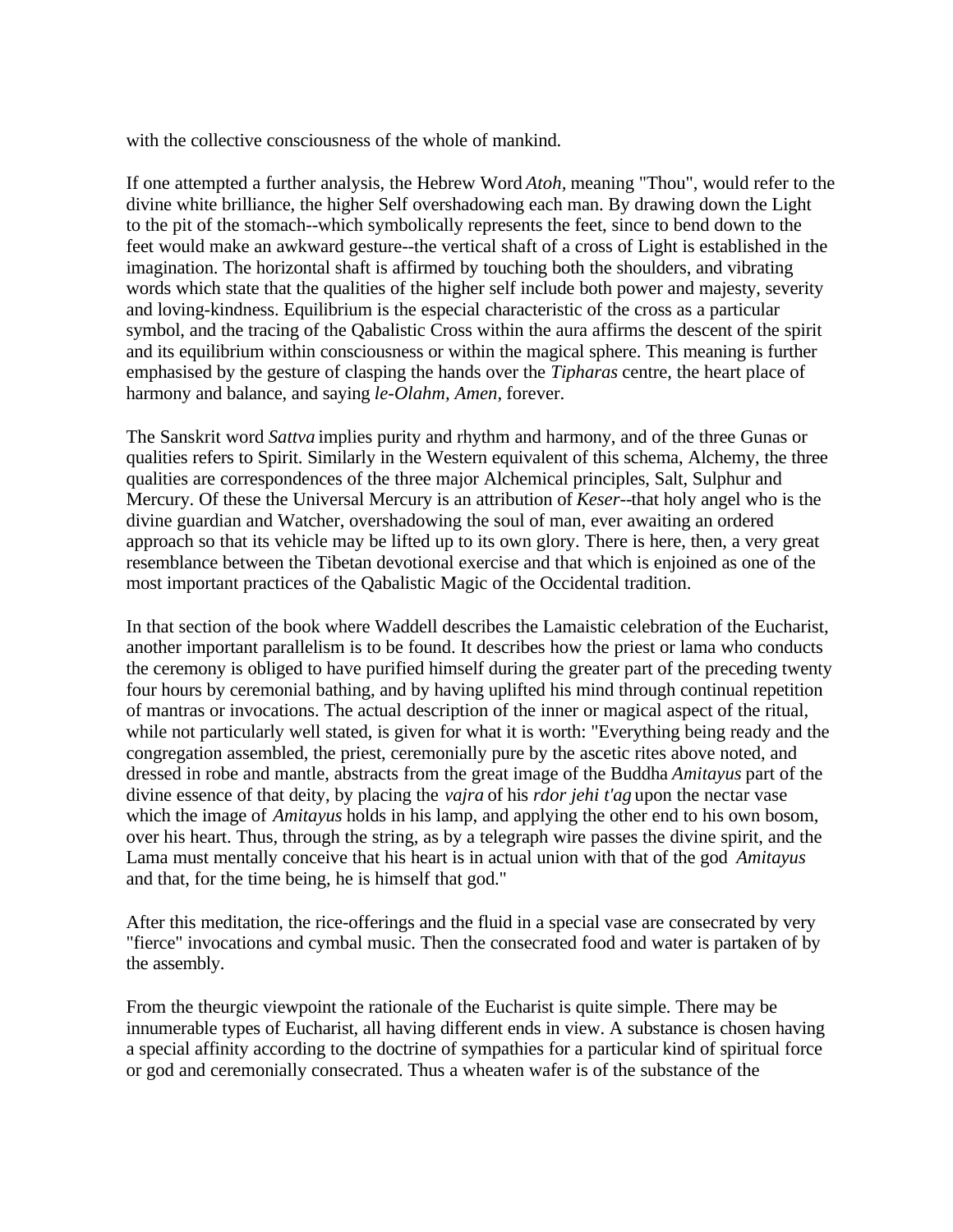with the collective consciousness of the whole of mankind.

If one attempted a further analysis, the Hebrew Word *Atoh,* meaning "Thou", would refer to the divine white brilliance, the higher Self overshadowing each man. By drawing down the Light to the pit of the stomach--which symbolically represents the feet, since to bend down to the feet would make an awkward gesture--the vertical shaft of a cross of Light is established in the imagination. The horizontal shaft is affirmed by touching both the shoulders, and vibrating words which state that the qualities of the higher self include both power and majesty, severity and loving-kindness. Equilibrium is the especial characteristic of the cross as a particular symbol, and the tracing of the Qabalistic Cross within the aura affirms the descent of the spirit and its equilibrium within consciousness or within the magical sphere. This meaning is further emphasised by the gesture of clasping the hands over the *Tipharas* centre, the heart place of harmony and balance, and saying *le-Olahm, Amen*, forever.

The Sanskrit word *Sattva* implies purity and rhythm and harmony, and of the three Gunas or qualities refers to Spirit. Similarly in the Western equivalent of this schema, Alchemy, the three qualities are correspondences of the three major Alchemical principles, Salt, Sulphur and Mercury. Of these the Universal Mercury is an attribution of *Keser*--that holy angel who is the divine guardian and Watcher, overshadowing the soul of man, ever awaiting an ordered approach so that its vehicle may be lifted up to its own glory. There is here, then, a very great resemblance between the Tibetan devotional exercise and that which is enjoined as one of the most important practices of the Qabalistic Magic of the Occidental tradition.

In that section of the book where Waddell describes the Lamaistic celebration of the Eucharist, another important parallelism is to be found. It describes how the priest or lama who conducts the ceremony is obliged to have purified himself during the greater part of the preceding twenty four hours by ceremonial bathing, and by having uplifted his mind through continual repetition of mantras or invocations. The actual description of the inner or magical aspect of the ritual, while not particularly well stated, is given for what it is worth: "Everything being ready and the congregation assembled, the priest, ceremonially pure by the ascetic rites above noted, and dressed in robe and mantle, abstracts from the great image of the Buddha *Amitayus* part of the divine essence of that deity, by placing the *vajra* of his *rdor jehi t'ag* upon the nectar vase which the image of *Amitayus* holds in his lamp, and applying the other end to his own bosom, over his heart. Thus, through the string, as by a telegraph wire passes the divine spirit, and the Lama must mentally conceive that his heart is in actual union with that of the god *Amitayus* and that, for the time being, he is himself that god."

After this meditation, the rice-offerings and the fluid in a special vase are consecrated by very "fierce" invocations and cymbal music. Then the consecrated food and water is partaken of by the assembly.

From the theurgic viewpoint the rationale of the Eucharist is quite simple. There may be innumerable types of Eucharist, all having different ends in view. A substance is chosen having a special affinity according to the doctrine of sympathies for a particular kind of spiritual force or god and ceremonially consecrated. Thus a wheaten wafer is of the substance of the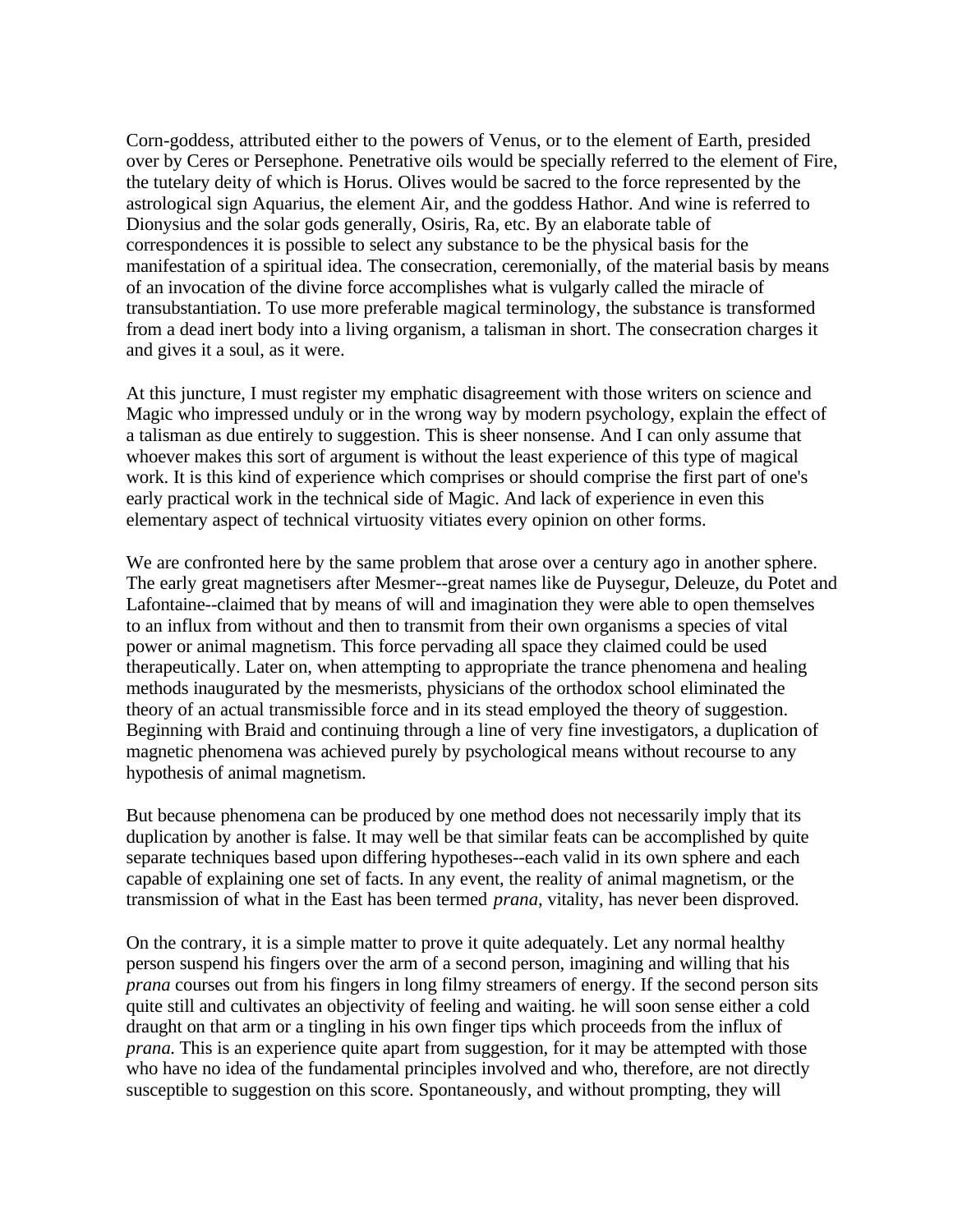Corn-goddess, attributed either to the powers of Venus, or to the element of Earth, presided over by Ceres or Persephone. Penetrative oils would be specially referred to the element of Fire, the tutelary deity of which is Horus. Olives would be sacred to the force represented by the astrological sign Aquarius, the element Air, and the goddess Hathor. And wine is referred to Dionysius and the solar gods generally, Osiris, Ra, etc. By an elaborate table of correspondences it is possible to select any substance to be the physical basis for the manifestation of a spiritual idea. The consecration, ceremonially, of the material basis by means of an invocation of the divine force accomplishes what is vulgarly called the miracle of transubstantiation. To use more preferable magical terminology, the substance is transformed from a dead inert body into a living organism, a talisman in short. The consecration charges it and gives it a soul, as it were.

At this juncture, I must register my emphatic disagreement with those writers on science and Magic who impressed unduly or in the wrong way by modern psychology, explain the effect of a talisman as due entirely to suggestion. This is sheer nonsense. And I can only assume that whoever makes this sort of argument is without the least experience of this type of magical work. It is this kind of experience which comprises or should comprise the first part of one's early practical work in the technical side of Magic. And lack of experience in even this elementary aspect of technical virtuosity vitiates every opinion on other forms.

We are confronted here by the same problem that arose over a century ago in another sphere. The early great magnetisers after Mesmer--great names like de Puysegur, Deleuze, du Potet and Lafontaine--claimed that by means of will and imagination they were able to open themselves to an influx from without and then to transmit from their own organisms a species of vital power or animal magnetism. This force pervading all space they claimed could be used therapeutically. Later on, when attempting to appropriate the trance phenomena and healing methods inaugurated by the mesmerists, physicians of the orthodox school eliminated the theory of an actual transmissible force and in its stead employed the theory of suggestion. Beginning with Braid and continuing through a line of very fine investigators, a duplication of magnetic phenomena was achieved purely by psychological means without recourse to any hypothesis of animal magnetism.

But because phenomena can be produced by one method does not necessarily imply that its duplication by another is false. It may well be that similar feats can be accomplished by quite separate techniques based upon differing hypotheses--each valid in its own sphere and each capable of explaining one set of facts. In any event, the reality of animal magnetism, or the transmission of what in the East has been termed *prana*, vitality, has never been disproved.

On the contrary, it is a simple matter to prove it quite adequately. Let any normal healthy person suspend his fingers over the arm of a second person, imagining and willing that his *prana* courses out from his fingers in long filmy streamers of energy. If the second person sits quite still and cultivates an objectivity of feeling and waiting. he will soon sense either a cold draught on that arm or a tingling in his own finger tips which proceeds from the influx of *prana.* This is an experience quite apart from suggestion, for it may be attempted with those who have no idea of the fundamental principles involved and who, therefore, are not directly susceptible to suggestion on this score. Spontaneously, and without prompting, they will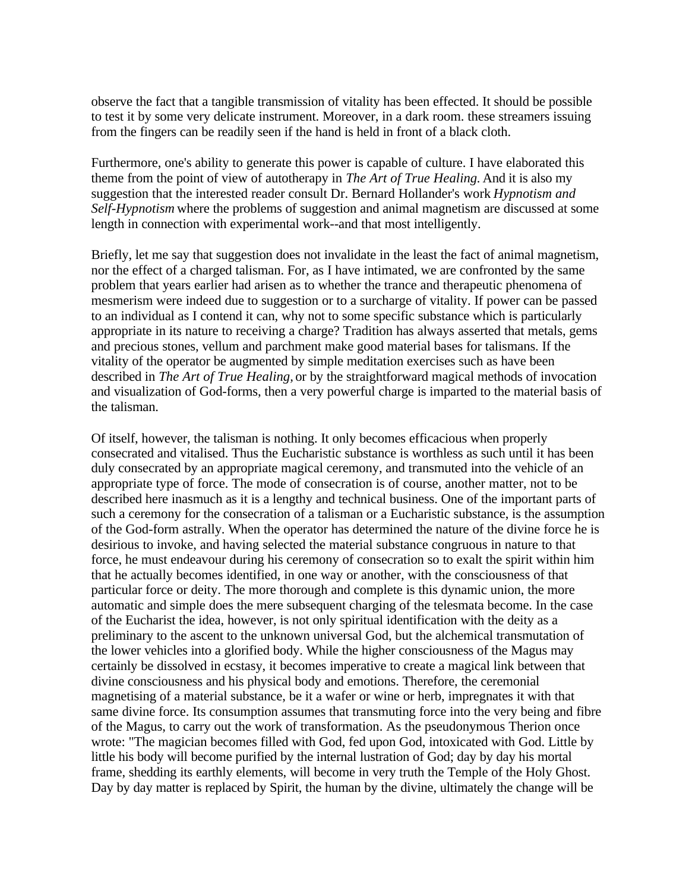observe the fact that a tangible transmission of vitality has been effected. It should be possible to test it by some very delicate instrument. Moreover, in a dark room. these streamers issuing from the fingers can be readily seen if the hand is held in front of a black cloth.

Furthermore, one's ability to generate this power is capable of culture. I have elaborated this theme from the point of view of autotherapy in *The Art of True Healing.* And it is also my suggestion that the interested reader consult Dr. Bernard Hollander's work *Hypnotism and Self-Hypnotism* where the problems of suggestion and animal magnetism are discussed at some length in connection with experimental work--and that most intelligently.

Briefly, let me say that suggestion does not invalidate in the least the fact of animal magnetism, nor the effect of a charged talisman. For, as I have intimated, we are confronted by the same problem that years earlier had arisen as to whether the trance and therapeutic phenomena of mesmerism were indeed due to suggestion or to a surcharge of vitality. If power can be passed to an individual as I contend it can, why not to some specific substance which is particularly appropriate in its nature to receiving a charge? Tradition has always asserted that metals, gems and precious stones, vellum and parchment make good material bases for talismans. If the vitality of the operator be augmented by simple meditation exercises such as have been described in *The Art of True Healing,* or by the straightforward magical methods of invocation and visualization of God-forms, then a very powerful charge is imparted to the material basis of the talisman.

Of itself, however, the talisman is nothing. It only becomes efficacious when properly consecrated and vitalised. Thus the Eucharistic substance is worthless as such until it has been duly consecrated by an appropriate magical ceremony, and transmuted into the vehicle of an appropriate type of force. The mode of consecration is of course, another matter, not to be described here inasmuch as it is a lengthy and technical business. One of the important parts of such a ceremony for the consecration of a talisman or a Eucharistic substance, is the assumption of the God-form astrally. When the operator has determined the nature of the divine force he is desirious to invoke, and having selected the material substance congruous in nature to that force, he must endeavour during his ceremony of consecration so to exalt the spirit within him that he actually becomes identified, in one way or another, with the consciousness of that particular force or deity. The more thorough and complete is this dynamic union, the more automatic and simple does the mere subsequent charging of the telesmata become. In the case of the Eucharist the idea, however, is not only spiritual identification with the deity as a preliminary to the ascent to the unknown universal God, but the alchemical transmutation of the lower vehicles into a glorified body. While the higher consciousness of the Magus may certainly be dissolved in ecstasy, it becomes imperative to create a magical link between that divine consciousness and his physical body and emotions. Therefore, the ceremonial magnetising of a material substance, be it a wafer or wine or herb, impregnates it with that same divine force. Its consumption assumes that transmuting force into the very being and fibre of the Magus, to carry out the work of transformation. As the pseudonymous Therion once wrote: "The magician becomes filled with God, fed upon God, intoxicated with God. Little by little his body will become purified by the internal lustration of God; day by day his mortal frame, shedding its earthly elements, will become in very truth the Temple of the Holy Ghost. Day by day matter is replaced by Spirit, the human by the divine, ultimately the change will be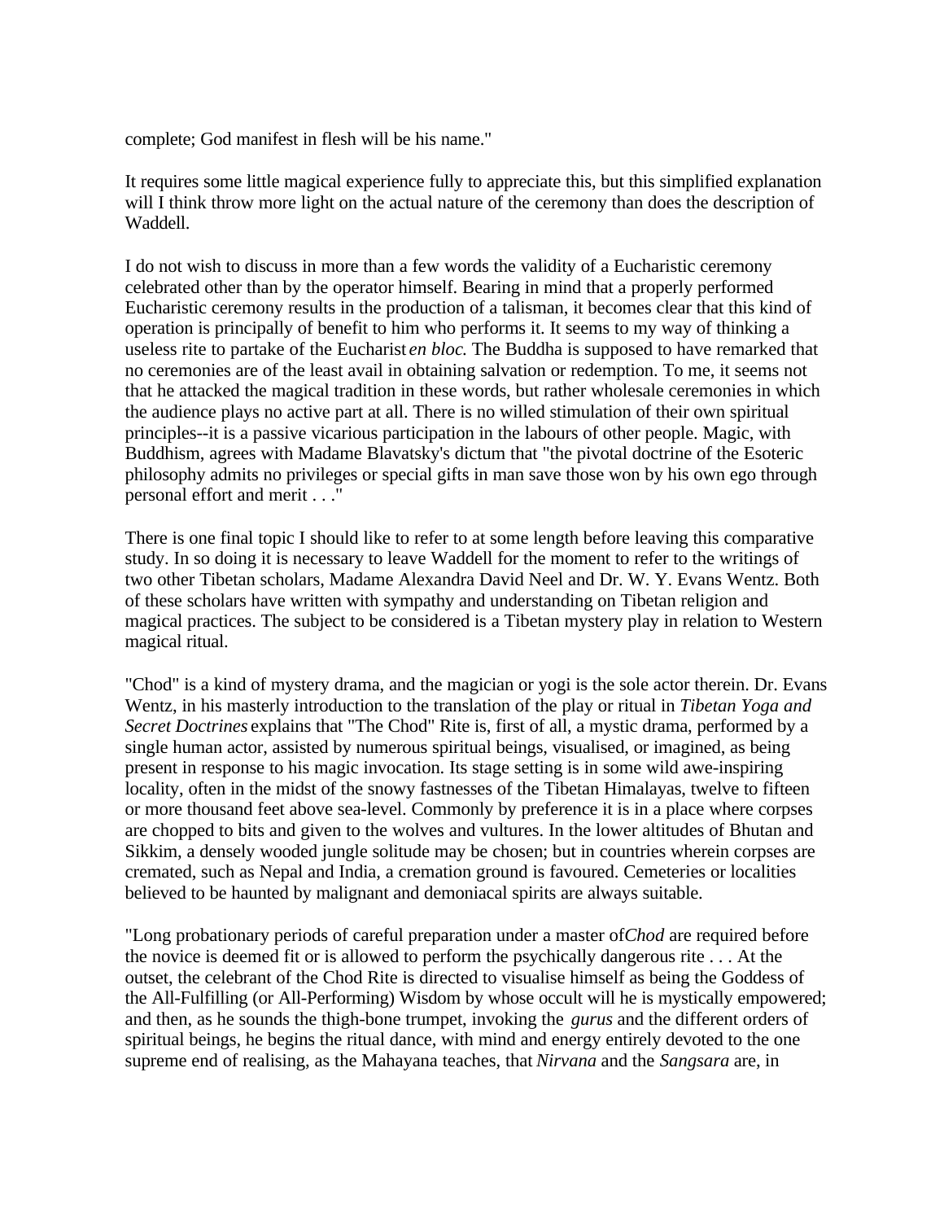complete; God manifest in flesh will be his name."

It requires some little magical experience fully to appreciate this, but this simplified explanation will I think throw more light on the actual nature of the ceremony than does the description of Waddell.

I do not wish to discuss in more than a few words the validity of a Eucharistic ceremony celebrated other than by the operator himself. Bearing in mind that a properly performed Eucharistic ceremony results in the production of a talisman, it becomes clear that this kind of operation is principally of benefit to him who performs it. It seems to my way of thinking a useless rite to partake of the Eucharist *en bloc.* The Buddha is supposed to have remarked that no ceremonies are of the least avail in obtaining salvation or redemption. To me, it seems not that he attacked the magical tradition in these words, but rather wholesale ceremonies in which the audience plays no active part at all. There is no willed stimulation of their own spiritual principles--it is a passive vicarious participation in the labours of other people. Magic, with Buddhism, agrees with Madame Blavatsky's dictum that "the pivotal doctrine of the Esoteric philosophy admits no privileges or special gifts in man save those won by his own ego through personal effort and merit . . ."

There is one final topic I should like to refer to at some length before leaving this comparative study. In so doing it is necessary to leave Waddell for the moment to refer to the writings of two other Tibetan scholars, Madame Alexandra David Neel and Dr. W. Y. Evans Wentz. Both of these scholars have written with sympathy and understanding on Tibetan religion and magical practices. The subject to be considered is a Tibetan mystery play in relation to Western magical ritual.

"Chod" is a kind of mystery drama, and the magician or yogi is the sole actor therein. Dr. Evans Wentz, in his masterly introduction to the translation of the play or ritual in *Tibetan Yoga and Secret Doctrines* explains that "The Chod" Rite is, first of all, a mystic drama, performed by a single human actor, assisted by numerous spiritual beings, visualised, or imagined, as being present in response to his magic invocation. Its stage setting is in some wild awe-inspiring locality, often in the midst of the snowy fastnesses of the Tibetan Himalayas, twelve to fifteen or more thousand feet above sea-level. Commonly by preference it is in a place where corpses are chopped to bits and given to the wolves and vultures. In the lower altitudes of Bhutan and Sikkim, a densely wooded jungle solitude may be chosen; but in countries wherein corpses are cremated, such as Nepal and India, a cremation ground is favoured. Cemeteries or localities believed to be haunted by malignant and demoniacal spirits are always suitable.

"Long probationary periods of careful preparation under a master of *Chod* are required before the novice is deemed fit or is allowed to perform the psychically dangerous rite . . . At the outset, the celebrant of the Chod Rite is directed to visualise himself as being the Goddess of the All-Fulfilling (or All-Performing) Wisdom by whose occult will he is mystically empowered; and then, as he sounds the thigh-bone trumpet, invoking the *gurus* and the different orders of spiritual beings, he begins the ritual dance, with mind and energy entirely devoted to the one supreme end of realising, as the Mahayana teaches, that *Nirvana* and the *Sangsara* are, in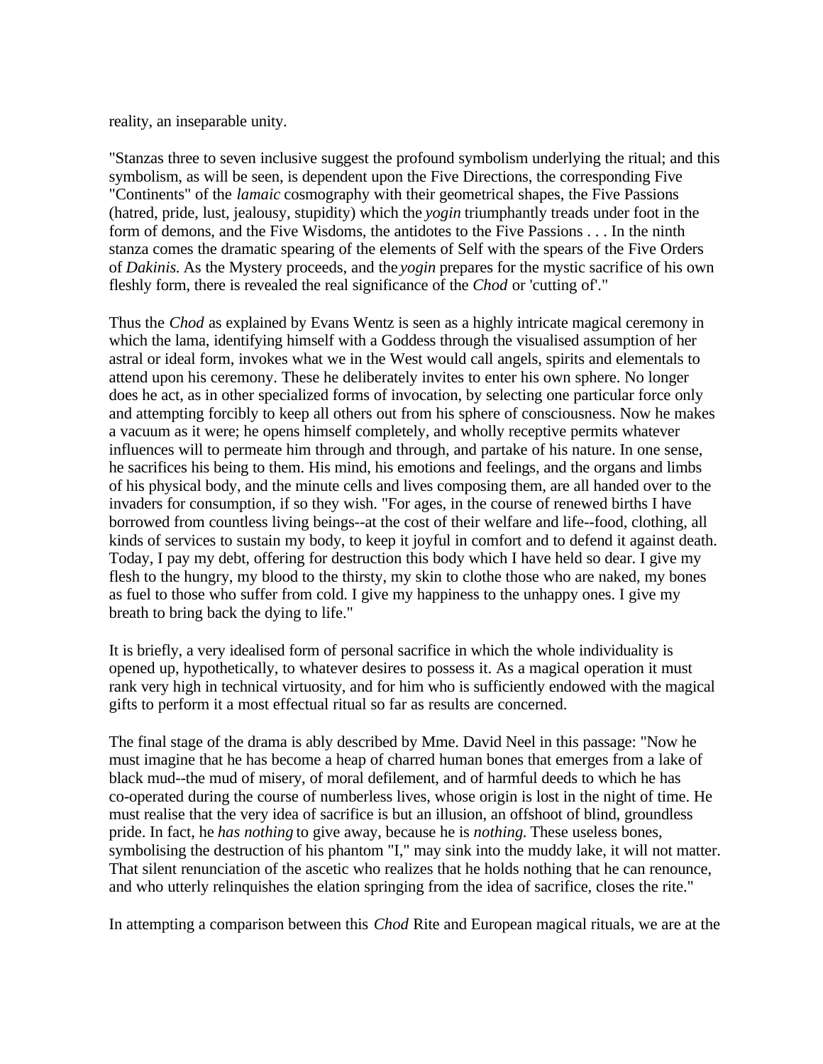reality, an inseparable unity.

"Stanzas three to seven inclusive suggest the profound symbolism underlying the ritual; and this symbolism, as will be seen, is dependent upon the Five Directions, the corresponding Five "Continents" of the *lamaic* cosmography with their geometrical shapes, the Five Passions (hatred, pride, lust, jealousy, stupidity) which the *yogin* triumphantly treads under foot in the form of demons, and the Five Wisdoms, the antidotes to the Five Passions . . . In the ninth stanza comes the dramatic spearing of the elements of Self with the spears of the Five Orders of *Dakinis.* As the Mystery proceeds, and the *yogin* prepares for the mystic sacrifice of his own fleshly form, there is revealed the real significance of the *Chod* or 'cutting of'."

Thus the *Chod* as explained by Evans Wentz is seen as a highly intricate magical ceremony in which the lama, identifying himself with a Goddess through the visualised assumption of her astral or ideal form, invokes what we in the West would call angels, spirits and elementals to attend upon his ceremony. These he deliberately invites to enter his own sphere. No longer does he act, as in other specialized forms of invocation, by selecting one particular force only and attempting forcibly to keep all others out from his sphere of consciousness. Now he makes a vacuum as it were; he opens himself completely, and wholly receptive permits whatever influences will to permeate him through and through, and partake of his nature. In one sense, he sacrifices his being to them. His mind, his emotions and feelings, and the organs and limbs of his physical body, and the minute cells and lives composing them, are all handed over to the invaders for consumption, if so they wish. "For ages, in the course of renewed births I have borrowed from countless living beings--at the cost of their welfare and life--food, clothing, all kinds of services to sustain my body, to keep it joyful in comfort and to defend it against death. Today, I pay my debt, offering for destruction this body which I have held so dear. I give my flesh to the hungry, my blood to the thirsty, my skin to clothe those who are naked, my bones as fuel to those who suffer from cold. I give my happiness to the unhappy ones. I give my breath to bring back the dying to life."

It is briefly, a very idealised form of personal sacrifice in which the whole individuality is opened up, hypothetically, to whatever desires to possess it. As a magical operation it must rank very high in technical virtuosity, and for him who is sufficiently endowed with the magical gifts to perform it a most effectual ritual so far as results are concerned.

The final stage of the drama is ably described by Mme. David Neel in this passage: "Now he must imagine that he has become a heap of charred human bones that emerges from a lake of black mud--the mud of misery, of moral defilement, and of harmful deeds to which he has co-operated during the course of numberless lives, whose origin is lost in the night of time. He must realise that the very idea of sacrifice is but an illusion, an offshoot of blind, groundless pride. In fact, he *has nothing* to give away, because he is *nothing.* These useless bones, symbolising the destruction of his phantom "I," may sink into the muddy lake, it will not matter. That silent renunciation of the ascetic who realizes that he holds nothing that he can renounce, and who utterly relinquishes the elation springing from the idea of sacrifice, closes the rite."

In attempting a comparison between this *Chod* Rite and European magical rituals, we are at the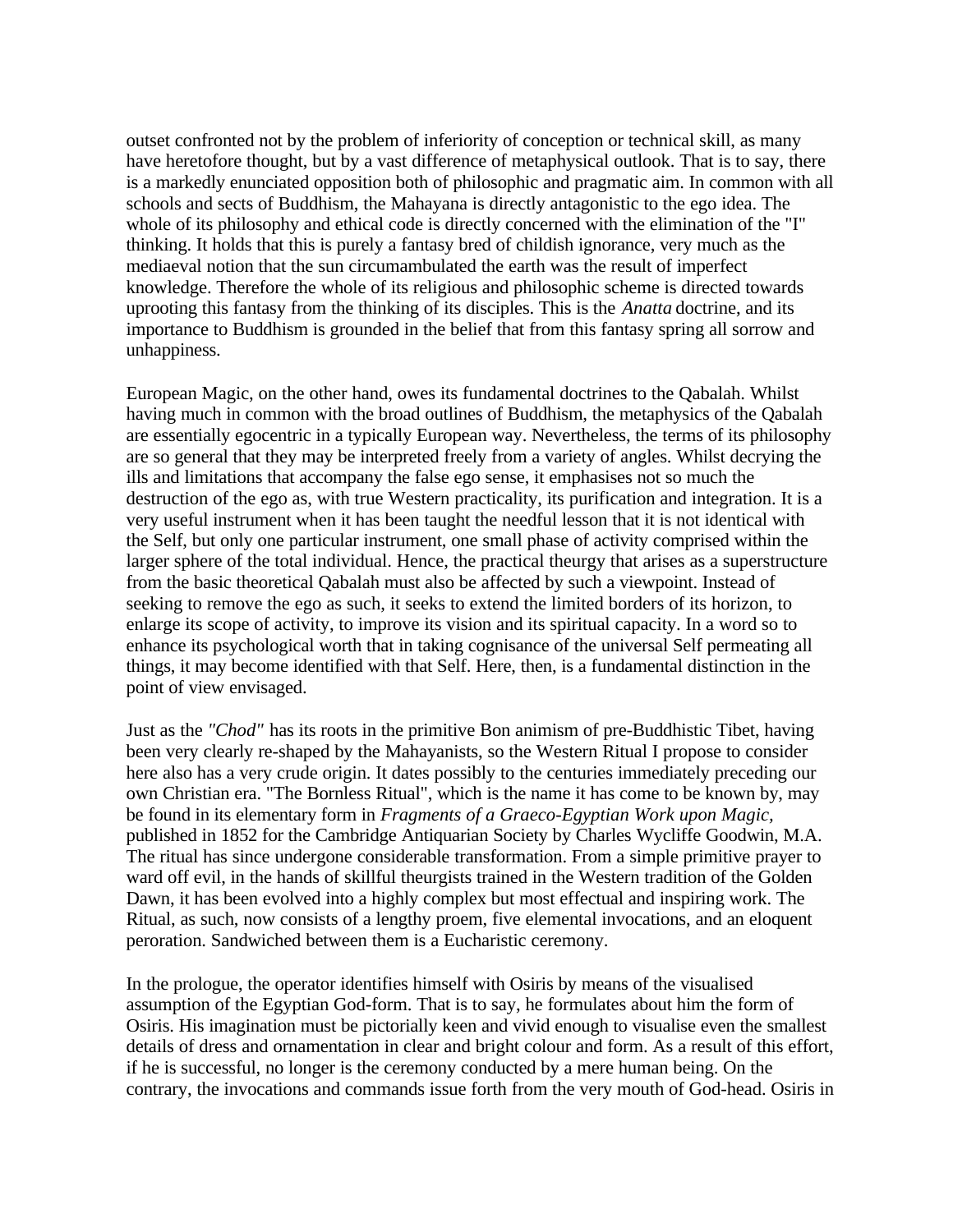outset confronted not by the problem of inferiority of conception or technical skill, as many have heretofore thought, but by a vast difference of metaphysical outlook. That is to say, there is a markedly enunciated opposition both of philosophic and pragmatic aim. In common with all schools and sects of Buddhism, the Mahayana is directly antagonistic to the ego idea. The whole of its philosophy and ethical code is directly concerned with the elimination of the "I" thinking. It holds that this is purely a fantasy bred of childish ignorance, very much as the mediaeval notion that the sun circumambulated the earth was the result of imperfect knowledge. Therefore the whole of its religious and philosophic scheme is directed towards uprooting this fantasy from the thinking of its disciples. This is the *Anatta* doctrine, and its importance to Buddhism is grounded in the belief that from this fantasy spring all sorrow and unhappiness.

European Magic, on the other hand, owes its fundamental doctrines to the Qabalah. Whilst having much in common with the broad outlines of Buddhism, the metaphysics of the Qabalah are essentially egocentric in a typically European way. Nevertheless, the terms of its philosophy are so general that they may be interpreted freely from a variety of angles. Whilst decrying the ills and limitations that accompany the false ego sense, it emphasises not so much the destruction of the ego as, with true Western practicality, its purification and integration. It is a very useful instrument when it has been taught the needful lesson that it is not identical with the Self, but only one particular instrument, one small phase of activity comprised within the larger sphere of the total individual. Hence, the practical theurgy that arises as a superstructure from the basic theoretical Qabalah must also be affected by such a viewpoint. Instead of seeking to remove the ego as such, it seeks to extend the limited borders of its horizon, to enlarge its scope of activity, to improve its vision and its spiritual capacity. In a word so to enhance its psychological worth that in taking cognisance of the universal Self permeating all things, it may become identified with that Self. Here, then, is a fundamental distinction in the point of view envisaged.

Just as the *"Chod"* has its roots in the primitive Bon animism of pre-Buddhistic Tibet, having been very clearly re-shaped by the Mahayanists, so the Western Ritual I propose to consider here also has a very crude origin. It dates possibly to the centuries immediately preceding our own Christian era. "The Bornless Ritual", which is the name it has come to be known by, may be found in its elementary form in *Fragments of a Graeco-Egyptian Work upon Magic,* published in 1852 for the Cambridge Antiquarian Society by Charles Wycliffe Goodwin, M.A. The ritual has since undergone considerable transformation. From a simple primitive prayer to ward off evil, in the hands of skillful theurgists trained in the Western tradition of the Golden Dawn, it has been evolved into a highly complex but most effectual and inspiring work. The Ritual, as such, now consists of a lengthy proem, five elemental invocations, and an eloquent peroration. Sandwiched between them is a Eucharistic ceremony.

In the prologue, the operator identifies himself with Osiris by means of the visualised assumption of the Egyptian God-form. That is to say, he formulates about him the form of Osiris. His imagination must be pictorially keen and vivid enough to visualise even the smallest details of dress and ornamentation in clear and bright colour and form. As a result of this effort, if he is successful, no longer is the ceremony conducted by a mere human being. On the contrary, the invocations and commands issue forth from the very mouth of God-head. Osiris in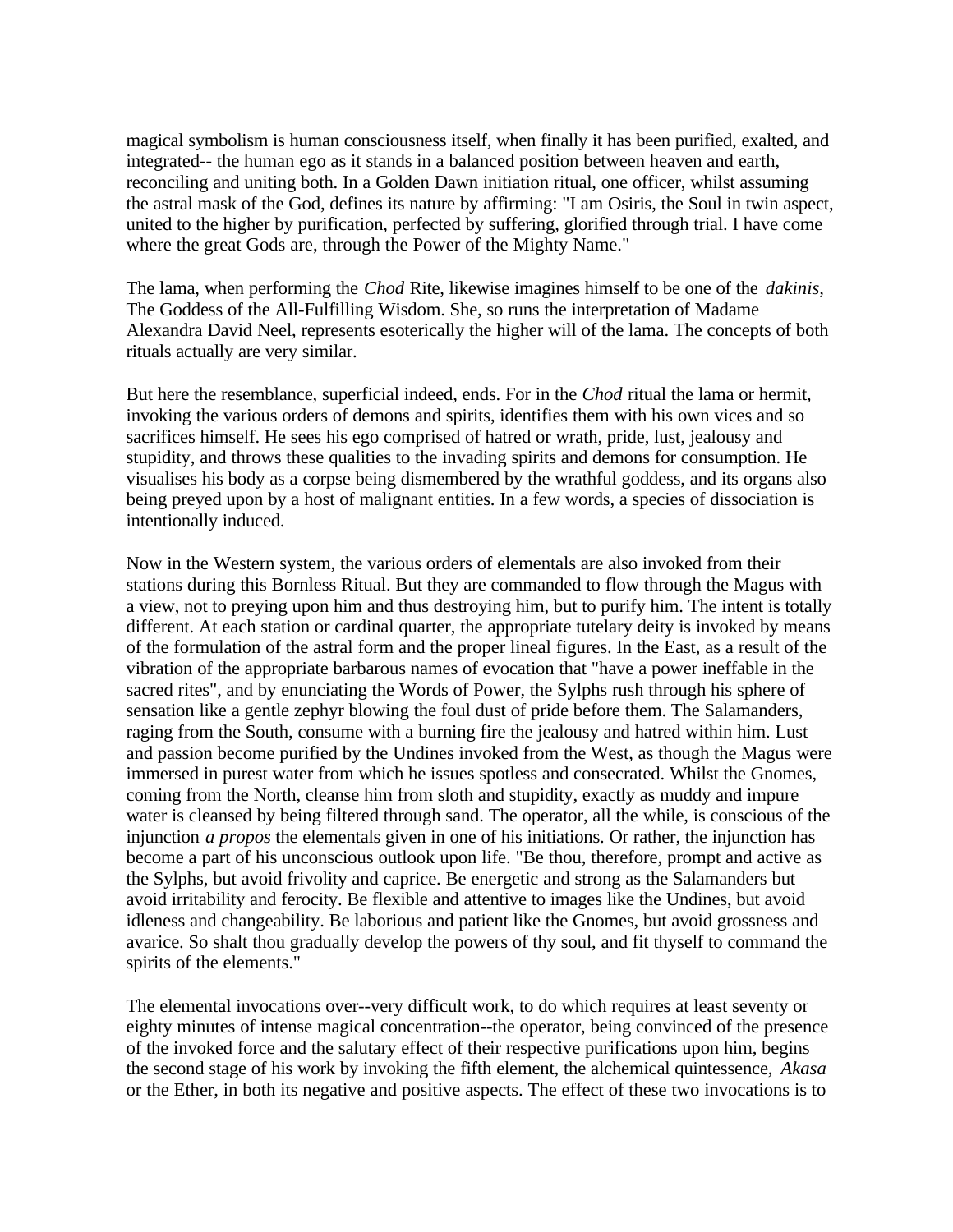magical symbolism is human consciousness itself, when finally it has been purified, exalted, and integrated-- the human ego as it stands in a balanced position between heaven and earth, reconciling and uniting both. In a Golden Dawn initiation ritual, one officer, whilst assuming the astral mask of the God, defines its nature by affirming: "I am Osiris, the Soul in twin aspect, united to the higher by purification, perfected by suffering, glorified through trial. I have come where the great Gods are, through the Power of the Mighty Name."

The lama, when performing the *Chod* Rite, likewise imagines himself to be one of the *dakinis*, The Goddess of the All-Fulfilling Wisdom. She, so runs the interpretation of Madame Alexandra David Neel, represents esoterically the higher will of the lama. The concepts of both rituals actually are very similar.

But here the resemblance, superficial indeed, ends. For in the *Chod* ritual the lama or hermit, invoking the various orders of demons and spirits, identifies them with his own vices and so sacrifices himself. He sees his ego comprised of hatred or wrath, pride, lust, jealousy and stupidity, and throws these qualities to the invading spirits and demons for consumption. He visualises his body as a corpse being dismembered by the wrathful goddess, and its organs also being preyed upon by a host of malignant entities. In a few words, a species of dissociation is intentionally induced.

Now in the Western system, the various orders of elementals are also invoked from their stations during this Bornless Ritual. But they are commanded to flow through the Magus with a view, not to preying upon him and thus destroying him, but to purify him. The intent is totally different. At each station or cardinal quarter, the appropriate tutelary deity is invoked by means of the formulation of the astral form and the proper lineal figures. In the East, as a result of the vibration of the appropriate barbarous names of evocation that "have a power ineffable in the sacred rites", and by enunciating the Words of Power, the Sylphs rush through his sphere of sensation like a gentle zephyr blowing the foul dust of pride before them. The Salamanders, raging from the South, consume with a burning fire the jealousy and hatred within him. Lust and passion become purified by the Undines invoked from the West, as though the Magus were immersed in purest water from which he issues spotless and consecrated. Whilst the Gnomes, coming from the North, cleanse him from sloth and stupidity, exactly as muddy and impure water is cleansed by being filtered through sand. The operator, all the while, is conscious of the injunction *a propos* the elementals given in one of his initiations. Or rather, the injunction has become a part of his unconscious outlook upon life. "Be thou, therefore, prompt and active as the Sylphs, but avoid frivolity and caprice. Be energetic and strong as the Salamanders but avoid irritability and ferocity. Be flexible and attentive to images like the Undines, but avoid idleness and changeability. Be laborious and patient like the Gnomes, but avoid grossness and avarice. So shalt thou gradually develop the powers of thy soul, and fit thyself to command the spirits of the elements."

The elemental invocations over--very difficult work, to do which requires at least seventy or eighty minutes of intense magical concentration--the operator, being convinced of the presence of the invoked force and the salutary effect of their respective purifications upon him, begins the second stage of his work by invoking the fifth element, the alchemical quintessence, *Akasa* or the Ether, in both its negative and positive aspects. The effect of these two invocations is to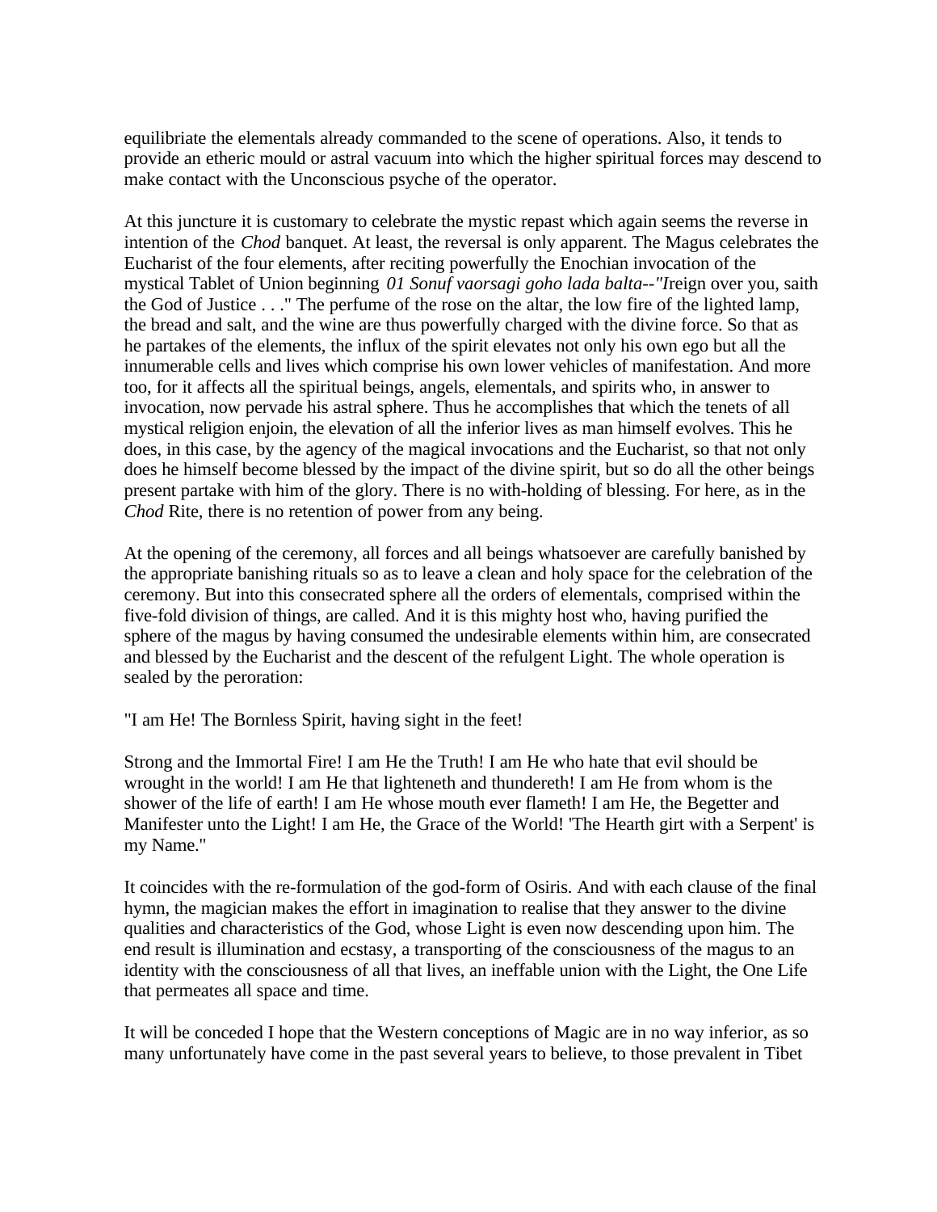equilibriate the elementals already commanded to the scene of operations. Also, it tends to provide an etheric mould or astral vacuum into which the higher spiritual forces may descend to make contact with the Unconscious psyche of the operator.

At this juncture it is customary to celebrate the mystic repast which again seems the reverse in intention of the *Chod* banquet. At least, the reversal is only apparent. The Magus celebrates the Eucharist of the four elements, after reciting powerfully the Enochian invocation of the mystical Tablet of Union beginning *01 Sonuf vaorsagi goho lada balta--"I*reign over you, saith the God of Justice . . ." The perfume of the rose on the altar, the low fire of the lighted lamp, the bread and salt, and the wine are thus powerfully charged with the divine force. So that as he partakes of the elements, the influx of the spirit elevates not only his own ego but all the innumerable cells and lives which comprise his own lower vehicles of manifestation. And more too, for it affects all the spiritual beings, angels, elementals, and spirits who, in answer to invocation, now pervade his astral sphere. Thus he accomplishes that which the tenets of all mystical religion enjoin, the elevation of all the inferior lives as man himself evolves. This he does, in this case, by the agency of the magical invocations and the Eucharist, so that not only does he himself become blessed by the impact of the divine spirit, but so do all the other beings present partake with him of the glory. There is no with-holding of blessing. For here, as in the *Chod* Rite, there is no retention of power from any being.

At the opening of the ceremony, all forces and all beings whatsoever are carefully banished by the appropriate banishing rituals so as to leave a clean and holy space for the celebration of the ceremony. But into this consecrated sphere all the orders of elementals, comprised within the five-fold division of things, are called. And it is this mighty host who, having purified the sphere of the magus by having consumed the undesirable elements within him, are consecrated and blessed by the Eucharist and the descent of the refulgent Light. The whole operation is sealed by the peroration:

"I am He! The Bornless Spirit, having sight in the feet!

Strong and the Immortal Fire! I am He the Truth! I am He who hate that evil should be wrought in the world! I am He that lighteneth and thundereth! I am He from whom is the shower of the life of earth! I am He whose mouth ever flameth! I am He, the Begetter and Manifester unto the Light! I am He, the Grace of the World! 'The Hearth girt with a Serpent' is my Name."

It coincides with the re-formulation of the god-form of Osiris. And with each clause of the final hymn, the magician makes the effort in imagination to realise that they answer to the divine qualities and characteristics of the God, whose Light is even now descending upon him. The end result is illumination and ecstasy, a transporting of the consciousness of the magus to an identity with the consciousness of all that lives, an ineffable union with the Light, the One Life that permeates all space and time.

It will be conceded I hope that the Western conceptions of Magic are in no way inferior, as so many unfortunately have come in the past several years to believe, to those prevalent in Tibet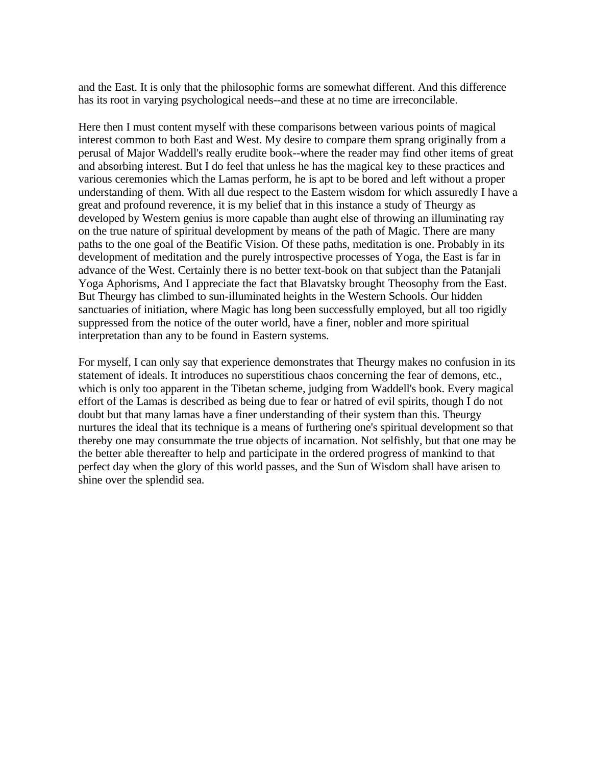and the East. It is only that the philosophic forms are somewhat different. And this difference has its root in varying psychological needs--and these at no time are irreconcilable.

Here then I must content myself with these comparisons between various points of magical interest common to both East and West. My desire to compare them sprang originally from a perusal of Major Waddell's really erudite book--where the reader may find other items of great and absorbing interest. But I do feel that unless he has the magical key to these practices and various ceremonies which the Lamas perform, he is apt to be bored and left without a proper understanding of them. With all due respect to the Eastern wisdom for which assuredly I have a great and profound reverence, it is my belief that in this instance a study of Theurgy as developed by Western genius is more capable than aught else of throwing an illuminating ray on the true nature of spiritual development by means of the path of Magic. There are many paths to the one goal of the Beatific Vision. Of these paths, meditation is one. Probably in its development of meditation and the purely introspective processes of Yoga, the East is far in advance of the West. Certainly there is no better text-book on that subject than the Patanjali Yoga Aphorisms, And I appreciate the fact that Blavatsky brought Theosophy from the East. But Theurgy has climbed to sun-illuminated heights in the Western Schools. Our hidden sanctuaries of initiation, where Magic has long been successfully employed, but all too rigidly suppressed from the notice of the outer world, have a finer, nobler and more spiritual interpretation than any to be found in Eastern systems.

For myself, I can only say that experience demonstrates that Theurgy makes no confusion in its statement of ideals. It introduces no superstitious chaos concerning the fear of demons, etc., which is only too apparent in the Tibetan scheme, judging from Waddell's book. Every magical effort of the Lamas is described as being due to fear or hatred of evil spirits, though I do not doubt but that many lamas have a finer understanding of their system than this. Theurgy nurtures the ideal that its technique is a means of furthering one's spiritual development so that thereby one may consummate the true objects of incarnation. Not selfishly, but that one may be the better able thereafter to help and participate in the ordered progress of mankind to that perfect day when the glory of this world passes, and the Sun of Wisdom shall have arisen to shine over the splendid sea.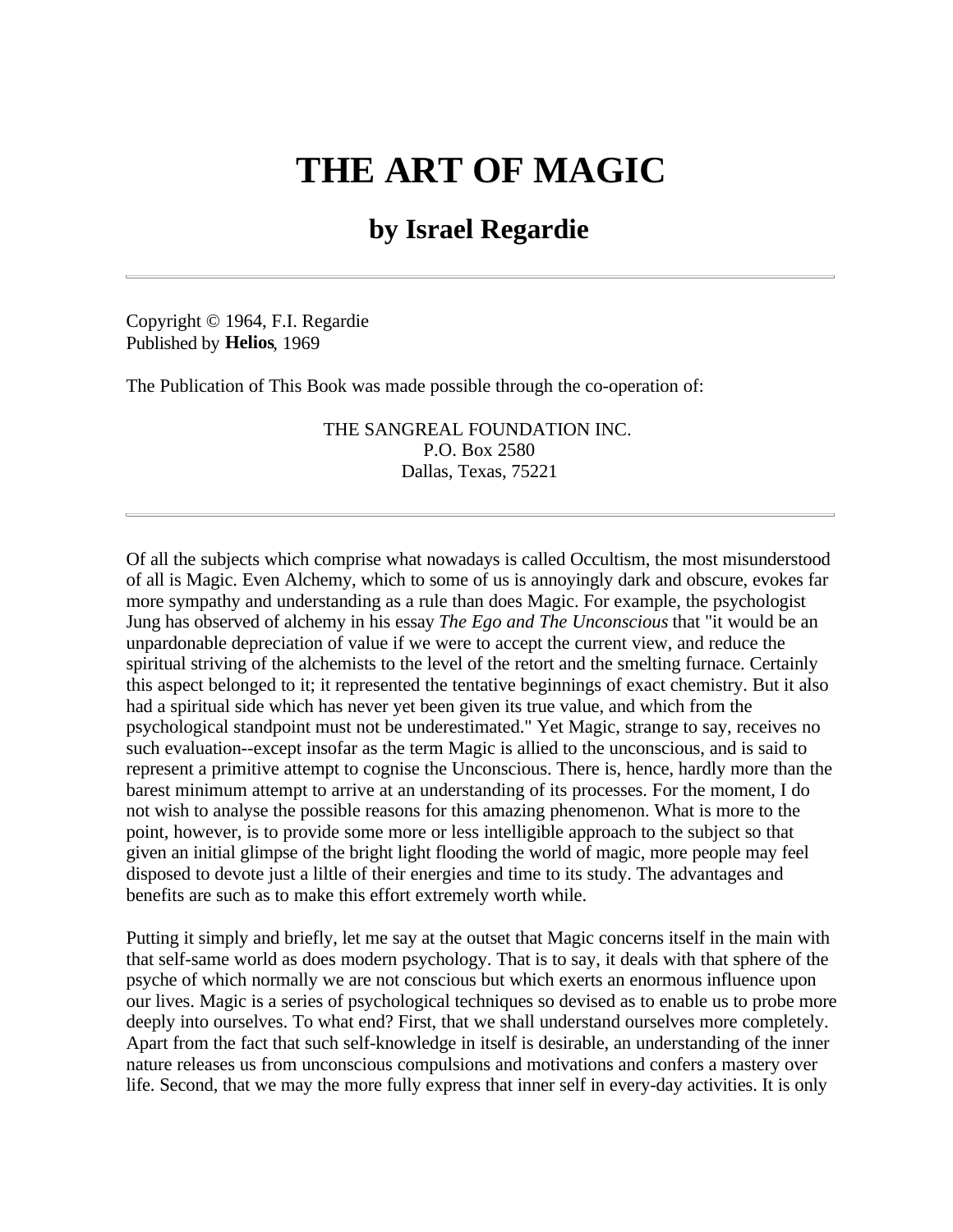# THE ART OF MAGIC

## by Israel Regardie

---

Copyright © 1964, F.I. Regardie
Published by **Helios**, 1969

The Publication of This Book was made possible through the co-operation of:

THE SANGREAL FOUNDATION INC.
P.O. Box 2580
Dallas, Texas, 75221

---

Of all the subjects which comprise what nowadays is called Occultism, the most misunderstood of all is Magic. Even Alchemy, which to some of us is annoyingly dark and obscure, evokes far more sympathy and understanding as a rule than does Magic. For example, the psychologist Jung has observed of alchemy in his essay *The Ego and The Unconscious* that "it would be an unpardonable depreciation of value if we were to accept the current view, and reduce the spiritual striving of the alchemists to the level of the retort and the smelting furnace. Certainly this aspect belonged to it; it represented the tentative beginnings of exact chemistry. But it also had a spiritual side which has never yet been given its true value, and which from the psychological standpoint must not be underestimated." Yet Magic, strange to say, receives no such evaluation--except insofar as the term Magic is allied to the unconscious, and is said to represent a primitive attempt to cognise the Unconscious. There is, hence, hardly more than the barest minimum attempt to arrive at an understanding of its processes. For the moment, I do not wish to analyse the possible reasons for this amazing phenomenon. What is more to the point, however, is to provide some more or less intelligible approach to the subject so that given an initial glimpse of the bright light flooding the world of magic, more people may feel disposed to devote just a liltle of their energies and time to its study. The advantages and benefits are such as to make this effort extremely worth while.

Putting it simply and briefly, let me say at the outset that Magic concerns itself in the main with that self-same world as does modern psychology. That is to say, it deals with that sphere of the psyche of which normally we are not conscious but which exerts an enormous influence upon our lives. Magic is a series of psychological techniques so devised as to enable us to probe more deeply into ourselves. To what end? First, that we shall understand ourselves more completely. Apart from the fact that such self-knowledge in itself is desirable, an understanding of the inner nature releases us from unconscious compulsions and motivations and confers a mastery over life. Second, that we may the more fully express that inner self in every-day activities. It is only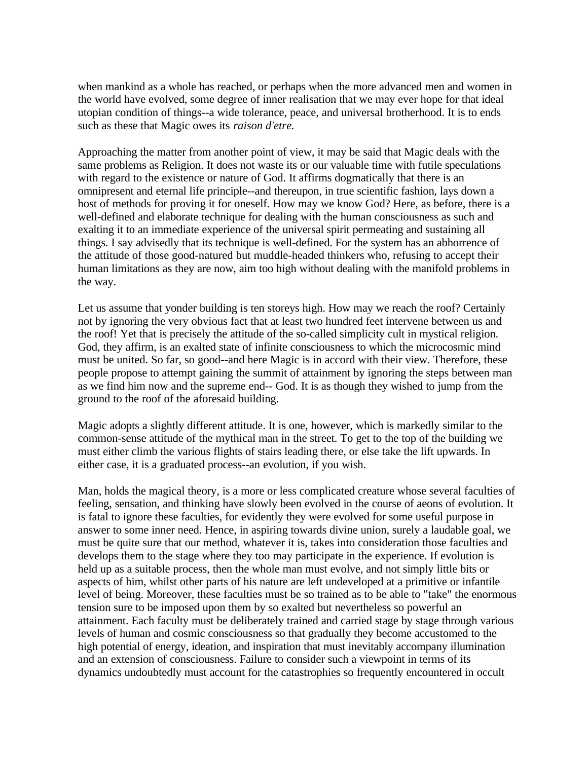when mankind as a whole has reached, or perhaps when the more advanced men and women in the world have evolved, some degree of inner realisation that we may ever hope for that ideal utopian condition of things--a wide tolerance, peace, and universal brotherhood. It is to ends such as these that Magic owes its *raison d'etre.*

Approaching the matter from another point of view, it may be said that Magic deals with the same problems as Religion. It does not waste its or our valuable time with futile speculations with regard to the existence or nature of God. It affirms dogmatically that there is an omnipresent and eternal life principle--and thereupon, in true scientific fashion, lays down a host of methods for proving it for oneself. How may we know God? Here, as before, there is a well-defined and elaborate technique for dealing with the human consciousness as such and exalting it to an immediate experience of the universal spirit permeating and sustaining all things. I say advisedly that its technique is well-defined. For the system has an abhorrence of the attitude of those good-natured but muddle-headed thinkers who, refusing to accept their human limitations as they are now, aim too high without dealing with the manifold problems in the way.

Let us assume that yonder building is ten storeys high. How may we reach the roof? Certainly not by ignoring the very obvious fact that at least two hundred feet intervene between us and the roof! Yet that is precisely the attitude of the so-called simplicity cult in mystical religion. God, they affirm, is an exalted state of infinite consciousness to which the microcosmic mind must be united. So far, so good--and here Magic is in accord with their view. Therefore, these people propose to attempt gaining the summit of attainment by ignoring the steps between man as we find him now and the supreme end-- God. It is as though they wished to jump from the ground to the roof of the aforesaid building.

Magic adopts a slightly different attitude. It is one, however, which is markedly similar to the common-sense attitude of the mythical man in the street. To get to the top of the building we must either climb the various flights of stairs leading there, or else take the lift upwards. In either case, it is a graduated process--an evolution, if you wish.

Man, holds the magical theory, is a more or less complicated creature whose several faculties of feeling, sensation, and thinking have slowly been evolved in the course of aeons of evolution. It is fatal to ignore these faculties, for evidently they were evolved for some useful purpose in answer to some inner need. Hence, in aspiring towards divine union, surely a laudable goal, we must be quite sure that our method, whatever it is, takes into consideration those faculties and develops them to the stage where they too may participate in the experience. If evolution is held up as a suitable process, then the whole man must evolve, and not simply little bits or aspects of him, whilst other parts of his nature are left undeveloped at a primitive or infantile level of being. Moreover, these faculties must be so trained as to be able to "take" the enormous tension sure to be imposed upon them by so exalted but nevertheless so powerful an attainment. Each faculty must be deliberately trained and carried stage by stage through various levels of human and cosmic consciousness so that gradually they become accustomed to the high potential of energy, ideation, and inspiration that must inevitably accompany illumination and an extension of consciousness. Failure to consider such a viewpoint in terms of its dynamics undoubtedly must account for the catastrophies so frequently encountered in occult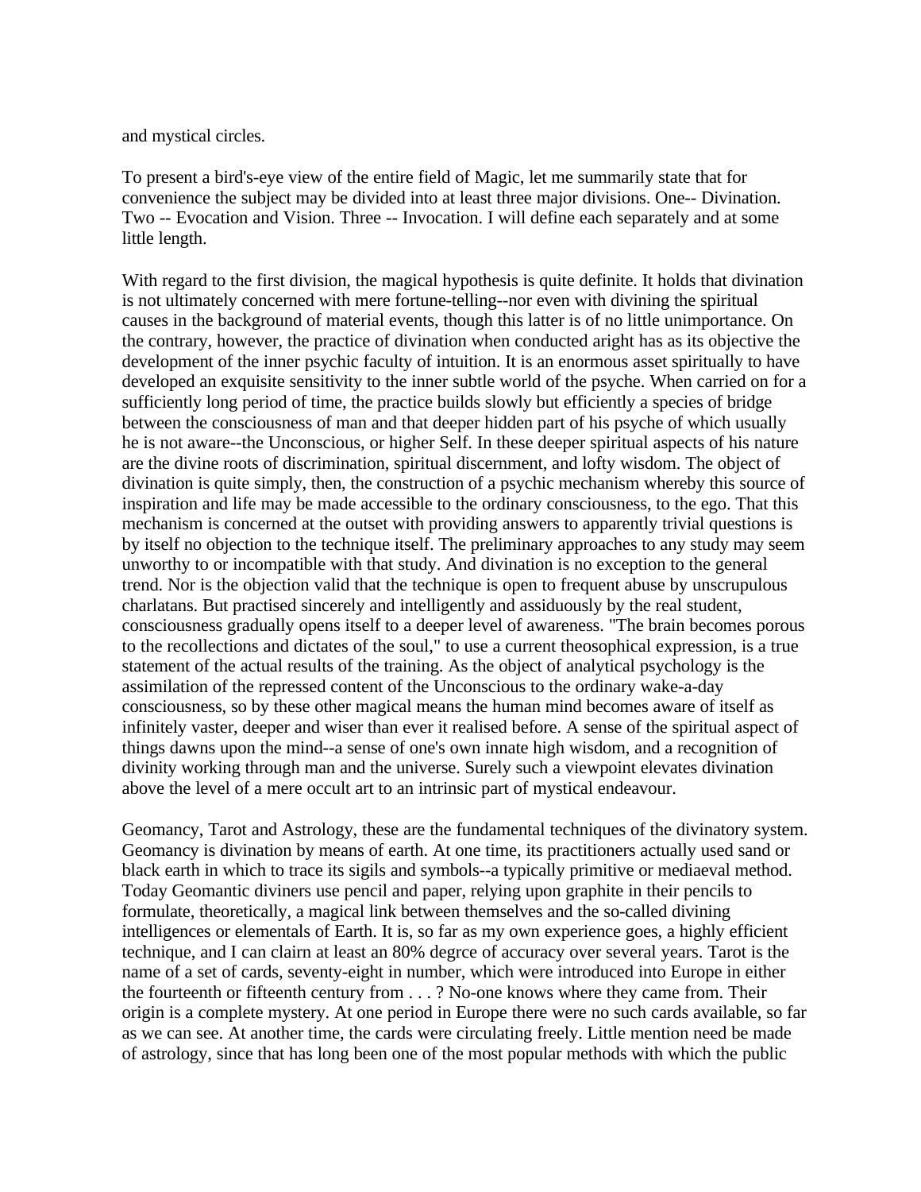and mystical circles.

To present a bird's-eye view of the entire field of Magic, let me summarily state that for convenience the subject may be divided into at least three major divisions. One-- Divination. Two -- Evocation and Vision. Three -- Invocation. I will define each separately and at some little length.

With regard to the first division, the magical hypothesis is quite definite. It holds that divination is not ultimately concerned with mere fortune-telling--nor even with divining the spiritual causes in the background of material events, though this latter is of no little unimportance. On the contrary, however, the practice of divination when conducted aright has as its objective the development of the inner psychic faculty of intuition. It is an enormous asset spiritually to have developed an exquisite sensitivity to the inner subtle world of the psyche. When carried on for a sufficiently long period of time, the practice builds slowly but efficiently a species of bridge between the consciousness of man and that deeper hidden part of his psyche of which usually he is not aware--the Unconscious, or higher Self. In these deeper spiritual aspects of his nature are the divine roots of discrimination, spiritual discernment, and lofty wisdom. The object of divination is quite simply, then, the construction of a psychic mechanism whereby this source of inspiration and life may be made accessible to the ordinary consciousness, to the ego. That this mechanism is concerned at the outset with providing answers to apparently trivial questions is by itself no objection to the technique itself. The preliminary approaches to any study may seem unworthy to or incompatible with that study. And divination is no exception to the general trend. Nor is the objection valid that the technique is open to frequent abuse by unscrupulous charlatans. But practised sincerely and intelligently and assiduously by the real student, consciousness gradually opens itself to a deeper level of awareness. "The brain becomes porous to the recollections and dictates of the soul," to use a current theosophical expression, is a true statement of the actual results of the training. As the object of analytical psychology is the assimilation of the repressed content of the Unconscious to the ordinary wake-a-day consciousness, so by these other magical means the human mind becomes aware of itself as infinitely vaster, deeper and wiser than ever it realised before. A sense of the spiritual aspect of things dawns upon the mind--a sense of one's own innate high wisdom, and a recognition of divinity working through man and the universe. Surely such a viewpoint elevates divination above the level of a mere occult art to an intrinsic part of mystical endeavour.

Geomancy, Tarot and Astrology, these are the fundamental techniques of the divinatory system. Geomancy is divination by means of earth. At one time, its practitioners actually used sand or black earth in which to trace its sigils and symbols--a typically primitive or mediaeval method. Today Geomantic diviners use pencil and paper, relying upon graphite in their pencils to formulate, theoretically, a magical link between themselves and the so-called divining intelligences or elementals of Earth. It is, so far as my own experience goes, a highly efficient technique, and I can clairn at least an 80% degrce of accuracy over several years. Tarot is the name of a set of cards, seventy-eight in number, which were introduced into Europe in either the fourteenth or fifteenth century from . . . ? No-one knows where they came from. Their origin is a complete mystery. At one period in Europe there were no such cards available, so far as we can see. At another time, the cards were circulating freely. Little mention need be made of astrology, since that has long been one of the most popular methods with which the public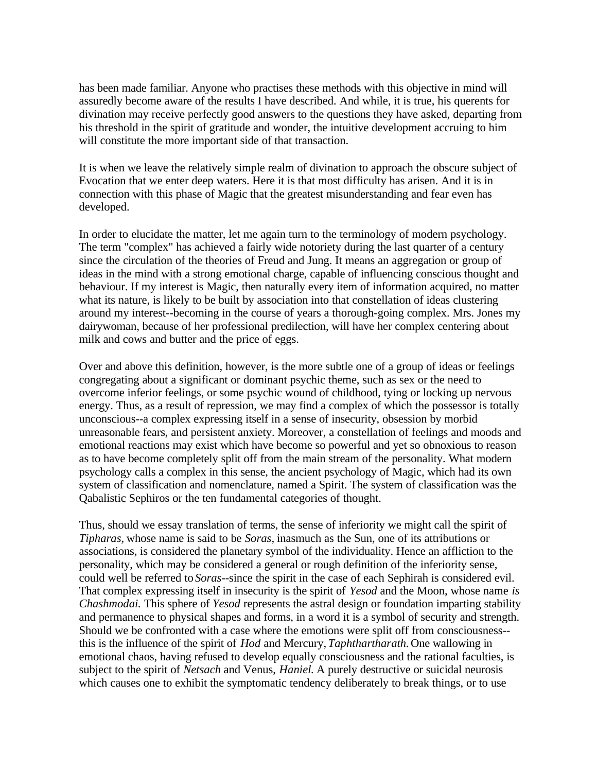has been made familiar. Anyone who practises these methods with this objective in mind will assuredly become aware of the results I have described. And while, it is true, his querents for divination may receive perfectly good answers to the questions they have asked, departing from his threshold in the spirit of gratitude and wonder, the intuitive development accruing to him will constitute the more important side of that transaction.

It is when we leave the relatively simple realm of divination to approach the obscure subject of Evocation that we enter deep waters. Here it is that most difficulty has arisen. And it is in connection with this phase of Magic that the greatest misunderstanding and fear even has developed.

In order to elucidate the matter, let me again turn to the terminology of modern psychology. The term "complex" has achieved a fairly wide notoriety during the last quarter of a century since the circulation of the theories of Freud and Jung. It means an aggregation or group of ideas in the mind with a strong emotional charge, capable of influencing conscious thought and behaviour. If my interest is Magic, then naturally every item of information acquired, no matter what its nature, is likely to be built by association into that constellation of ideas clustering around my interest--becoming in the course of years a thorough-going complex. Mrs. Jones my dairywoman, because of her professional predilection, will have her complex centering about milk and cows and butter and the price of eggs.

Over and above this definition, however, is the more subtle one of a group of ideas or feelings congregating about a significant or dominant psychic theme, such as sex or the need to overcome inferior feelings, or some psychic wound of childhood, tying or locking up nervous energy. Thus, as a result of repression, we may find a complex of which the possessor is totally unconscious--a complex expressing itself in a sense of insecurity, obsession by morbid unreasonable fears, and persistent anxiety. Moreover, a constellation of feelings and moods and emotional reactions may exist which have become so powerful and yet so obnoxious to reason as to have become completely split off from the main stream of the personality. What modern psychology calls a complex in this sense, the ancient psychology of Magic, which had its own system of classification and nomenclature, named a Spirit. The system of classification was the Qabalistic Sephiros or the ten fundamental categories of thought.

Thus, should we essay translation of terms, the sense of inferiority we might call the spirit of *Tipharas,* whose name is said to be *Soras*, inasmuch as the Sun, one of its attributions or associations, is considered the planetary symbol of the individuality. Hence an affliction to the personality, which may be considered a general or rough definition of the inferiority sense, could well be referred to *Soras*--since the spirit in the case of each Sephirah is considered evil. That complex expressing itself in insecurity is the spirit of *Yesod* and the Moon, whose name *is Chashmodai.* This sphere of *Yesod* represents the astral design or foundation imparting stability and permanence to physical shapes and forms, in a word it is a symbol of security and strength. Should we be confronted with a case where the emotions were split off from consciousness--this is the influence of the spirit of *Hod* and Mercury, *Taphthartharath.* One wallowing in emotional chaos, having refused to develop equally consciousness and the rational faculties, is subject to the spirit of *Netsach* and Venus, *Haniel.* A purely destructive or suicidal neurosis which causes one to exhibit the symptomatic tendency deliberately to break things, or to use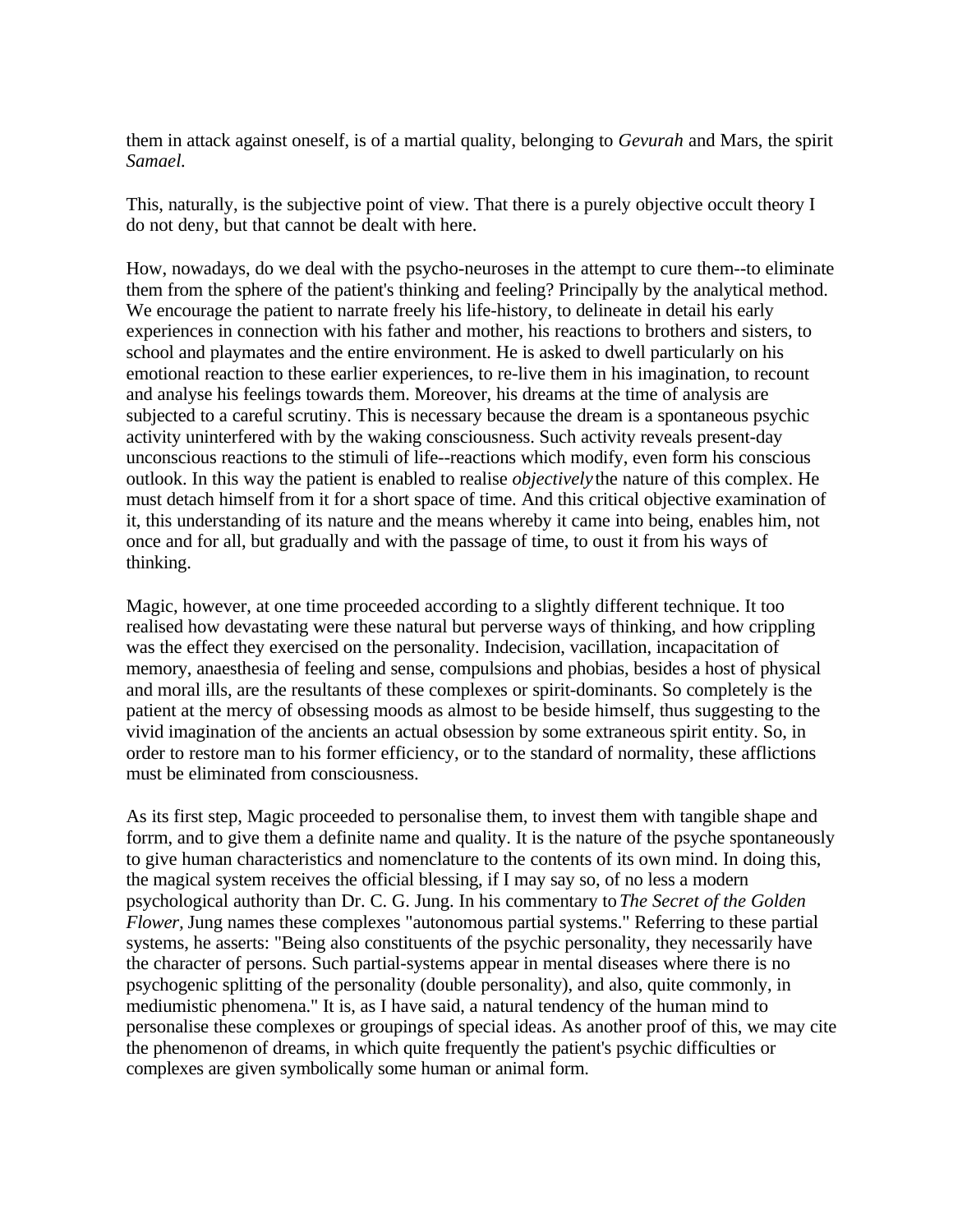them in attack against oneself, is of a martial quality, belonging to *Gevurah* and Mars, the spirit *Samael.*

This, naturally, is the subjective point of view. That there is a purely objective occult theory I do not deny, but that cannot be dealt with here.

How, nowadays, do we deal with the psycho-neuroses in the attempt to cure them--to eliminate them from the sphere of the patient's thinking and feeling? Principally by the analytical method. We encourage the patient to narrate freely his life-history, to delineate in detail his early experiences in connection with his father and mother, his reactions to brothers and sisters, to school and playmates and the entire environment. He is asked to dwell particularly on his emotional reaction to these earlier experiences, to re-live them in his imagination, to recount and analyse his feelings towards them. Moreover, his dreams at the time of analysis are subjected to a careful scrutiny. This is necessary because the dream is a spontaneous psychic activity uninterfered with by the waking consciousness. Such activity reveals present-day unconscious reactions to the stimuli of life--reactions which modify, even form his conscious outlook. In this way the patient is enabled to realise *objectively* the nature of this complex. He must detach himself from it for a short space of time. And this critical objective examination of it, this understanding of its nature and the means whereby it came into being, enables him, not once and for all, but gradually and with the passage of time, to oust it from his ways of thinking.

Magic, however, at one time proceeded according to a slightly different technique. It too realised how devastating were these natural but perverse ways of thinking, and how crippling was the effect they exercised on the personality. Indecision, vacillation, incapacitation of memory, anaesthesia of feeling and sense, compulsions and phobias, besides a host of physical and moral ills, are the resultants of these complexes or spirit-dominants. So completely is the patient at the mercy of obsessing moods as almost to be beside himself, thus suggesting to the vivid imagination of the ancients an actual obsession by some extraneous spirit entity. So, in order to restore man to his former efficiency, or to the standard of normality, these afflictions must be eliminated from consciousness.

As its first step, Magic proceeded to personalise them, to invest them with tangible shape and forrm, and to give them a definite name and quality. It is the nature of the psyche spontaneously to give human characteristics and nomenclature to the contents of its own mind. In doing this, the magical system receives the official blessing, if I may say so, of no less a modern psychological authority than Dr. C. G. Jung. In his commentary to *The Secret of the Golden Flower,* Jung names these complexes "autonomous partial systems." Referring to these partial systems, he asserts: "Being also constituents of the psychic personality, they necessarily have the character of persons. Such partial-systems appear in mental diseases where there is no psychogenic splitting of the personality (double personality), and also, quite commonly, in mediumistic phenomena." It is, as I have said, a natural tendency of the human mind to personalise these complexes or groupings of special ideas. As another proof of this, we may cite the phenomenon of dreams, in which quite frequently the patient's psychic difficulties or complexes are given symbolically some human or animal form.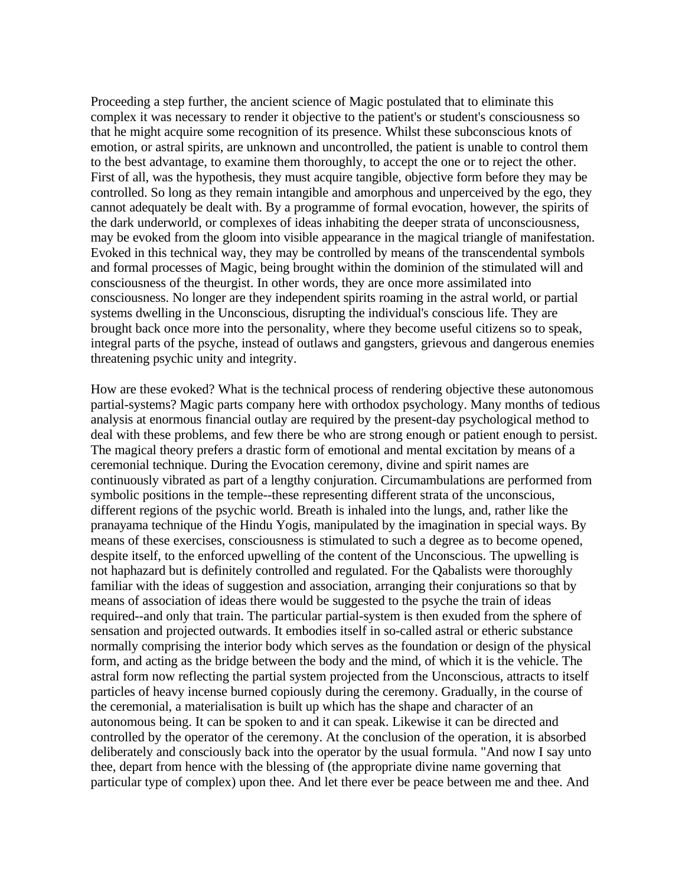Proceeding a step further, the ancient science of Magic postulated that to eliminate this complex it was necessary to render it objective to the patient's or student's consciousness so that he might acquire some recognition of its presence. Whilst these subconscious knots of emotion, or astral spirits, are unknown and uncontrolled, the patient is unable to control them to the best advantage, to examine them thoroughly, to accept the one or to reject the other. First of all, was the hypothesis, they must acquire tangible, objective form before they may be controlled. So long as they remain intangible and amorphous and unperceived by the ego, they cannot adequately be dealt with. By a programme of formal evocation, however, the spirits of the dark underworld, or complexes of ideas inhabiting the deeper strata of unconsciousness, may be evoked from the gloom into visible appearance in the magical triangle of manifestation. Evoked in this technical way, they may be controlled by means of the transcendental symbols and formal processes of Magic, being brought within the dominion of the stimulated will and consciousness of the theurgist. In other words, they are once more assimilated into consciousness. No longer are they independent spirits roaming in the astral world, or partial systems dwelling in the Unconscious, disrupting the individual's conscious life. They are brought back once more into the personality, where they become useful citizens so to speak, integral parts of the psyche, instead of outlaws and gangsters, grievous and dangerous enemies threatening psychic unity and integrity.

How are these evoked? What is the technical process of rendering objective these autonomous partial-systems? Magic parts company here with orthodox psychology. Many months of tedious analysis at enormous financial outlay are required by the present-day psychological method to deal with these problems, and few there be who are strong enough or patient enough to persist. The magical theory prefers a drastic form of emotional and mental excitation by means of a ceremonial technique. During the Evocation ceremony, divine and spirit names are continuously vibrated as part of a lengthy conjuration. Circumambulations are performed from symbolic positions in the temple--these representing different strata of the unconscious, different regions of the psychic world. Breath is inhaled into the lungs, and, rather like the pranayama technique of the Hindu Yogis, manipulated by the imagination in special ways. By means of these exercises, consciousness is stimulated to such a degree as to become opened, despite itself, to the enforced upwelling of the content of the Unconscious. The upwelling is not haphazard but is definitely controlled and regulated. For the Qabalists were thoroughly familiar with the ideas of suggestion and association, arranging their conjurations so that by means of association of ideas there would be suggested to the psyche the train of ideas required--and only that train. The particular partial-system is then exuded from the sphere of sensation and projected outwards. It embodies itself in so-called astral or etheric substance normally comprising the interior body which serves as the foundation or design of the physical form, and acting as the bridge between the body and the mind, of which it is the vehicle. The astral form now reflecting the partial system projected from the Unconscious, attracts to itself particles of heavy incense burned copiously during the ceremony. Gradually, in the course of the ceremonial, a materialisation is built up which has the shape and character of an autonomous being. It can be spoken to and it can speak. Likewise it can be directed and controlled by the operator of the ceremony. At the conclusion of the operation, it is absorbed deliberately and consciously back into the operator by the usual formula. "And now I say unto thee, depart from hence with the blessing of (the appropriate divine name governing that particular type of complex) upon thee. And let there ever be peace between me and thee. And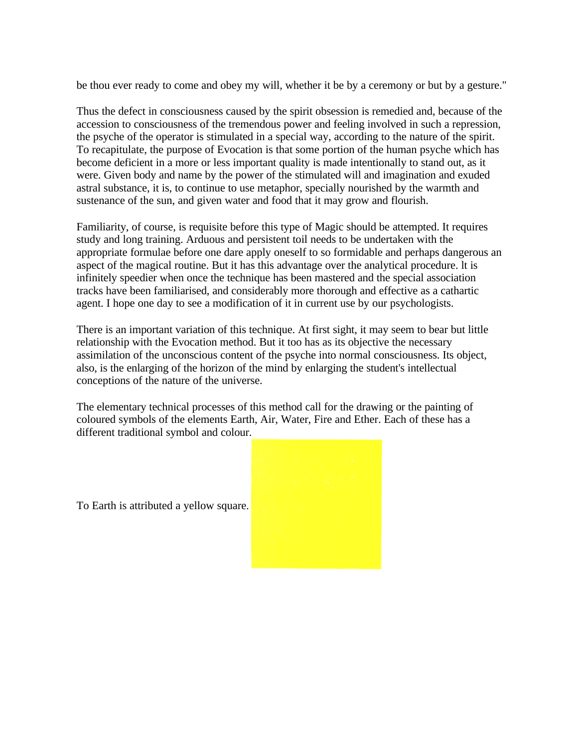be thou ever ready to come and obey my will, whether it be by a ceremony or but by a gesture."

Thus the defect in consciousness caused by the spirit obsession is remedied and, because of the accession to consciousness of the tremendous power and feeling involved in such a repression, the psyche of the operator is stimulated in a special way, according to the nature of the spirit. To recapitulate, the purpose of Evocation is that some portion of the human psyche which has become deficient in a more or less important quality is made intentionally to stand out, as it were. Given body and name by the power of the stimulated will and imagination and exuded astral substance, it is, to continue to use metaphor, specially nourished by the warmth and sustenance of the sun, and given water and food that it may grow and flourish.

Familiarity, of course, is requisite before this type of Magic should be attempted. It requires study and long training. Arduous and persistent toil needs to be undertaken with the appropriate formulae before one dare apply oneself to so formidable and perhaps dangerous an aspect of the magical routine. But it has this advantage over the analytical procedure. lt is infinitely speedier when once the technique has been mastered and the special association tracks have been familiarised, and considerably more thorough and effective as a cathartic agent. I hope one day to see a modification of it in current use by our psychologists.

There is an important variation of this technique. At first sight, it may seem to bear but little relationship with the Evocation method. But it too has as its objective the necessary assimilation of the unconscious content of the psyche into normal consciousness. Its object, also, is the enlarging of the horizon of the mind by enlarging the student's intellectual conceptions of the nature of the universe.

The elementary technical processes of this method call for the drawing or the painting of coloured symbols of the elements Earth, Air, Water, Fire and Ether. Each of these has a different traditional symbol and colour.

To Earth is attributed a yellow square.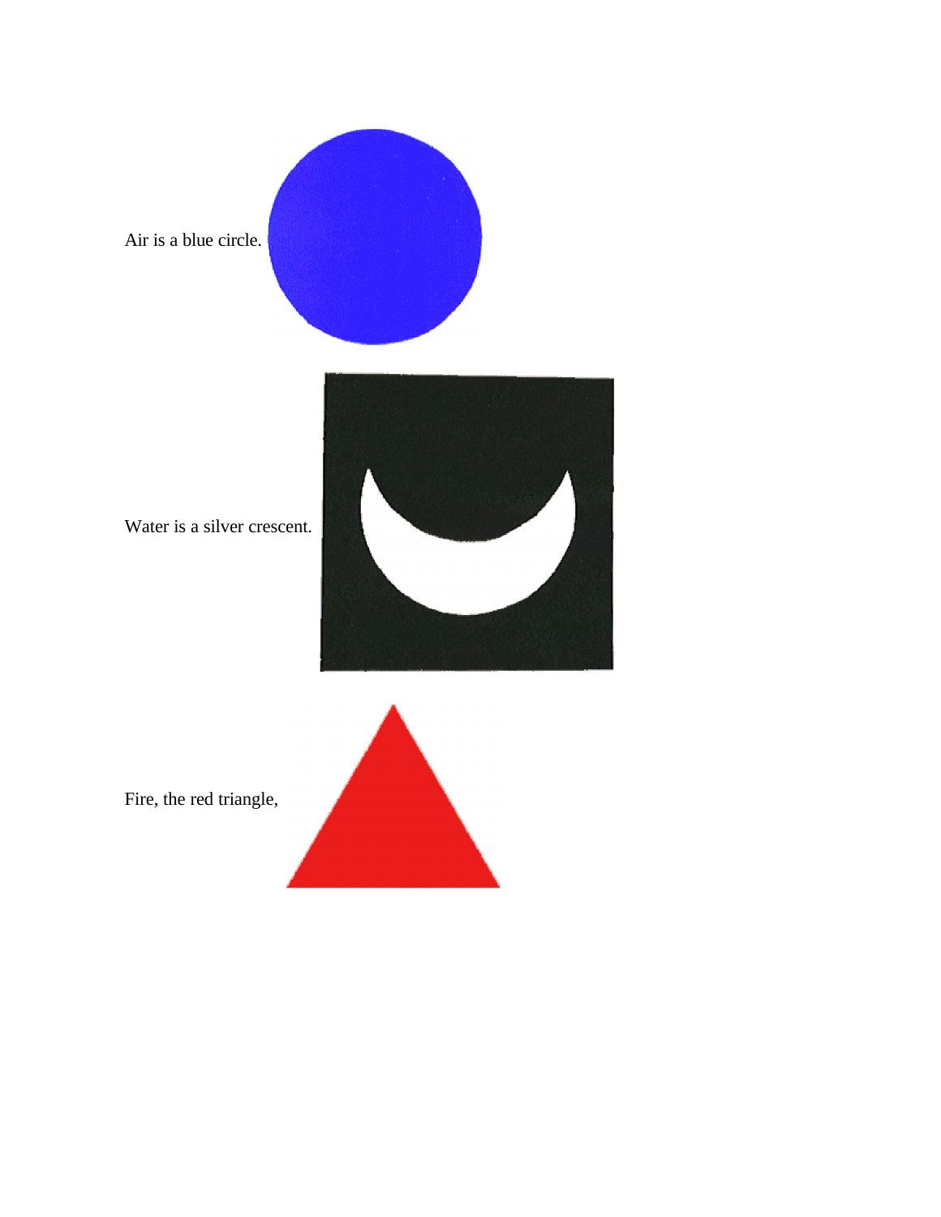Air is a blue circle.

Water is a silver crescent.

Fire, the red triangle,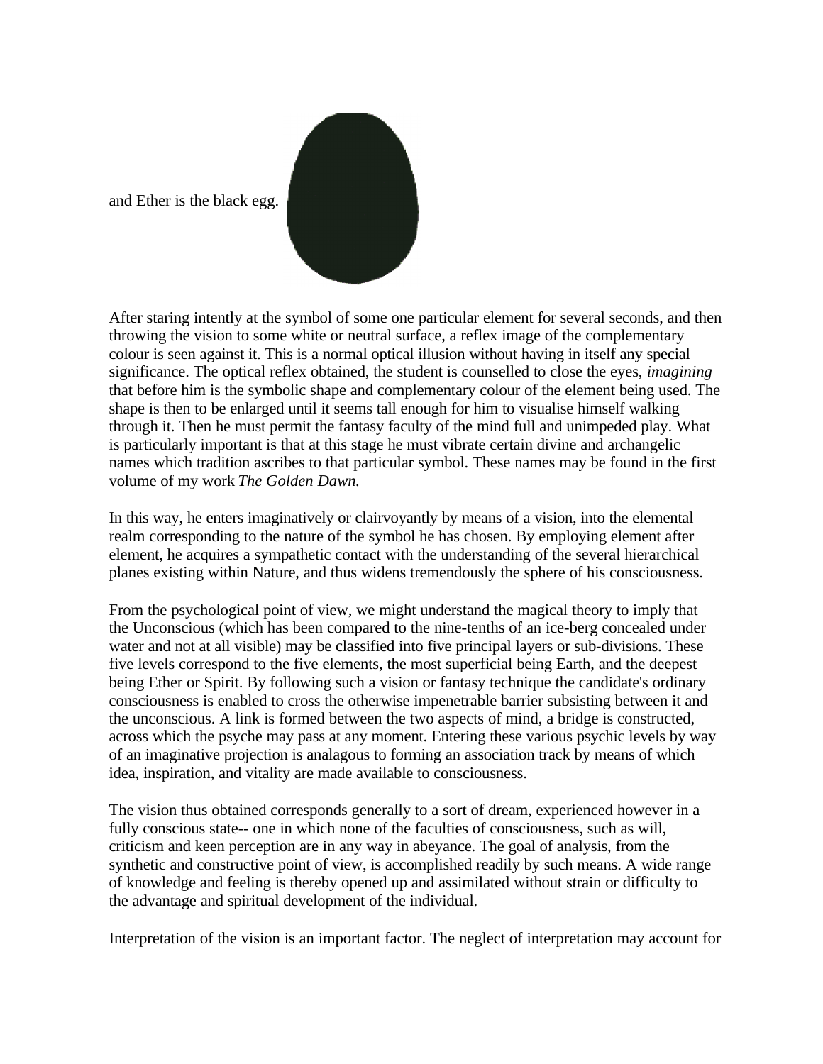and Ether is the black egg.

After staring intently at the symbol of some one particular element for several seconds, and then throwing the vision to some white or neutral surface, a reflex image of the complementary colour is seen against it. This is a normal optical illusion without having in itself any special significance. The optical reflex obtained, the student is counselled to close the eyes, *imagining* that before him is the symbolic shape and complementary colour of the element being used. The shape is then to be enlarged until it seems tall enough for him to visualise himself walking through it. Then he must permit the fantasy faculty of the mind full and unimpeded play. What is particularly important is that at this stage he must vibrate certain divine and archangelic names which tradition ascribes to that particular symbol. These names may be found in the first volume of my work *The Golden Dawn.*

In this way, he enters imaginatively or clairvoyantly by means of a vision, into the elemental realm corresponding to the nature of the symbol he has chosen. By employing element after element, he acquires a sympathetic contact with the understanding of the several hierarchical planes existing within Nature, and thus widens tremendously the sphere of his consciousness.

From the psychological point of view, we might understand the magical theory to imply that the Unconscious (which has been compared to the nine-tenths of an ice-berg concealed under water and not at all visible) may be classified into five principal layers or sub-divisions. These five levels correspond to the five elements, the most superficial being Earth, and the deepest being Ether or Spirit. By following such a vision or fantasy technique the candidate's ordinary consciousness is enabled to cross the otherwise impenetrable barrier subsisting between it and the unconscious. A link is formed between the two aspects of mind, a bridge is constructed, across which the psyche may pass at any moment. Entering these various psychic levels by way of an imaginative projection is analagous to forming an association track by means of which idea, inspiration, and vitality are made available to consciousness.

The vision thus obtained corresponds generally to a sort of dream, experienced however in a fully conscious state-- one in which none of the faculties of consciousness, such as will, criticism and keen perception are in any way in abeyance. The goal of analysis, from the synthetic and constructive point of view, is accomplished readily by such means. A wide range of knowledge and feeling is thereby opened up and assimilated without strain or difficulty to the advantage and spiritual development of the individual.

Interpretation of the vision is an important factor. The neglect of interpretation may account for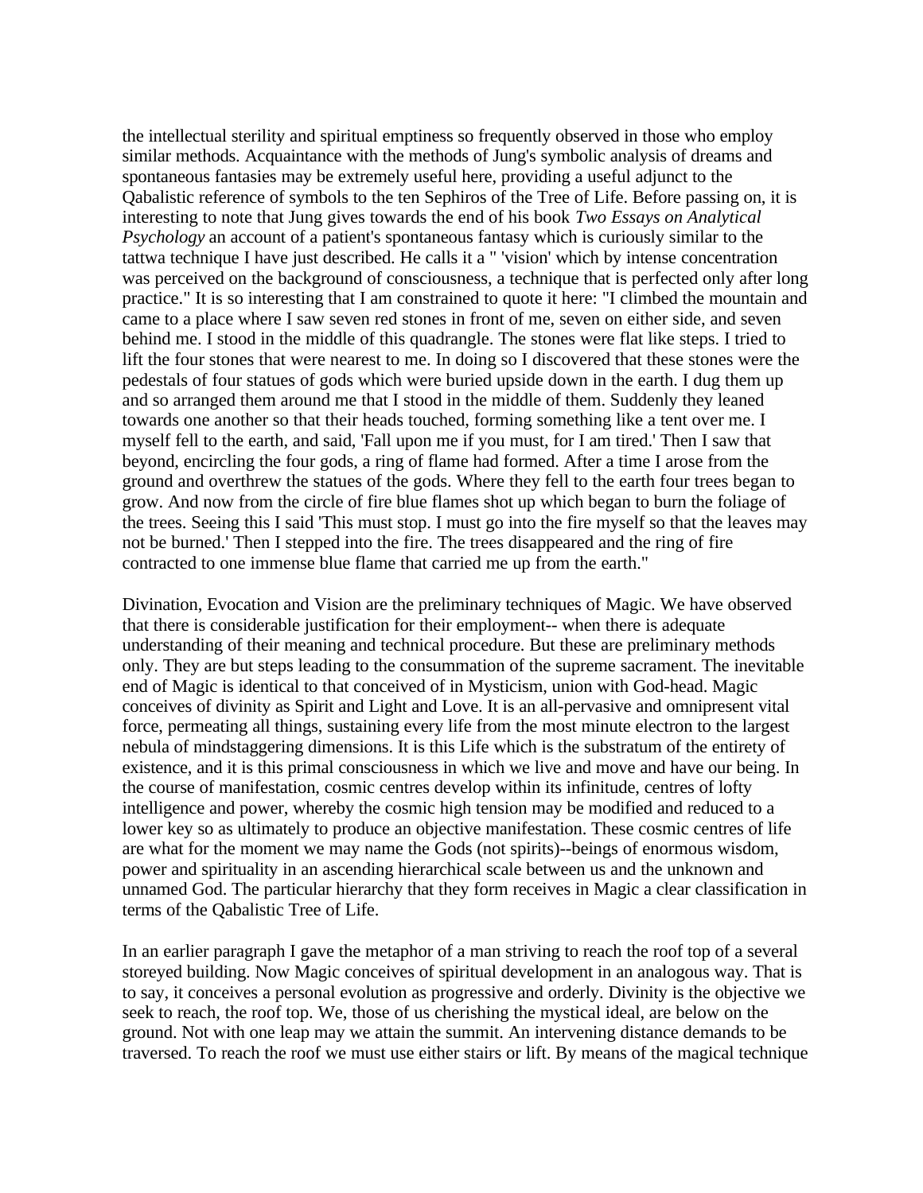the intellectual sterility and spiritual emptiness so frequently observed in those who employ similar methods. Acquaintance with the methods of Jung's symbolic analysis of dreams and spontaneous fantasies may be extremely useful here, providing a useful adjunct to the Qabalistic reference of symbols to the ten Sephiros of the Tree of Life. Before passing on, it is interesting to note that Jung gives towards the end of his book *Two Essays on Analytical Psychology* an account of a patient's spontaneous fantasy which is curiously similar to the tattwa technique I have just described. He calls it a " 'vision' which by intense concentration was perceived on the background of consciousness, a technique that is perfected only after long practice." It is so interesting that I am constrained to quote it here: "I climbed the mountain and came to a place where I saw seven red stones in front of me, seven on either side, and seven behind me. I stood in the middle of this quadrangle. The stones were flat like steps. I tried to lift the four stones that were nearest to me. In doing so I discovered that these stones were the pedestals of four statues of gods which were buried upside down in the earth. I dug them up and so arranged them around me that I stood in the middle of them. Suddenly they leaned towards one another so that their heads touched, forming something like a tent over me. I myself fell to the earth, and said, 'Fall upon me if you must, for I am tired.' Then I saw that beyond, encircling the four gods, a ring of flame had formed. After a time I arose from the ground and overthrew the statues of the gods. Where they fell to the earth four trees began to grow. And now from the circle of fire blue flames shot up which began to burn the foliage of the trees. Seeing this I said 'This must stop. I must go into the fire myself so that the leaves may not be burned.' Then I stepped into the fire. The trees disappeared and the ring of fire contracted to one immense blue flame that carried me up from the earth."

Divination, Evocation and Vision are the preliminary techniques of Magic. We have observed that there is considerable justification for their employment-- when there is adequate understanding of their meaning and technical procedure. But these are preliminary methods only. They are but steps leading to the consummation of the supreme sacrament. The inevitable end of Magic is identical to that conceived of in Mysticism, union with God-head. Magic conceives of divinity as Spirit and Light and Love. It is an all-pervasive and omnipresent vital force, permeating all things, sustaining every life from the most minute electron to the largest nebula of mindstaggering dimensions. It is this Life which is the substratum of the entirety of existence, and it is this primal consciousness in which we live and move and have our being. In the course of manifestation, cosmic centres develop within its infinitude, centres of lofty intelligence and power, whereby the cosmic high tension may be modified and reduced to a lower key so as ultimately to produce an objective manifestation. These cosmic centres of life are what for the moment we may name the Gods (not spirits)--beings of enormous wisdom, power and spirituality in an ascending hierarchical scale between us and the unknown and unnamed God. The particular hierarchy that they form receives in Magic a clear classification in terms of the Qabalistic Tree of Life.

In an earlier paragraph I gave the metaphor of a man striving to reach the roof top of a several storeyed building. Now Magic conceives of spiritual development in an analogous way. That is to say, it conceives a personal evolution as progressive and orderly. Divinity is the objective we seek to reach, the roof top. We, those of us cherishing the mystical ideal, are below on the ground. Not with one leap may we attain the summit. An intervening distance demands to be traversed. To reach the roof we must use either stairs or lift. By means of the magical technique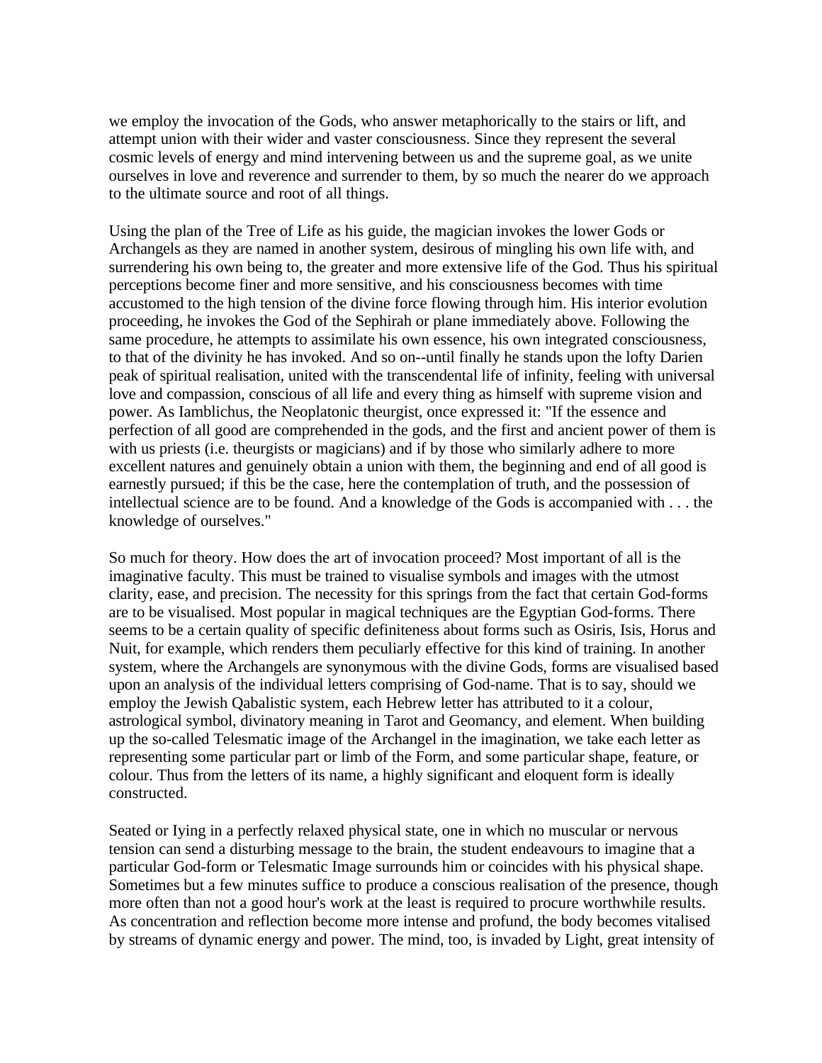we employ the invocation of the Gods, who answer metaphorically to the stairs or lift, and attempt union with their wider and vaster consciousness. Since they represent the several cosmic levels of energy and mind intervening between us and the supreme goal, as we unite ourselves in love and reverence and surrender to them, by so much the nearer do we approach to the ultimate source and root of all things.

Using the plan of the Tree of Life as his guide, the magician invokes the lower Gods or Archangels as they are named in another system, desirous of mingling his own life with, and surrendering his own being to, the greater and more extensive life of the God. Thus his spiritual perceptions become finer and more sensitive, and his consciousness becomes with time accustomed to the high tension of the divine force flowing through him. His interior evolution proceeding, he invokes the God of the Sephirah or plane immediately above. Following the same procedure, he attempts to assimilate his own essence, his own integrated consciousness, to that of the divinity he has invoked. And so on--until finally he stands upon the lofty Darien peak of spiritual realisation, united with the transcendental life of infinity, feeling with universal love and compassion, conscious of all life and every thing as himself with supreme vision and power. As Iamblichus, the Neoplatonic theurgist, once expressed it: "If the essence and perfection of all good are comprehended in the gods, and the first and ancient power of them is with us priests (i.e. theurgists or magicians) and if by those who similarly adhere to more excellent natures and genuinely obtain a union with them, the beginning and end of all good is earnestly pursued; if this be the case, here the contemplation of truth, and the possession of intellectual science are to be found. And a knowledge of the Gods is accompanied with . . . the knowledge of ourselves."

So much for theory. How does the art of invocation proceed? Most important of all is the imaginative faculty. This must be trained to visualise symbols and images with the utmost clarity, ease, and precision. The necessity for this springs from the fact that certain God-forms are to be visualised. Most popular in magical techniques are the Egyptian God-forms. There seems to be a certain quality of specific definiteness about forms such as Osiris, Isis, Horus and Nuit, for example, which renders them peculiarly effective for this kind of training. In another system, where the Archangels are synonymous with the divine Gods, forms are visualised based upon an analysis of the individual letters comprising of God-name. That is to say, should we employ the Jewish Qabalistic system, each Hebrew letter has attributed to it a colour, astrological symbol, divinatory meaning in Tarot and Geomancy, and element. When building up the so-called Telesmatic image of the Archangel in the imagination, we take each letter as representing some particular part or limb of the Form, and some particular shape, feature, or colour. Thus from the letters of its name, a highly significant and eloquent form is ideally constructed.

Seated or Iying in a perfectly relaxed physical state, one in which no muscular or nervous tension can send a disturbing message to the brain, the student endeavours to imagine that a particular God-form or Telesmatic Image surrounds him or coincides with his physical shape. Sometimes but a few minutes suffice to produce a conscious realisation of the presence, though more often than not a good hour's work at the least is required to procure worthwhile results. As concentration and reflection become more intense and profund, the body becomes vitalised by streams of dynamic energy and power. The mind, too, is invaded by Light, great intensity of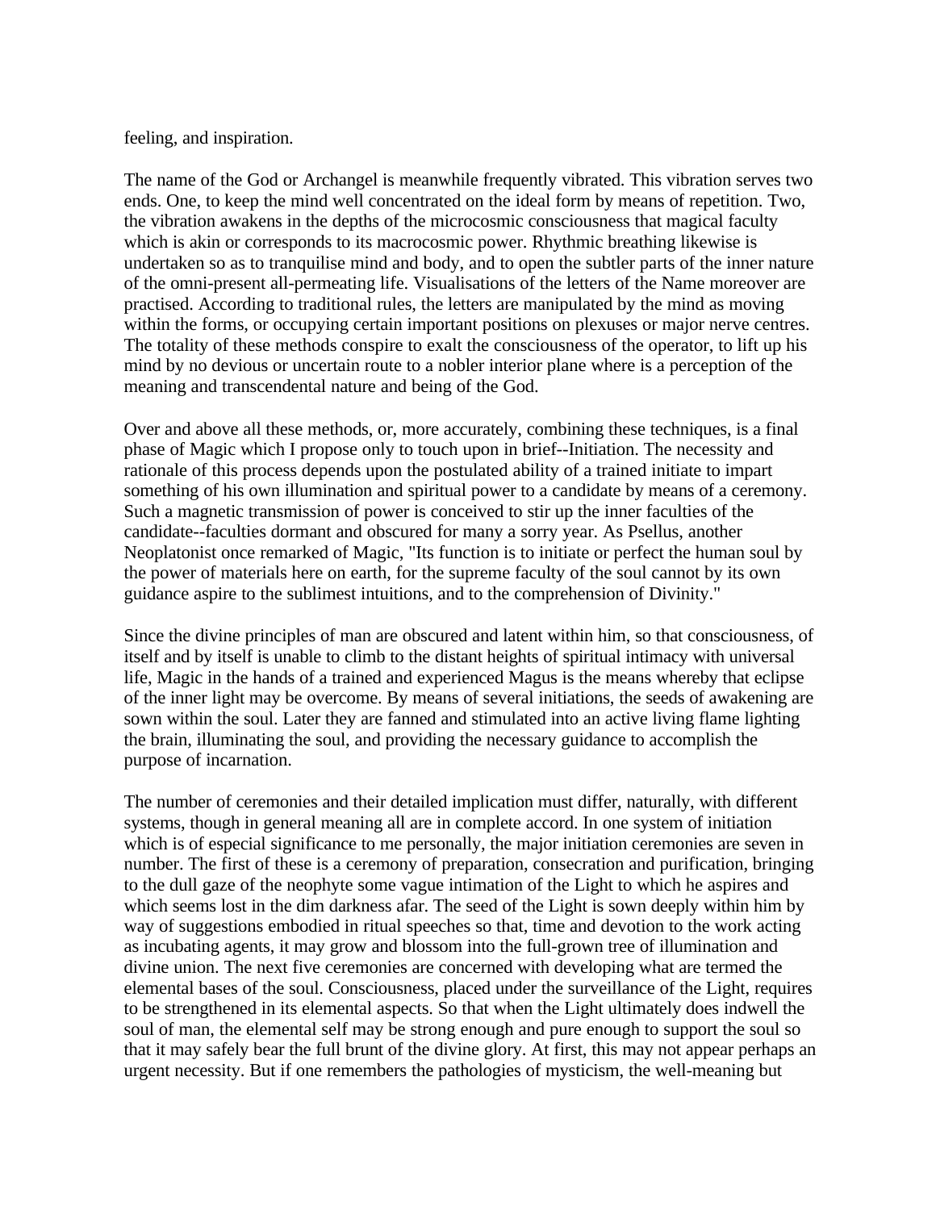feeling, and inspiration.

The name of the God or Archangel is meanwhile frequently vibrated. This vibration serves two ends. One, to keep the mind well concentrated on the ideal form by means of repetition. Two, the vibration awakens in the depths of the microcosmic consciousness that magical faculty which is akin or corresponds to its macrocosmic power. Rhythmic breathing likewise is undertaken so as to tranquilise mind and body, and to open the subtler parts of the inner nature of the omni-present all-permeating life. Visualisations of the letters of the Name moreover are practised. According to traditional rules, the letters are manipulated by the mind as moving within the forms, or occupying certain important positions on plexuses or major nerve centres. The totality of these methods conspire to exalt the consciousness of the operator, to lift up his mind by no devious or uncertain route to a nobler interior plane where is a perception of the meaning and transcendental nature and being of the God.

Over and above all these methods, or, more accurately, combining these techniques, is a final phase of Magic which I propose only to touch upon in brief--Initiation. The necessity and rationale of this process depends upon the postulated ability of a trained initiate to impart something of his own illumination and spiritual power to a candidate by means of a ceremony. Such a magnetic transmission of power is conceived to stir up the inner faculties of the candidate--faculties dormant and obscured for many a sorry year. As Psellus, another Neoplatonist once remarked of Magic, "Its function is to initiate or perfect the human soul by the power of materials here on earth, for the supreme faculty of the soul cannot by its own guidance aspire to the sublimest intuitions, and to the comprehension of Divinity."

Since the divine principles of man are obscured and latent within him, so that consciousness, of itself and by itself is unable to climb to the distant heights of spiritual intimacy with universal life, Magic in the hands of a trained and experienced Magus is the means whereby that eclipse of the inner light may be overcome. By means of several initiations, the seeds of awakening are sown within the soul. Later they are fanned and stimulated into an active living flame lighting the brain, illuminating the soul, and providing the necessary guidance to accomplish the purpose of incarnation.

The number of ceremonies and their detailed implication must differ, naturally, with different systems, though in general meaning all are in complete accord. In one system of initiation which is of especial significance to me personally, the major initiation ceremonies are seven in number. The first of these is a ceremony of preparation, consecration and purification, bringing to the dull gaze of the neophyte some vague intimation of the Light to which he aspires and which seems lost in the dim darkness afar. The seed of the Light is sown deeply within him by way of suggestions embodied in ritual speeches so that, time and devotion to the work acting as incubating agents, it may grow and blossom into the full-grown tree of illumination and divine union. The next five ceremonies are concerned with developing what are termed the elemental bases of the soul. Consciousness, placed under the surveillance of the Light, requires to be strengthened in its elemental aspects. So that when the Light ultimately does indwell the soul of man, the elemental self may be strong enough and pure enough to support the soul so that it may safely bear the full brunt of the divine glory. At first, this may not appear perhaps an urgent necessity. But if one remembers the pathologies of mysticism, the well-meaning but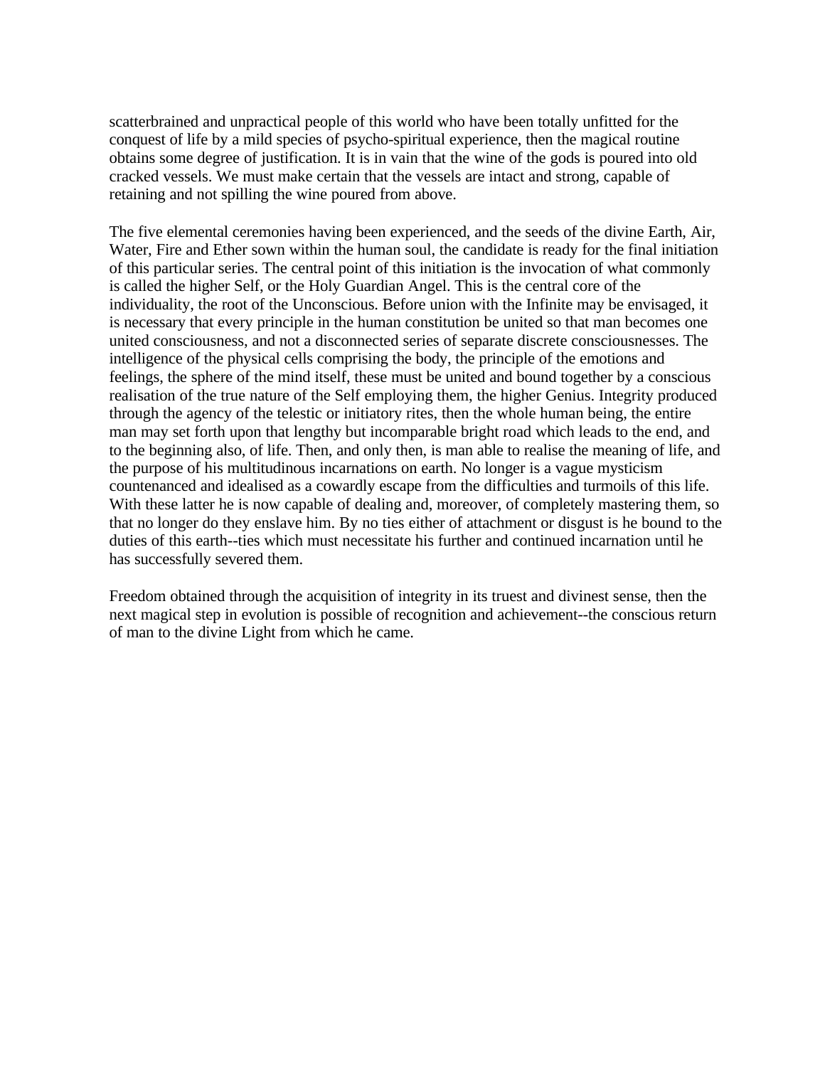scatterbrained and unpractical people of this world who have been totally unfitted for the conquest of life by a mild species of psycho-spiritual experience, then the magical routine obtains some degree of justification. It is in vain that the wine of the gods is poured into old cracked vessels. We must make certain that the vessels are intact and strong, capable of retaining and not spilling the wine poured from above.

The five elemental ceremonies having been experienced, and the seeds of the divine Earth, Air, Water, Fire and Ether sown within the human soul, the candidate is ready for the final initiation of this particular series. The central point of this initiation is the invocation of what commonly is called the higher Self, or the Holy Guardian Angel. This is the central core of the individuality, the root of the Unconscious. Before union with the Infinite may be envisaged, it is necessary that every principle in the human constitution be united so that man becomes one united consciousness, and not a disconnected series of separate discrete consciousnesses. The intelligence of the physical cells comprising the body, the principle of the emotions and feelings, the sphere of the mind itself, these must be united and bound together by a conscious realisation of the true nature of the Self employing them, the higher Genius. Integrity produced through the agency of the telestic or initiatory rites, then the whole human being, the entire man may set forth upon that lengthy but incomparable bright road which leads to the end, and to the beginning also, of life. Then, and only then, is man able to realise the meaning of life, and the purpose of his multitudinous incarnations on earth. No longer is a vague mysticism countenanced and idealised as a cowardly escape from the difficulties and turmoils of this life. With these latter he is now capable of dealing and, moreover, of completely mastering them, so that no longer do they enslave him. By no ties either of attachment or disgust is he bound to the duties of this earth--ties which must necessitate his further and continued incarnation until he has successfully severed them.

Freedom obtained through the acquisition of integrity in its truest and divinest sense, then the next magical step in evolution is possible of recognition and achievement--the conscious return of man to the divine Light from which he came.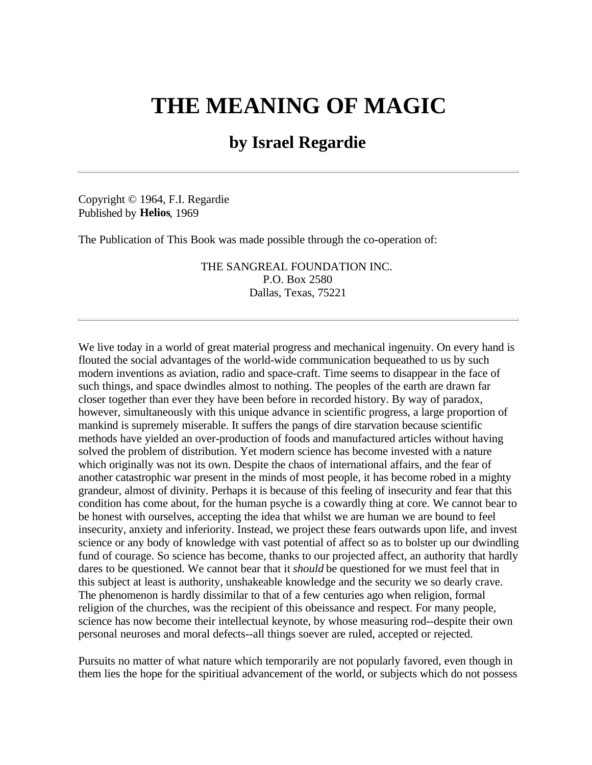# THE MEANING OF MAGIC

## by Israel Regardie

---

Copyright © 1964, F.I. Regardie
Published by **Helios**, 1969

The Publication of This Book was made possible through the co-operation of:

THE SANGREAL FOUNDATION INC.
P.O. Box 2580
Dallas, Texas, 75221

---

We live today in a world of great material progress and mechanical ingenuity. On every hand is flouted the social advantages of the world-wide communication bequeathed to us by such modern inventions as aviation, radio and space-craft. Time seems to disappear in the face of such things, and space dwindles almost to nothing. The peoples of the earth are drawn far closer together than ever they have been before in recorded history. By way of paradox, however, simultaneously with this unique advance in scientific progress, a large proportion of mankind is supremely miserable. It suffers the pangs of dire starvation because scientific methods have yielded an over-production of foods and manufactured articles without having solved the problem of distribution. Yet modern science has become invested with a nature which originally was not its own. Despite the chaos of international affairs, and the fear of another catastrophic war present in the minds of most people, it has become robed in a mighty grandeur, almost of divinity. Perhaps it is because of this feeling of insecurity and fear that this condition has come about, for the human psyche is a cowardly thing at core. We cannot bear to be honest with ourselves, accepting the idea that whilst we are human we are bound to feel insecurity, anxiety and inferiority. Instead, we project these fears outwards upon life, and invest science or any body of knowledge with vast potential of affect so as to bolster up our dwindling fund of courage. So science has become, thanks to our projected affect, an authority that hardly dares to be questioned. We cannot bear that it *should* be questioned for we must feel that in this subject at least is authority, unshakeable knowledge and the security we so dearly crave. The phenomenon is hardly dissimilar to that of a few centuries ago when religion, formal religion of the churches, was the recipient of this obeissance and respect. For many people, science has now become their intellectual keynote, by whose measuring rod--despite their own personal neuroses and moral defects--all things soever are ruled, accepted or rejected.

Pursuits no matter of what nature which temporarily are not popularly favored, even though in them lies the hope for the spiritiual advancement of the world, or subjects which do not possess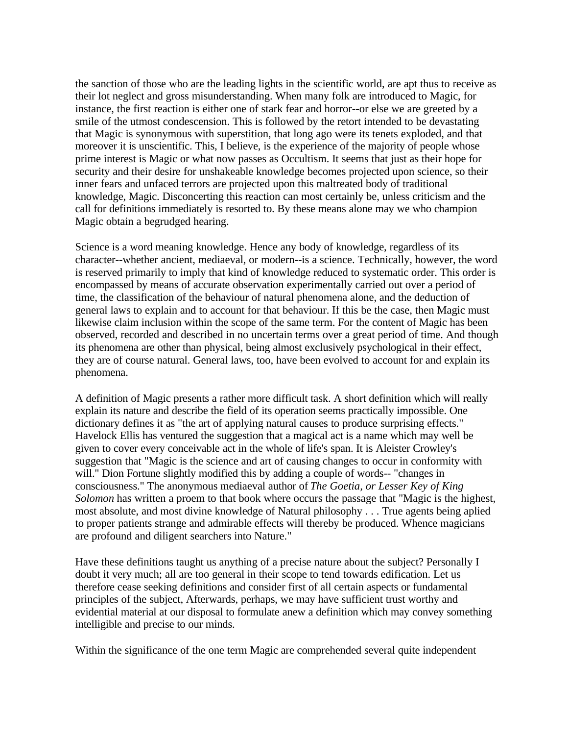the sanction of those who are the leading lights in the scientific world, are apt thus to receive as their lot neglect and gross misunderstanding. When many folk are introduced to Magic, for instance, the first reaction is either one of stark fear and horror--or else we are greeted by a smile of the utmost condescension. This is followed by the retort intended to be devastating that Magic is synonymous with superstition, that long ago were its tenets exploded, and that moreover it is unscientific. This, I believe, is the experience of the majority of people whose prime interest is Magic or what now passes as Occultism. It seems that just as their hope for security and their desire for unshakeable knowledge becomes projected upon science, so their inner fears and unfaced terrors are projected upon this maltreated body of traditional knowledge, Magic. Disconcerting this reaction can most certainly be, unless criticism and the call for definitions immediately is resorted to. By these means alone may we who champion Magic obtain a begrudged hearing.

Science is a word meaning knowledge. Hence any body of knowledge, regardless of its character--whether ancient, mediaeval, or modern--is a science. Technically, however, the word is reserved primarily to imply that kind of knowledge reduced to systematic order. This order is encompassed by means of accurate observation experimentally carried out over a period of time, the classification of the behaviour of natural phenomena alone, and the deduction of general laws to explain and to account for that behaviour. If this be the case, then Magic must likewise claim inclusion within the scope of the same term. For the content of Magic has been observed, recorded and described in no uncertain terms over a great period of time. And though its phenomena are other than physical, being almost exclusively psychological in their effect, they are of course natural. General laws, too, have been evolved to account for and explain its phenomena.

A definition of Magic presents a rather more difficult task. A short definition which will really explain its nature and describe the field of its operation seems practically impossible. One dictionary defines it as "the art of applying natural causes to produce surprising effects." Havelock Ellis has ventured the suggestion that a magical act is a name which may well be given to cover every conceivable act in the whole of life's span. It is Aleister Crowley's suggestion that "Magic is the science and art of causing changes to occur in conformity with will." Dion Fortune slightly modified this by adding a couple of words-- "changes in consciousness." The anonymous mediaeval author of *The Goetia, or Lesser Key of King Solomon* has written a proem to that book where occurs the passage that "Magic is the highest, most absolute, and most divine knowledge of Natural philosophy . . . True agents being aplied to proper patients strange and admirable effects will thereby be produced. Whence magicians are profound and diligent searchers into Nature."

Have these definitions taught us anything of a precise nature about the subject? Personally I doubt it very much; all are too general in their scope to tend towards edification. Let us therefore cease seeking definitions and consider first of all certain aspects or fundamental principles of the subject, Afterwards, perhaps, we may have sufficient trust worthy and evidential material at our disposal to formulate anew a definition which may convey something intelligible and precise to our minds.

Within the significance of the one term Magic are comprehended several quite independent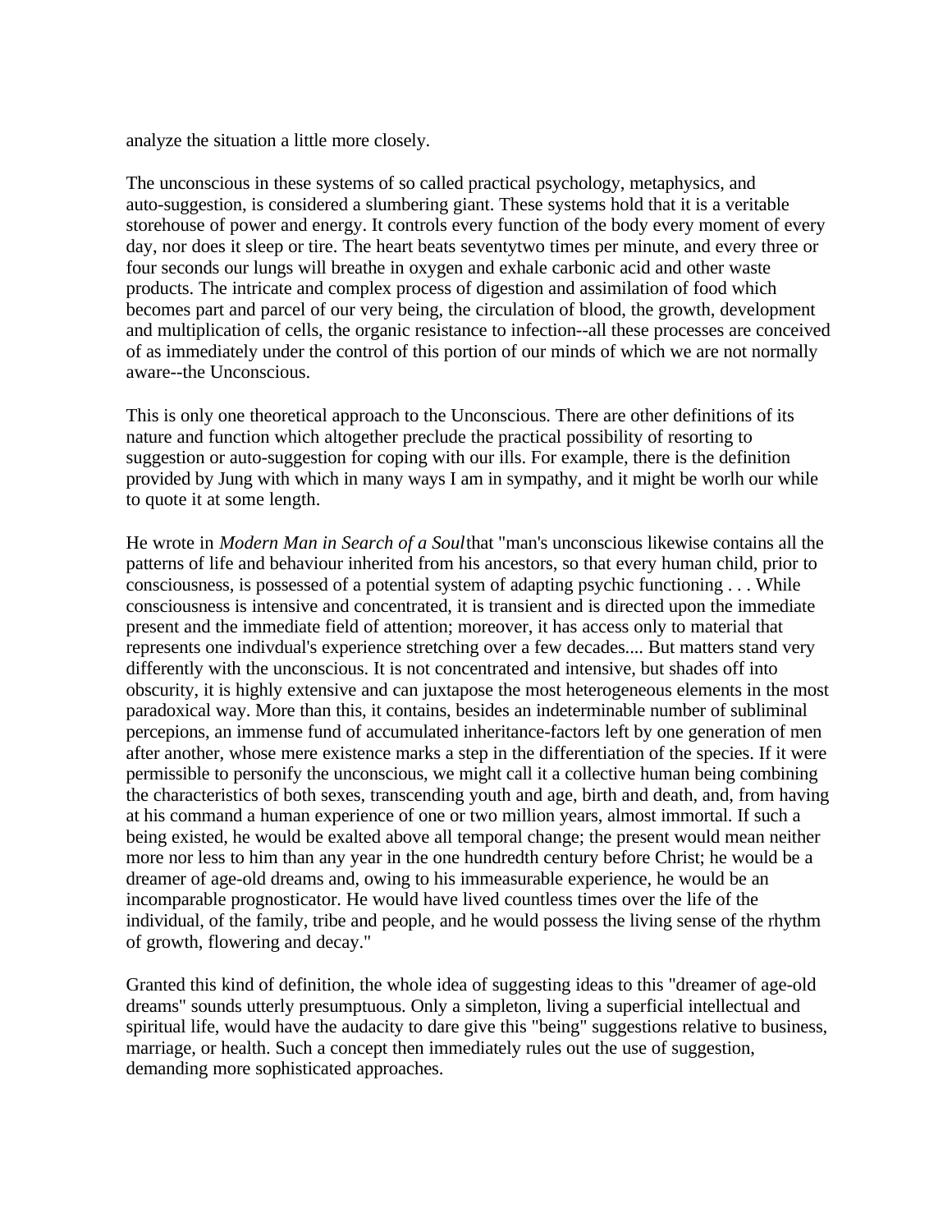analyze the situation a little more closely.

The unconscious in these systems of so called practical psychology, metaphysics, and auto-suggestion, is considered a slumbering giant. These systems hold that it is a veritable storehouse of power and energy. It controls every function of the body every moment of every day, nor does it sleep or tire. The heart beats seventytwo times per minute, and every three or four seconds our lungs will breathe in oxygen and exhale carbonic acid and other waste products. The intricate and complex process of digestion and assimilation of food which becomes part and parcel of our very being, the circulation of blood, the growth, development and multiplication of cells, the organic resistance to infection--all these processes are conceived of as immediately under the control of this portion of our minds of which we are not normally aware--the Unconscious.

This is only one theoretical approach to the Unconscious. There are other definitions of its nature and function which altogether preclude the practical possibility of resorting to suggestion or auto-suggestion for coping with our ills. For example, there is the definition provided by Jung with which in many ways I am in sympathy, and it might be worlh our while to quote it at some length.

He wrote in *Modern Man in Search of a Soul* that "man's unconscious likewise contains all the patterns of life and behaviour inherited from his ancestors, so that every human child, prior to consciousness, is possessed of a potential system of adapting psychic functioning . . . While consciousness is intensive and concentrated, it is transient and is directed upon the immediate present and the immediate field of attention; moreover, it has access only to material that represents one indivdual's experience stretching over a few decades.... But matters stand very differently with the unconscious. It is not concentrated and intensive, but shades off into obscurity, it is highly extensive and can juxtapose the most heterogeneous elements in the most paradoxical way. More than this, it contains, besides an indeterminable number of subliminal percepions, an immense fund of accumulated inheritance-factors left by one generation of men after another, whose mere existence marks a step in the differentiation of the species. If it were permissible to personify the unconscious, we might call it a collective human being combining the characteristics of both sexes, transcending youth and age, birth and death, and, from having at his command a human experience of one or two million years, almost immortal. If such a being existed, he would be exalted above all temporal change; the present would mean neither more nor less to him than any year in the one hundredth century before Christ; he would be a dreamer of age-old dreams and, owing to his immeasurable experience, he would be an incomparable prognosticator. He would have lived countless times over the life of the individual, of the family, tribe and people, and he would possess the living sense of the rhythm of growth, flowering and decay."

Granted this kind of definition, the whole idea of suggesting ideas to this "dreamer of age-old dreams" sounds utterly presumptuous. Only a simpleton, living a superficial intellectual and spiritual life, would have the audacity to dare give this "being" suggestions relative to business, marriage, or health. Such a concept then immediately rules out the use of suggestion, demanding more sophisticated approaches.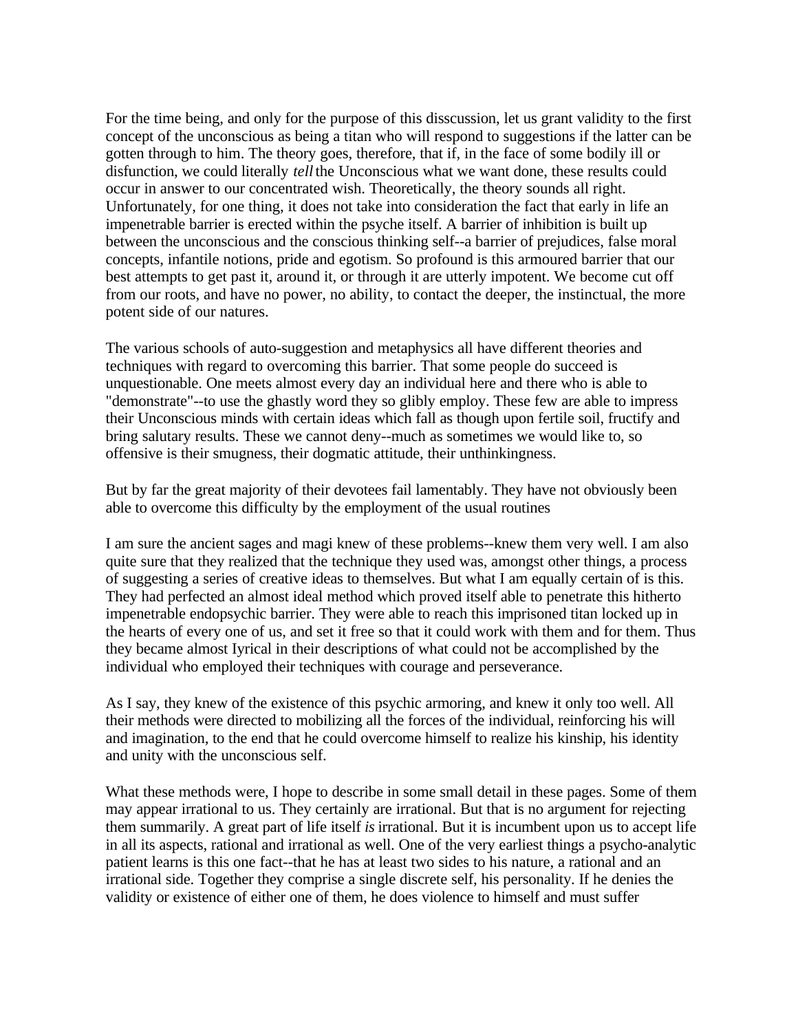For the time being, and only for the purpose of this disscussion, let us grant validity to the first concept of the unconscious as being a titan who will respond to suggestions if the latter can be gotten through to him. The theory goes, therefore, that if, in the face of some bodily ill or disfunction, we could literally *tell* the Unconscious what we want done, these results could occur in answer to our concentrated wish. Theoretically, the theory sounds all right. Unfortunately, for one thing, it does not take into consideration the fact that early in life an impenetrable barrier is erected within the psyche itself. A barrier of inhibition is built up between the unconscious and the conscious thinking self--a barrier of prejudices, false moral concepts, infantile notions, pride and egotism. So profound is this armoured barrier that our best attempts to get past it, around it, or through it are utterly impotent. We become cut off from our roots, and have no power, no ability, to contact the deeper, the instinctual, the more potent side of our natures.

The various schools of auto-suggestion and metaphysics all have different theories and techniques with regard to overcoming this barrier. That some people do succeed is unquestionable. One meets almost every day an individual here and there who is able to "demonstrate"--to use the ghastly word they so glibly employ. These few are able to impress their Unconscious minds with certain ideas which fall as though upon fertile soil, fructify and bring salutary results. These we cannot deny--much as sometimes we would like to, so offensive is their smugness, their dogmatic attitude, their unthinkingness.

But by far the great majority of their devotees fail lamentably. They have not obviously been able to overcome this difficulty by the employment of the usual routines

I am sure the ancient sages and magi knew of these problems--knew them very well. I am also quite sure that they realized that the technique they used was, amongst other things, a process of suggesting a series of creative ideas to themselves. But what I am equally certain of is this. They had perfected an almost ideal method which proved itself able to penetrate this hitherto impenetrable endopsychic barrier. They were able to reach this imprisoned titan locked up in the hearts of every one of us, and set it free so that it could work with them and for them. Thus they became almost Iyrical in their descriptions of what could not be accomplished by the individual who employed their techniques with courage and perseverance.

As I say, they knew of the existence of this psychic armoring, and knew it only too well. All their methods were directed to mobilizing all the forces of the individual, reinforcing his will and imagination, to the end that he could overcome himself to realize his kinship, his identity and unity with the unconscious self.

What these methods were, I hope to describe in some small detail in these pages. Some of them may appear irrational to us. They certainly are irrational. But that is no argument for rejecting them summarily. A great part of life itself *is* irrational. But it is incumbent upon us to accept life in all its aspects, rational and irrational as well. One of the very earliest things a psycho-analytic patient learns is this one fact--that he has at least two sides to his nature, a rational and an irrational side. Together they comprise a single discrete self, his personality. If he denies the validity or existence of either one of them, he does violence to himself and must suffer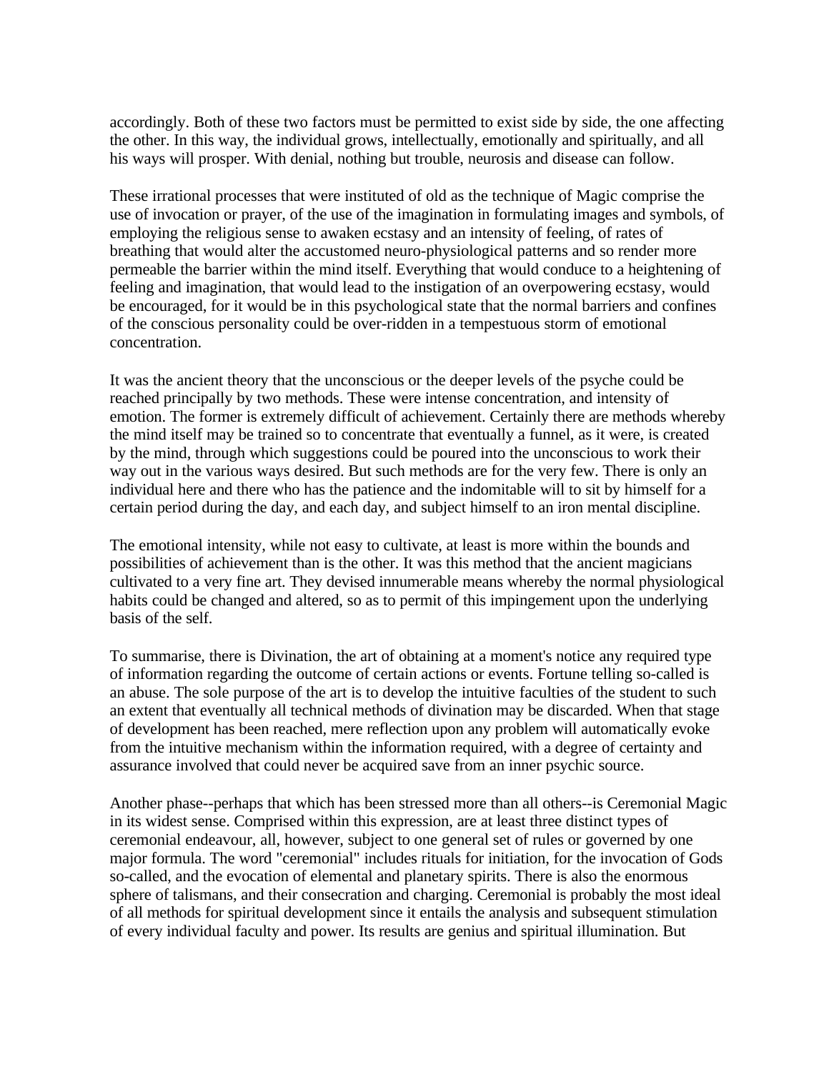accordingly. Both of these two factors must be permitted to exist side by side, the one affecting the other. In this way, the individual grows, intellectually, emotionally and spiritually, and all his ways will prosper. With denial, nothing but trouble, neurosis and disease can follow.

These irrational processes that were instituted of old as the technique of Magic comprise the use of invocation or prayer, of the use of the imagination in formulating images and symbols, of employing the religious sense to awaken ecstasy and an intensity of feeling, of rates of breathing that would alter the accustomed neuro-physiological patterns and so render more permeable the barrier within the mind itself. Everything that would conduce to a heightening of feeling and imagination, that would lead to the instigation of an overpowering ecstasy, would be encouraged, for it would be in this psychological state that the normal barriers and confines of the conscious personality could be over-ridden in a tempestuous storm of emotional concentration.

It was the ancient theory that the unconscious or the deeper levels of the psyche could be reached principally by two methods. These were intense concentration, and intensity of emotion. The former is extremely difficult of achievement. Certainly there are methods whereby the mind itself may be trained so to concentrate that eventually a funnel, as it were, is created by the mind, through which suggestions could be poured into the unconscious to work their way out in the various ways desired. But such methods are for the very few. There is only an individual here and there who has the patience and the indomitable will to sit by himself for a certain period during the day, and each day, and subject himself to an iron mental discipline.

The emotional intensity, while not easy to cultivate, at least is more within the bounds and possibilities of achievement than is the other. It was this method that the ancient magicians cultivated to a very fine art. They devised innumerable means whereby the normal physiological habits could be changed and altered, so as to permit of this impingement upon the underlying basis of the self.

To summarise, there is Divination, the art of obtaining at a moment's notice any required type of information regarding the outcome of certain actions or events. Fortune telling so-called is an abuse. The sole purpose of the art is to develop the intuitive faculties of the student to such an extent that eventually all technical methods of divination may be discarded. When that stage of development has been reached, mere reflection upon any problem will automatically evoke from the intuitive mechanism within the information required, with a degree of certainty and assurance involved that could never be acquired save from an inner psychic source.

Another phase--perhaps that which has been stressed more than all others--is Ceremonial Magic in its widest sense. Comprised within this expression, are at least three distinct types of ceremonial endeavour, all, however, subject to one general set of rules or governed by one major formula. The word "ceremonial" includes rituals for initiation, for the invocation of Gods so-called, and the evocation of elemental and planetary spirits. There is also the enormous sphere of talismans, and their consecration and charging. Ceremonial is probably the most ideal of all methods for spiritual development since it entails the analysis and subsequent stimulation of every individual faculty and power. Its results are genius and spiritual illumination. But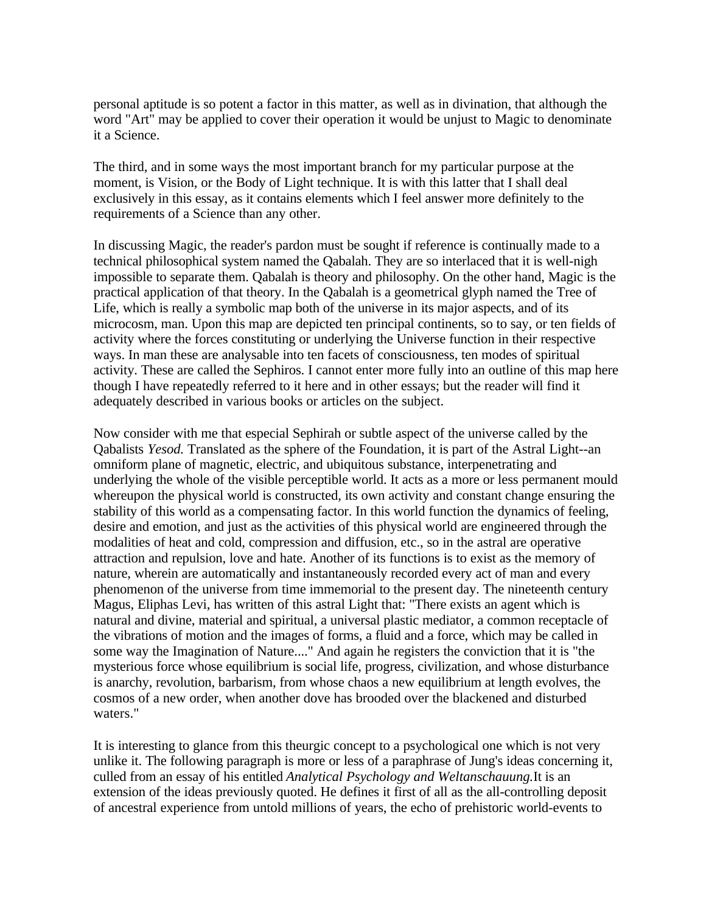personal aptitude is so potent a factor in this matter, as well as in divination, that although the word "Art" may be applied to cover their operation it would be unjust to Magic to denominate it a Science.

The third, and in some ways the most important branch for my particular purpose at the moment, is Vision, or the Body of Light technique. It is with this latter that I shall deal exclusively in this essay, as it contains elements which I feel answer more definitely to the requirements of a Science than any other.

In discussing Magic, the reader's pardon must be sought if reference is continually made to a technical philosophical system named the Qabalah. They are so interlaced that it is well-nigh impossible to separate them. Qabalah is theory and philosophy. On the other hand, Magic is the practical application of that theory. In the Qabalah is a geometrical glyph named the Tree of Life, which is really a symbolic map both of the universe in its major aspects, and of its microcosm, man. Upon this map are depicted ten principal continents, so to say, or ten fields of activity where the forces constituting or underlying the Universe function in their respective ways. In man these are analysable into ten facets of consciousness, ten modes of spiritual activity. These are called the Sephiros. I cannot enter more fully into an outline of this map here though I have repeatedly referred to it here and in other essays; but the reader will find it adequately described in various books or articles on the subject.

Now consider with me that especial Sephirah or subtle aspect of the universe called by the Qabalists *Yesod.* Translated as the sphere of the Foundation, it is part of the Astral Light--an omniform plane of magnetic, electric, and ubiquitous substance, interpenetrating and underlying the whole of the visible perceptible world. It acts as a more or less permanent mould whereupon the physical world is constructed, its own activity and constant change ensuring the stability of this world as a compensating factor. In this world function the dynamics of feeling, desire and emotion, and just as the activities of this physical world are engineered through the modalities of heat and cold, compression and diffusion, etc., so in the astral are operative attraction and repulsion, love and hate. Another of its functions is to exist as the memory of nature, wherein are automatically and instantaneously recorded every act of man and every phenomenon of the universe from time immemorial to the present day. The nineteenth century Magus, Eliphas Levi, has written of this astral Light that: "There exists an agent which is natural and divine, material and spiritual, a universal plastic mediator, a common receptacle of the vibrations of motion and the images of forms, a fluid and a force, which may be called in some way the Imagination of Nature...." And again he registers the conviction that it is "the mysterious force whose equilibrium is social life, progress, civilization, and whose disturbance is anarchy, revolution, barbarism, from whose chaos a new equilibrium at length evolves, the cosmos of a new order, when another dove has brooded over the blackened and disturbed waters."

It is interesting to glance from this theurgic concept to a psychological one which is not very unlike it. The following paragraph is more or less of a paraphrase of Jung's ideas concerning it, culled from an essay of his entitled *Analytical Psychology and Weltanschauung.*It is an extension of the ideas previously quoted. He defines it first of all as the all-controlling deposit of ancestral experience from untold millions of years, the echo of prehistoric world-events to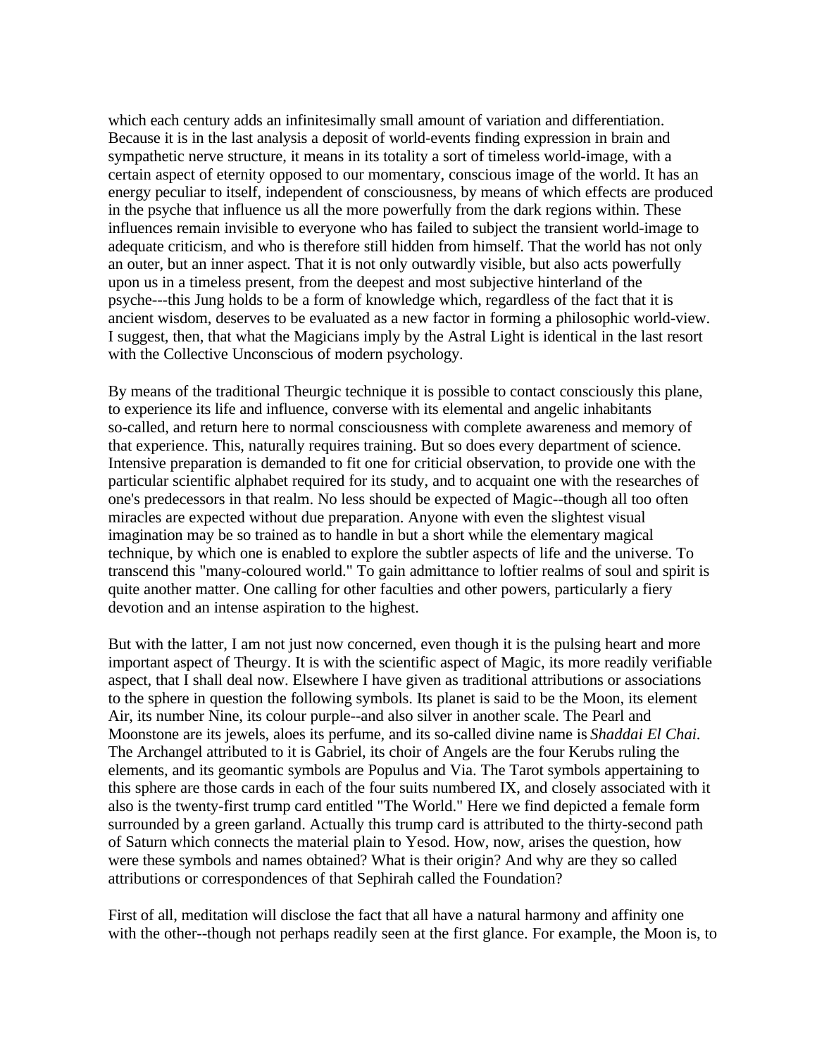which each century adds an infinitesimally small amount of variation and differentiation. Because it is in the last analysis a deposit of world-events finding expression in brain and sympathetic nerve structure, it means in its totality a sort of timeless world-image, with a certain aspect of eternity opposed to our momentary, conscious image of the world. It has an energy peculiar to itself, independent of consciousness, by means of which effects are produced in the psyche that influence us all the more powerfully from the dark regions within. These influences remain invisible to everyone who has failed to subject the transient world-image to adequate criticism, and who is therefore still hidden from himself. That the world has not only an outer, but an inner aspect. That it is not only outwardly visible, but also acts powerfully upon us in a timeless present, from the deepest and most subjective hinterland of the psyche---this Jung holds to be a form of knowledge which, regardless of the fact that it is ancient wisdom, deserves to be evaluated as a new factor in forming a philosophic world-view. I suggest, then, that what the Magicians imply by the Astral Light is identical in the last resort with the Collective Unconscious of modern psychology.

By means of the traditional Theurgic technique it is possible to contact consciously this plane, to experience its life and influence, converse with its elemental and angelic inhabitants so-called, and return here to normal consciousness with complete awareness and memory of that experience. This, naturally requires training. But so does every department of science. Intensive preparation is demanded to fit one for criticial observation, to provide one with the particular scientific alphabet required for its study, and to acquaint one with the researches of one's predecessors in that realm. No less should be expected of Magic--though all too often miracles are expected without due preparation. Anyone with even the slightest visual imagination may be so trained as to handle in but a short while the elementary magical technique, by which one is enabled to explore the subtler aspects of life and the universe. To transcend this "many-coloured world." To gain admittance to loftier realms of soul and spirit is quite another matter. One calling for other faculties and other powers, particularly a fiery devotion and an intense aspiration to the highest.

But with the latter, I am not just now concerned, even though it is the pulsing heart and more important aspect of Theurgy. It is with the scientific aspect of Magic, its more readily verifiable aspect, that I shall deal now. Elsewhere I have given as traditional attributions or associations to the sphere in question the following symbols. Its planet is said to be the Moon, its element Air, its number Nine, its colour purple--and also silver in another scale. The Pearl and Moonstone are its jewels, aloes its perfume, and its so-called divine name is *Shaddai El Chai*. The Archangel attributed to it is Gabriel, its choir of Angels are the four Kerubs ruling the elements, and its geomantic symbols are Populus and Via. The Tarot symbols appertaining to this sphere are those cards in each of the four suits numbered IX, and closely associated with it also is the twenty-first trump card entitled "The World." Here we find depicted a female form surrounded by a green garland. Actually this trump card is attributed to the thirty-second path of Saturn which connects the material plain to Yesod. How, now, arises the question, how were these symbols and names obtained? What is their origin? And why are they so called attributions or correspondences of that Sephirah called the Foundation?

First of all, meditation will disclose the fact that all have a natural harmony and affinity one with the other--though not perhaps readily seen at the first glance. For example, the Moon is, to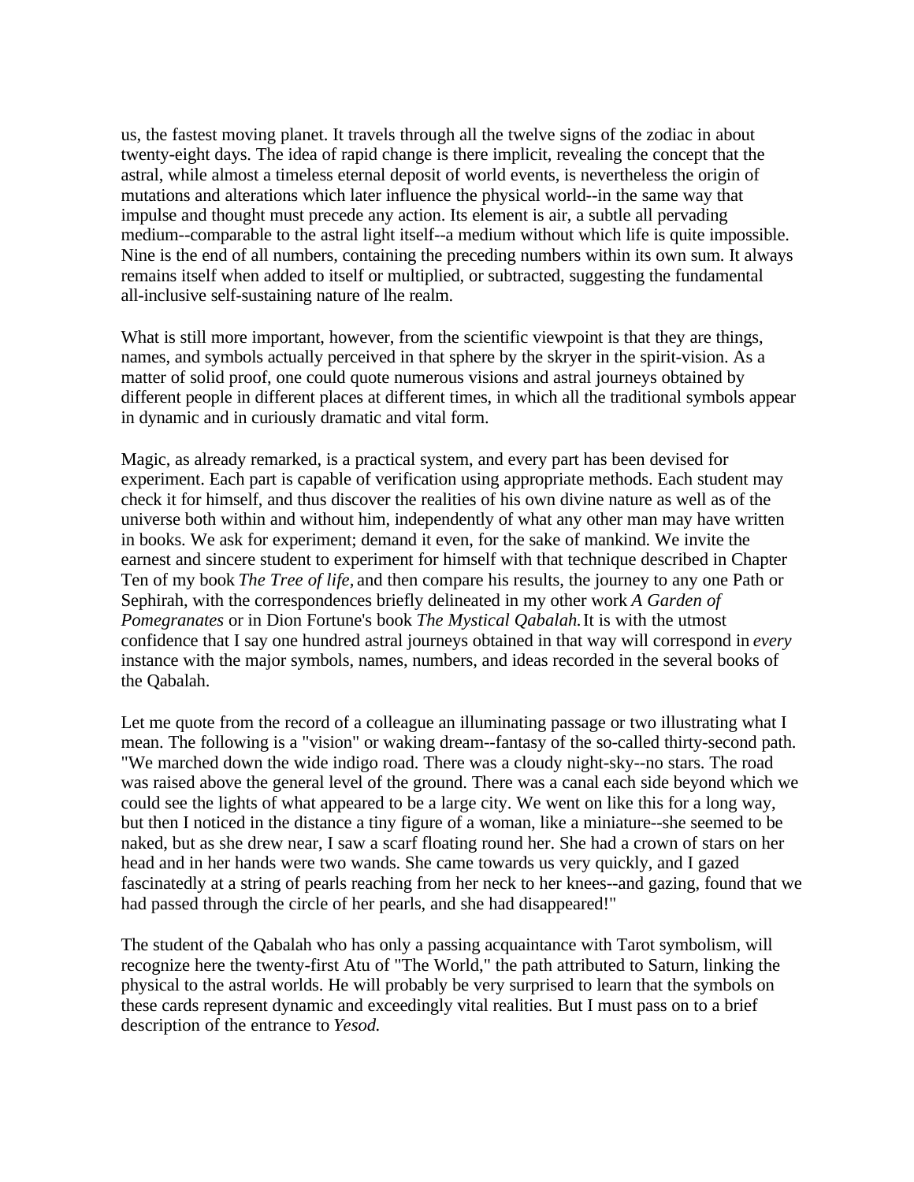us, the fastest moving planet. It travels through all the twelve signs of the zodiac in about twenty-eight days. The idea of rapid change is there implicit, revealing the concept that the astral, while almost a timeless eternal deposit of world events, is nevertheless the origin of mutations and alterations which later influence the physical world--in the same way that impulse and thought must precede any action. Its element is air, a subtle all pervading medium--comparable to the astral light itself--a medium without which life is quite impossible. Nine is the end of all numbers, containing the preceding numbers within its own sum. It always remains itself when added to itself or multiplied, or subtracted, suggesting the fundamental all-inclusive self-sustaining nature of lhe realm.

What is still more important, however, from the scientific viewpoint is that they are things, names, and symbols actually perceived in that sphere by the skryer in the spirit-vision. As a matter of solid proof, one could quote numerous visions and astral journeys obtained by different people in different places at different times, in which all the traditional symbols appear in dynamic and in curiously dramatic and vital form.

Magic, as already remarked, is a practical system, and every part has been devised for experiment. Each part is capable of verification using appropriate methods. Each student may check it for himself, and thus discover the realities of his own divine nature as well as of the universe both within and without him, independently of what any other man may have written in books. We ask for experiment; demand it even, for the sake of mankind. We invite the earnest and sincere student to experiment for himself with that technique described in Chapter Ten of my book *The Tree of life,* and then compare his results, the journey to any one Path or Sephirah, with the correspondences briefly delineated in my other work *A Garden of Pomegranates* or in Dion Fortune's book *The Mystical Qabalah.* It is with the utmost confidence that I say one hundred astral journeys obtained in that way will correspond in *every* instance with the major symbols, names, numbers, and ideas recorded in the several books of the Qabalah.

Let me quote from the record of a colleague an illuminating passage or two illustrating what I mean. The following is a "vision" or waking dream--fantasy of the so-called thirty-second path. "We marched down the wide indigo road. There was a cloudy night-sky--no stars. The road was raised above the general level of the ground. There was a canal each side beyond which we could see the lights of what appeared to be a large city. We went on like this for a long way, but then I noticed in the distance a tiny figure of a woman, like a miniature--she seemed to be naked, but as she drew near, I saw a scarf floating round her. She had a crown of stars on her head and in her hands were two wands. She came towards us very quickly, and I gazed fascinatedly at a string of pearls reaching from her neck to her knees--and gazing, found that we had passed through the circle of her pearls, and she had disappeared!"

The student of the Qabalah who has only a passing acquaintance with Tarot symbolism, will recognize here the twenty-first Atu of "The World," the path attributed to Saturn, linking the physical to the astral worlds. He will probably be very surprised to learn that the symbols on these cards represent dynamic and exceedingly vital realities. But I must pass on to a brief description of the entrance to *Yesod.*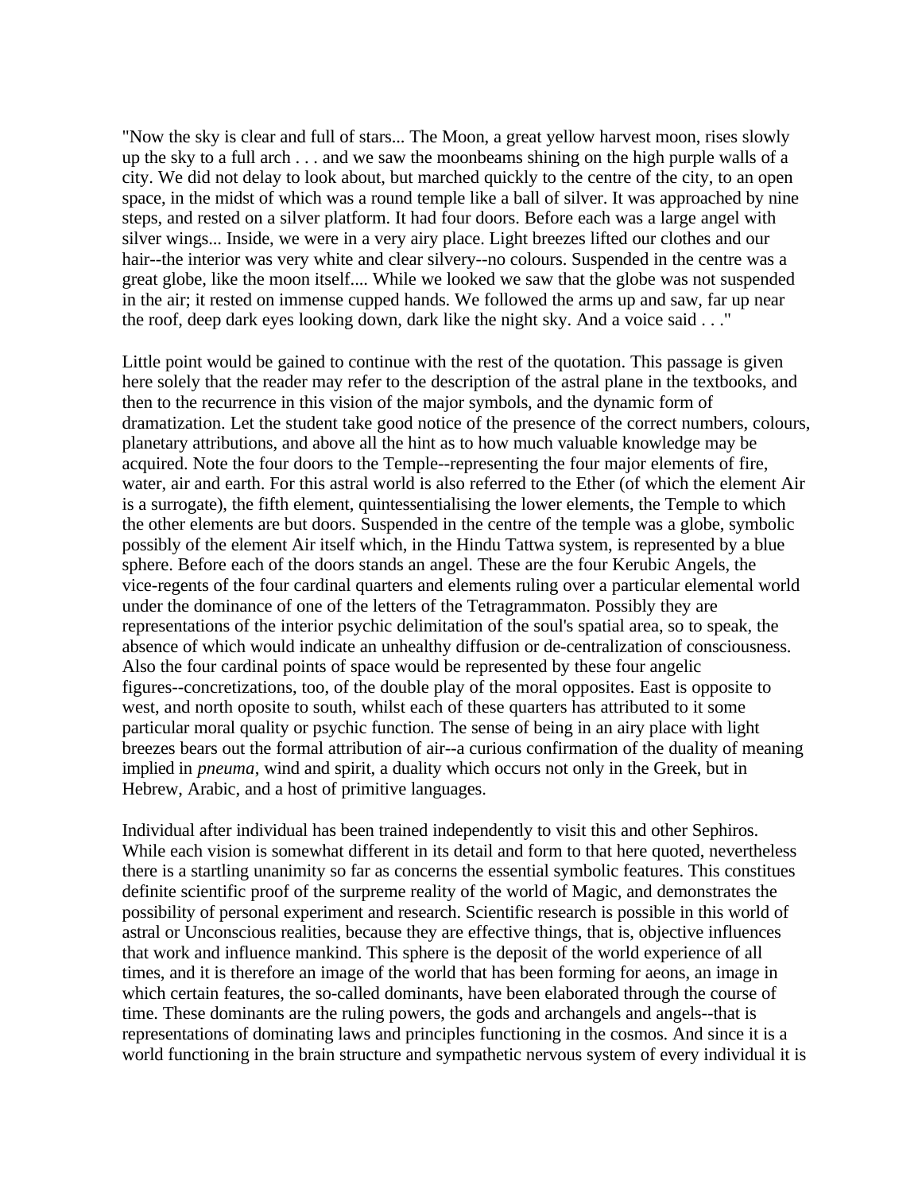"Now the sky is clear and full of stars... The Moon, a great yellow harvest moon, rises slowly up the sky to a full arch . . . and we saw the moonbeams shining on the high purple walls of a city. We did not delay to look about, but marched quickly to the centre of the city, to an open space, in the midst of which was a round temple like a ball of silver. It was approached by nine steps, and rested on a silver platform. It had four doors. Before each was a large angel with silver wings... Inside, we were in a very airy place. Light breezes lifted our clothes and our hair--the interior was very white and clear silvery--no colours. Suspended in the centre was a great globe, like the moon itself.... While we looked we saw that the globe was not suspended in the air; it rested on immense cupped hands. We followed the arms up and saw, far up near the roof, deep dark eyes looking down, dark like the night sky. And a voice said . . ."

Little point would be gained to continue with the rest of the quotation. This passage is given here solely that the reader may refer to the description of the astral plane in the textbooks, and then to the recurrence in this vision of the major symbols, and the dynamic form of dramatization. Let the student take good notice of the presence of the correct numbers, colours, planetary attributions, and above all the hint as to how much valuable knowledge may be acquired. Note the four doors to the Temple--representing the four major elements of fire, water, air and earth. For this astral world is also referred to the Ether (of which the element Air is a surrogate), the fifth element, quintessentialising the lower elements, the Temple to which the other elements are but doors. Suspended in the centre of the temple was a globe, symbolic possibly of the element Air itself which, in the Hindu Tattwa system, is represented by a blue sphere. Before each of the doors stands an angel. These are the four Kerubic Angels, the vice-regents of the four cardinal quarters and elements ruling over a particular elemental world under the dominance of one of the letters of the Tetragrammaton. Possibly they are representations of the interior psychic delimitation of the soul's spatial area, so to speak, the absence of which would indicate an unhealthy diffusion or de-centralization of consciousness. Also the four cardinal points of space would be represented by these four angelic figures--concretizations, too, of the double play of the moral opposites. East is opposite to west, and north oposite to south, whilst each of these quarters has attributed to it some particular moral quality or psychic function. The sense of being in an airy place with light breezes bears out the formal attribution of air--a curious confirmation of the duality of meaning implied in *pneuma*, wind and spirit, a duality which occurs not only in the Greek, but in Hebrew, Arabic, and a host of primitive languages.

Individual after individual has been trained independently to visit this and other Sephiros. While each vision is somewhat different in its detail and form to that here quoted, nevertheless there is a startling unanimity so far as concerns the essential symbolic features. This constitues definite scientific proof of the surpreme reality of the world of Magic, and demonstrates the possibility of personal experiment and research. Scientific research is possible in this world of astral or Unconscious realities, because they are effective things, that is, objective influences that work and influence mankind. This sphere is the deposit of the world experience of all times, and it is therefore an image of the world that has been forming for aeons, an image in which certain features, the so-called dominants, have been elaborated through the course of time. These dominants are the ruling powers, the gods and archangels and angels--that is representations of dominating laws and principles functioning in the cosmos. And since it is a world functioning in the brain structure and sympathetic nervous system of every individual it is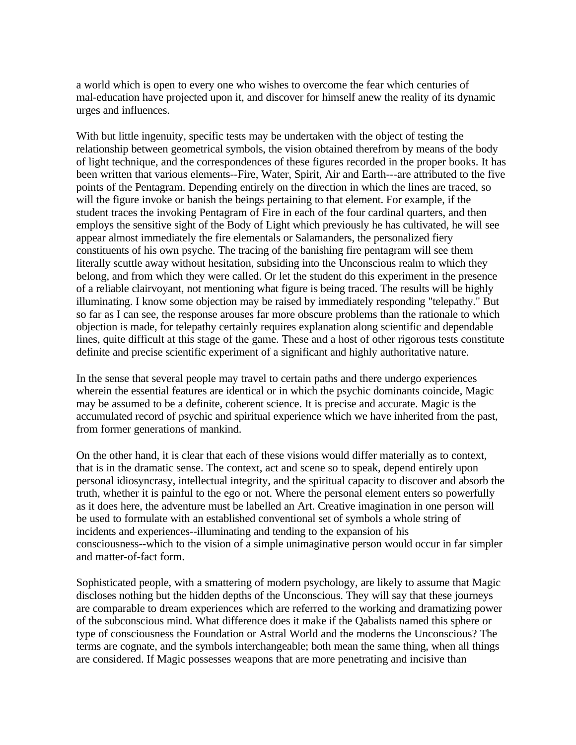a world which is open to every one who wishes to overcome the fear which centuries of mal-education have projected upon it, and discover for himself anew the reality of its dynamic urges and influences.

With but little ingenuity, specific tests may be undertaken with the object of testing the relationship between geometrical symbols, the vision obtained therefrom by means of the body of light technique, and the correspondences of these figures recorded in the proper books. It has been written that various elements--Fire, Water, Spirit, Air and Earth---are attributed to the five points of the Pentagram. Depending entirely on the direction in which the lines are traced, so will the figure invoke or banish the beings pertaining to that element. For example, if the student traces the invoking Pentagram of Fire in each of the four cardinal quarters, and then employs the sensitive sight of the Body of Light which previously he has cultivated, he will see appear almost immediately the fire elementals or Salamanders, the personalized fiery constituents of his own psyche. The tracing of the banishing fire pentagram will see them literally scuttle away without hesitation, subsiding into the Unconscious realm to which they belong, and from which they were called. Or let the student do this experiment in the presence of a reliable clairvoyant, not mentioning what figure is being traced. The results will be highly illuminating. I know some objection may be raised by immediately responding "telepathy." But so far as I can see, the response arouses far more obscure problems than the rationale to which objection is made, for telepathy certainly requires explanation along scientific and dependable lines, quite difficult at this stage of the game. These and a host of other rigorous tests constitute definite and precise scientific experiment of a significant and highly authoritative nature.

In the sense that several people may travel to certain paths and there undergo experiences wherein the essential features are identical or in which the psychic dominants coincide, Magic may be assumed to be a definite, coherent science. It is precise and accurate. Magic is the accumulated record of psychic and spiritual experience which we have inherited from the past, from former generations of mankind.

On the other hand, it is clear that each of these visions would differ materially as to context, that is in the dramatic sense. The context, act and scene so to speak, depend entirely upon personal idiosyncrasy, intellectual integrity, and the spiritual capacity to discover and absorb the truth, whether it is painful to the ego or not. Where the personal element enters so powerfully as it does here, the adventure must be labelled an Art. Creative imagination in one person will be used to formulate with an established conventional set of symbols a whole string of incidents and experiences--illuminating and tending to the expansion of his consciousness--which to the vision of a simple unimaginative person would occur in far simpler and matter-of-fact form.

Sophisticated people, with a smattering of modern psychology, are likely to assume that Magic discloses nothing but the hidden depths of the Unconscious. They will say that these journeys are comparable to dream experiences which are referred to the working and dramatizing power of the subconscious mind. What difference does it make if the Qabalists named this sphere or type of consciousness the Foundation or Astral World and the moderns the Unconscious? The terms are cognate, and the symbols interchangeable; both mean the same thing, when all things are considered. If Magic possesses weapons that are more penetrating and incisive than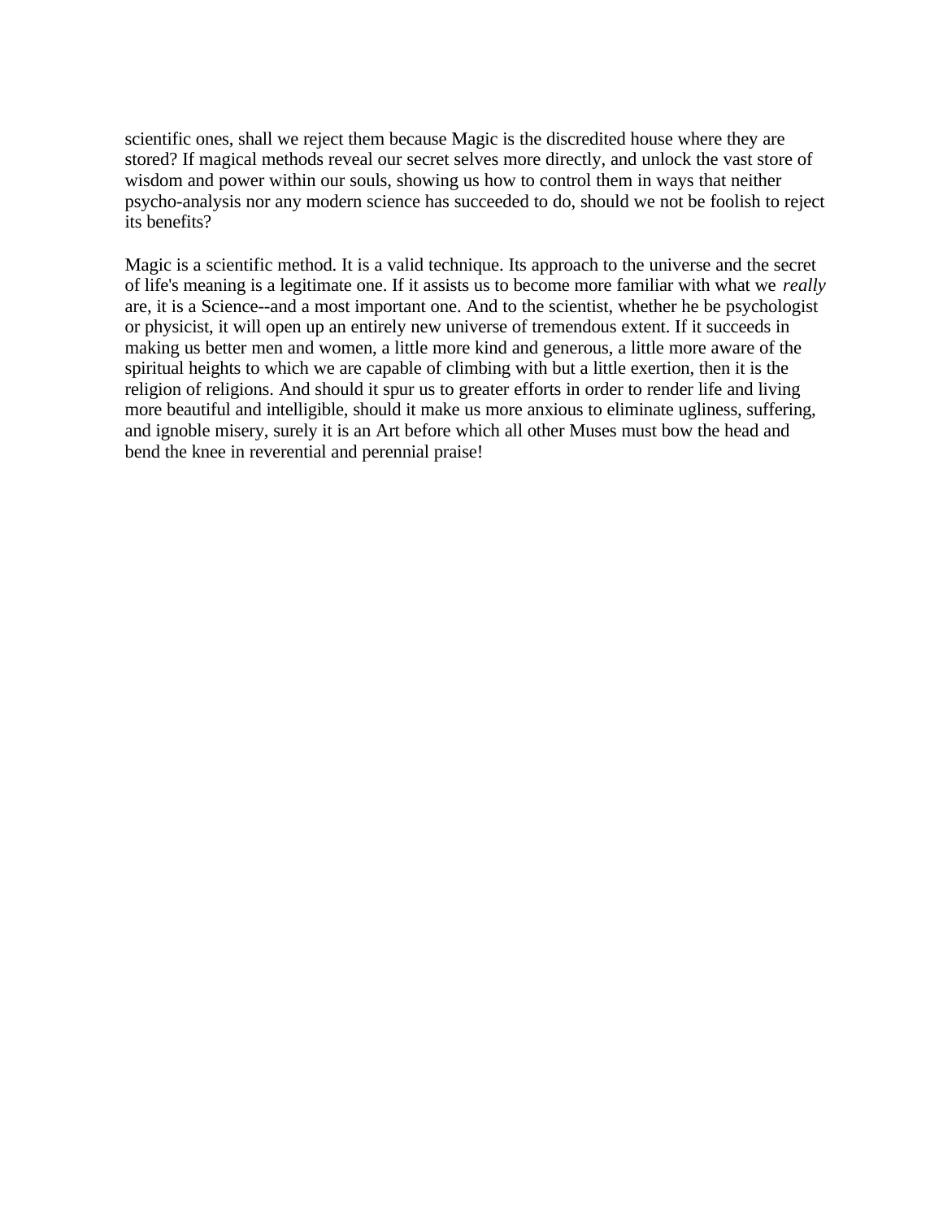scientific ones, shall we reject them because Magic is the discredited house where they are stored? If magical methods reveal our secret selves more directly, and unlock the vast store of wisdom and power within our souls, showing us how to control them in ways that neither psycho-analysis nor any modern science has succeeded to do, should we not be foolish to reject its benefits?

Magic is a scientific method. It is a valid technique. Its approach to the universe and the secret of life's meaning is a legitimate one. If it assists us to become more familiar with what we *really* are, it is a Science--and a most important one. And to the scientist, whether he be psychologist or physicist, it will open up an entirely new universe of tremendous extent. If it succeeds in making us better men and women, a little more kind and generous, a little more aware of the spiritual heights to which we are capable of climbing with but a little exertion, then it is the religion of religions. And should it spur us to greater efforts in order to render life and living more beautiful and intelligible, should it make us more anxious to eliminate ugliness, suffering, and ignoble misery, surely it is an Art before which all other Muses must bow the head and bend the knee in reverential and perennial praise!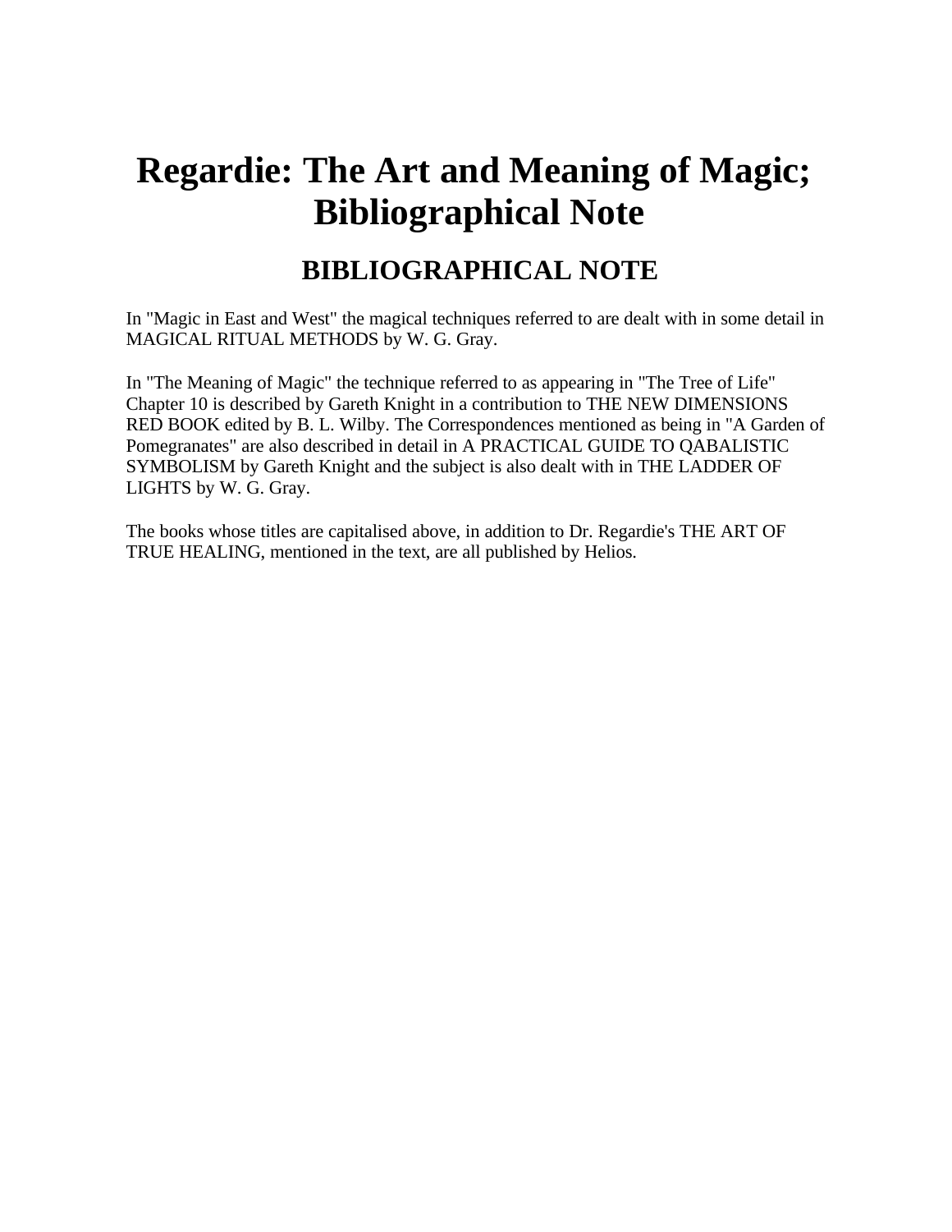# Regardie: The Art and Meaning of Magic; Bibliographical Note

## BIBLIOGRAPHICAL NOTE

In "Magic in East and West" the magical techniques referred to are dealt with in some detail in MAGICAL RITUAL METHODS by W. G. Gray.

In "The Meaning of Magic" the technique referred to as appearing in "The Tree of Life" Chapter 10 is described by Gareth Knight in a contribution to THE NEW DIMENSIONS RED BOOK edited by B. L. Wilby. The Correspondences mentioned as being in "A Garden of Pomegranates" are also described in detail in A PRACTICAL GUIDE TO QABALISTIC SYMBOLISM by Gareth Knight and the subject is also dealt with in THE LADDER OF LIGHTS by W. G. Gray.

The books whose titles are capitalised above, in addition to Dr. Regardie's THE ART OF TRUE HEALING, mentioned in the text, are all published by Helios.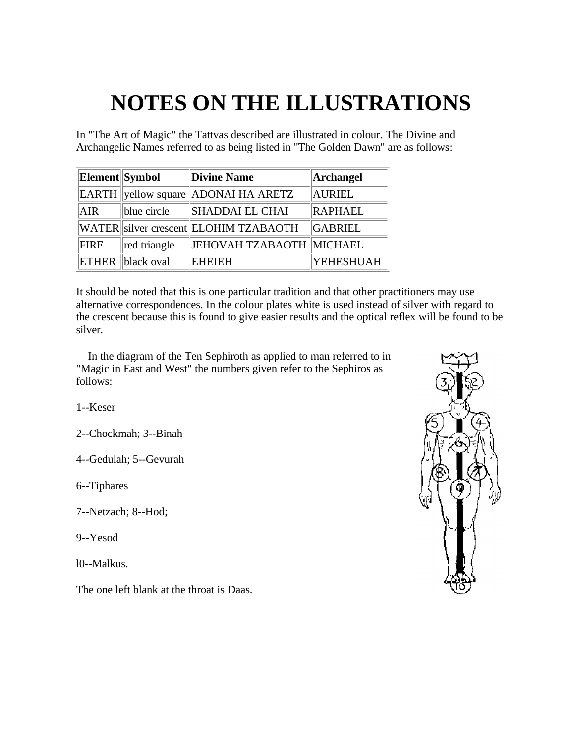# NOTES ON THE ILLUSTRATIONS

In "The Art of Magic" the Tattvas described are illustrated in colour. The Divine and Archangelic Names referred to as being listed in "The Golden Dawn" are as follows:

| Element | Symbol | Divine Name | Archangel |
|---|---|---|---|
| EARTH | yellow square | ADONAI HA ARETZ | AURIEL |
| AIR | blue circle | SHADDAI EL CHAI | RAPHAEL |
| WATER | silver crescent | ELOHIM TZABAOTH | GABRIEL |
| FIRE | red triangle | JEHOVAH TZABAOTH | MICHAEL |
| ETHER | black oval | EHEIEH | YEHESHUAH |

It should be noted that this is one particular tradition and that other practitioners may use alternative correspondences. In the colour plates white is used instead of silver with regard to the crescent because this is found to give easier results and the optical reflex will be found to be silver.

In the diagram of the Ten Sephiroth as applied to man referred to in "Magic in East and West" the numbers given refer to the Sephiros as follows:

1--Keser

2--Chockmah; 3--Binah

4--Gedulah; 5--Gevurah

6--Tiphares

7--Netzach; 8--Hod;

9--Yesod

l0--Malkus.

The one left blank at the throat is Daas.